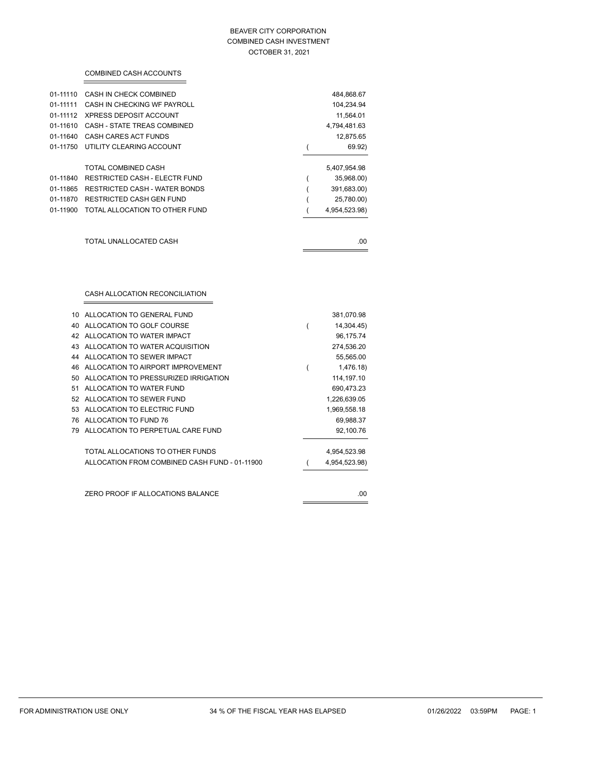# BEAVER CITY CORPORATION
## COMBINED CASH INVESTMENT
### OCTOBER 31, 2021

### COMBINED CASH ACCOUNTS

| Account | Description | Amount |
|---|---|---|
| 01-11110 | CASH IN CHECK COMBINED | 484,868.67 |
| 01-11111 | CASH IN CHECKING WF PAYROLL | 104,234.94 |
| 01-11112 | XPRESS DEPOSIT ACCOUNT | 11,564.01 |
| 01-11610 | CASH - STATE TREAS COMBINED | 4,794,481.63 |
| 01-11640 | CASH CARES ACT FUNDS | 12,875.65 |
| 01-11750 | UTILITY CLEARING ACCOUNT | ( 69.92) |
| | TOTAL COMBINED CASH | 5,407,954.98 |
| 01-11840 | RESTRICTED CASH - ELECTR FUND | ( 35,968.00) |
| 01-11865 | RESTRICTED CASH - WATER BONDS | ( 391,683.00) |
| 01-11870 | RESTRICTED CASH GEN FUND | ( 25,780.00) |
| 01-11900 | TOTAL ALLOCATION TO OTHER FUND | ( 4,954,523.98) |
| | TOTAL UNALLOCATED CASH | .00 |

### CASH ALLOCATION RECONCILIATION

| Fund | Description | Amount |
|---|---|---|
| 10 | ALLOCATION TO GENERAL FUND | 381,070.98 |
| 40 | ALLOCATION TO GOLF COURSE | ( 14,304.45) |
| 42 | ALLOCATION TO WATER IMPACT | 96,175.74 |
| 43 | ALLOCATION TO WATER ACQUISITION | 274,536.20 |
| 44 | ALLOCATION TO SEWER IMPACT | 55,565.00 |
| 46 | ALLOCATION TO AIRPORT IMPROVEMENT | ( 1,476.18) |
| 50 | ALLOCATION TO PRESSURIZED IRRIGATION | 114,197.10 |
| 51 | ALLOCATION TO WATER FUND | 690,473.23 |
| 52 | ALLOCATION TO SEWER FUND | 1,226,639.05 |
| 53 | ALLOCATION TO ELECTRIC FUND | 1,969,558.18 |
| 76 | ALLOCATION TO FUND 76 | 69,988.37 |
| 79 | ALLOCATION TO PERPETUAL CARE FUND | 92,100.76 |
| | TOTAL ALLOCATIONS TO OTHER FUNDS | 4,954,523.98 |
| | ALLOCATION FROM COMBINED CASH FUND - 01-11900 | ( 4,954,523.98) |
| | ZERO PROOF IF ALLOCATIONS BALANCE | .00 |

FOR ADMINISTRATION USE ONLY — 34 % OF THE FISCAL YEAR HAS ELAPSED — 01/26/2022 03:59PM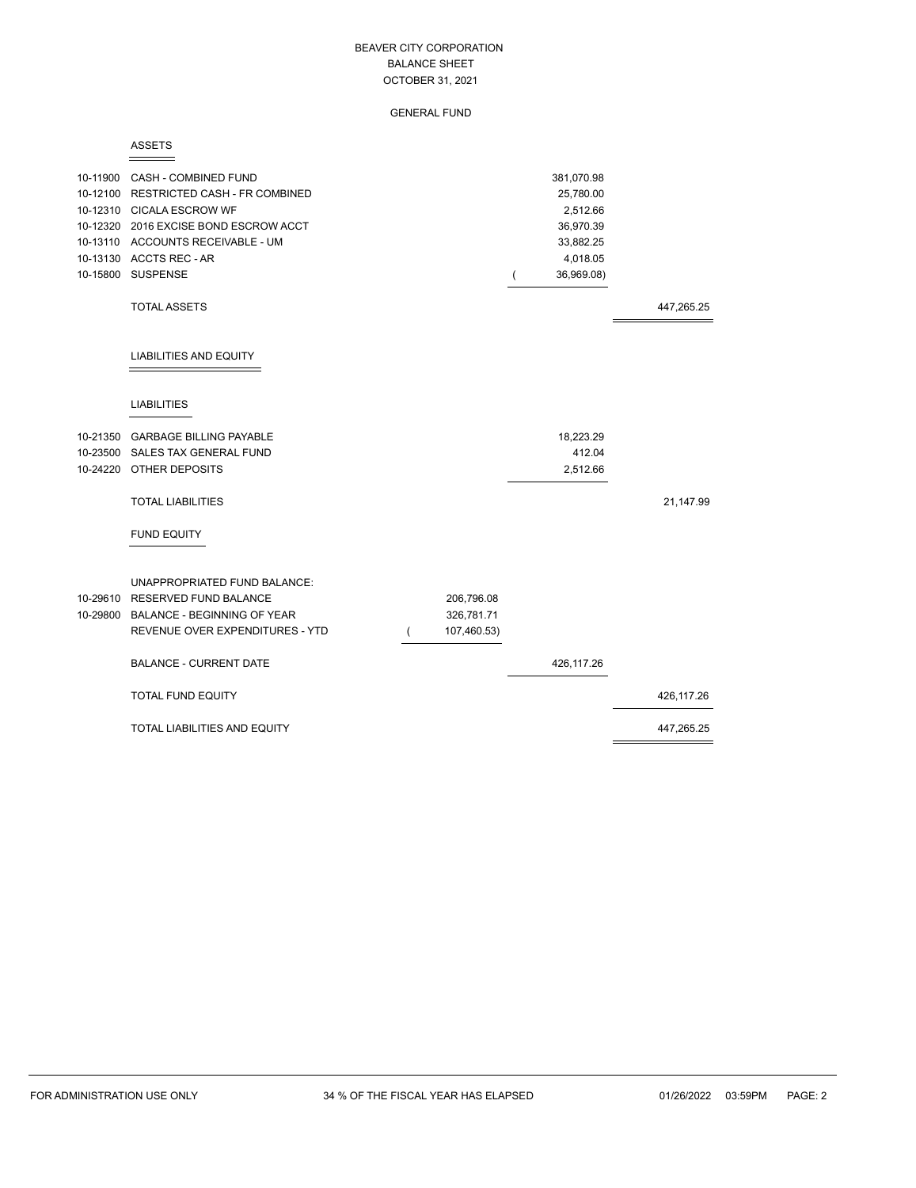# BEAVER CITY CORPORATION
## BALANCE SHEET
## OCTOBER 31, 2021

### GENERAL FUND

#### ASSETS

| Account | Description | | | |
|---|---|---|---|---|
| 10-11900 | CASH - COMBINED FUND | | 381,070.98 | |
| 10-12100 | RESTRICTED CASH - FR COMBINED | | 25,780.00 | |
| 10-12310 | CICALA ESCROW WF | | 2,512.66 | |
| 10-12320 | 2016 EXCISE BOND ESCROW ACCT | | 36,970.39 | |
| 10-13110 | ACCOUNTS RECEIVABLE - UM | | 33,882.25 | |
| 10-13130 | ACCTS REC - AR | | 4,018.05 | |
| 10-15800 | SUSPENSE | | ( 36,969.08) | |
| | TOTAL ASSETS | | | 447,265.25 |

#### LIABILITIES AND EQUITY

##### LIABILITIES

| Account | Description | | | |
|---|---|---|---|---|
| 10-21350 | GARBAGE BILLING PAYABLE | | 18,223.29 | |
| 10-23500 | SALES TAX GENERAL FUND | | 412.04 | |
| 10-24220 | OTHER DEPOSITS | | 2,512.66 | |
| | TOTAL LIABILITIES | | | 21,147.99 |

##### FUND EQUITY

| Account | Description | | | |
|---|---|---|---|---|
| | UNAPPROPRIATED FUND BALANCE: | | | |
| 10-29610 | RESERVED FUND BALANCE | 206,796.08 | | |
| 10-29800 | BALANCE - BEGINNING OF YEAR | 326,781.71 | | |
| | REVENUE OVER EXPENDITURES - YTD | ( 107,460.53) | | |
| | BALANCE - CURRENT DATE | | 426,117.26 | |
| | TOTAL FUND EQUITY | | | 426,117.26 |
| | TOTAL LIABILITIES AND EQUITY | | | 447,265.25 |

FOR ADMINISTRATION USE ONLY — 34 % OF THE FISCAL YEAR HAS ELAPSED — 01/26/2022 03:59PM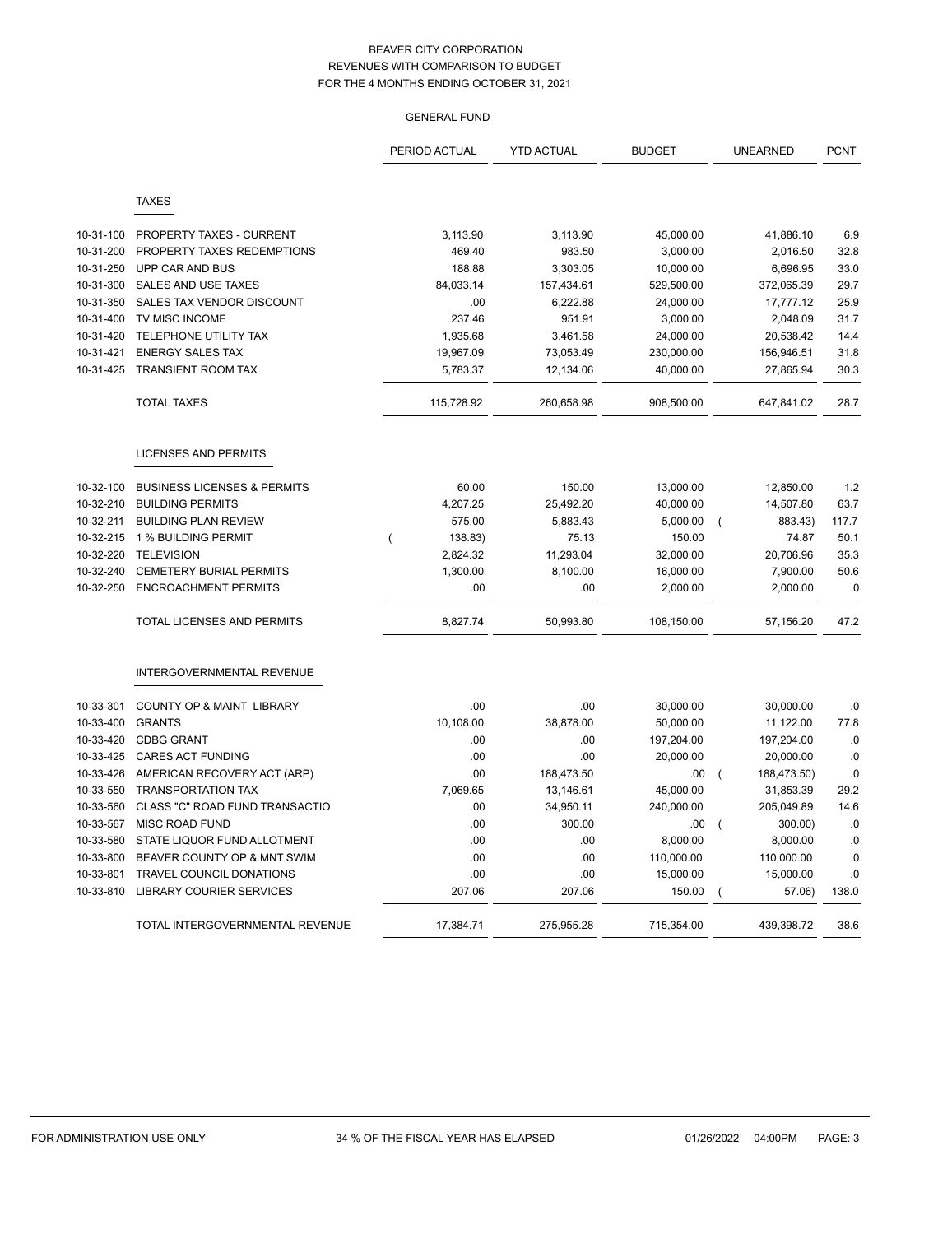# BEAVER CITY CORPORATION
## REVENUES WITH COMPARISON TO BUDGET
## FOR THE 4 MONTHS ENDING OCTOBER 31, 2021

### GENERAL FUND

| | | PERIOD ACTUAL | YTD ACTUAL | BUDGET | UNEARNED | PCNT |
|---|---|---|---|---|---|---|
| | **TAXES** | | | | | |
| 10-31-100 | PROPERTY TAXES - CURRENT | 3,113.90 | 3,113.90 | 45,000.00 | 41,886.10 | 6.9 |
| 10-31-200 | PROPERTY TAXES REDEMPTIONS | 469.40 | 983.50 | 3,000.00 | 2,016.50 | 32.8 |
| 10-31-250 | UPP CAR AND BUS | 188.88 | 3,303.05 | 10,000.00 | 6,696.95 | 33.0 |
| 10-31-300 | SALES AND USE TAXES | 84,033.14 | 157,434.61 | 529,500.00 | 372,065.39 | 29.7 |
| 10-31-350 | SALES TAX VENDOR DISCOUNT | .00 | 6,222.88 | 24,000.00 | 17,777.12 | 25.9 |
| 10-31-400 | TV MISC INCOME | 237.46 | 951.91 | 3,000.00 | 2,048.09 | 31.7 |
| 10-31-420 | TELEPHONE UTILITY TAX | 1,935.68 | 3,461.58 | 24,000.00 | 20,538.42 | 14.4 |
| 10-31-421 | ENERGY SALES TAX | 19,967.09 | 73,053.49 | 230,000.00 | 156,946.51 | 31.8 |
| 10-31-425 | TRANSIENT ROOM TAX | 5,783.37 | 12,134.06 | 40,000.00 | 27,865.94 | 30.3 |
| | TOTAL TAXES | 115,728.92 | 260,658.98 | 908,500.00 | 647,841.02 | 28.7 |
| | **LICENSES AND PERMITS** | | | | | |
| 10-32-100 | BUSINESS LICENSES & PERMITS | 60.00 | 150.00 | 13,000.00 | 12,850.00 | 1.2 |
| 10-32-210 | BUILDING PERMITS | 4,207.25 | 25,492.20 | 40,000.00 | 14,507.80 | 63.7 |
| 10-32-211 | BUILDING PLAN REVIEW | 575.00 | 5,883.43 | 5,000.00 | ( 883.43) | 117.7 |
| 10-32-215 | 1 % BUILDING PERMIT | ( 138.83) | 75.13 | 150.00 | 74.87 | 50.1 |
| 10-32-220 | TELEVISION | 2,824.32 | 11,293.04 | 32,000.00 | 20,706.96 | 35.3 |
| 10-32-240 | CEMETERY BURIAL PERMITS | 1,300.00 | 8,100.00 | 16,000.00 | 7,900.00 | 50.6 |
| 10-32-250 | ENCROACHMENT PERMITS | .00 | .00 | 2,000.00 | 2,000.00 | .0 |
| | TOTAL LICENSES AND PERMITS | 8,827.74 | 50,993.80 | 108,150.00 | 57,156.20 | 47.2 |
| | **INTERGOVERNMENTAL REVENUE** | | | | | |
| 10-33-301 | COUNTY OP & MAINT LIBRARY | .00 | .00 | 30,000.00 | 30,000.00 | .0 |
| 10-33-400 | GRANTS | 10,108.00 | 38,878.00 | 50,000.00 | 11,122.00 | 77.8 |
| 10-33-420 | CDBG GRANT | .00 | .00 | 197,204.00 | 197,204.00 | .0 |
| 10-33-425 | CARES ACT FUNDING | .00 | .00 | 20,000.00 | 20,000.00 | .0 |
| 10-33-426 | AMERICAN RECOVERY ACT (ARP) | .00 | 188,473.50 | .00 | ( 188,473.50) | .0 |
| 10-33-550 | TRANSPORTATION TAX | 7,069.65 | 13,146.61 | 45,000.00 | 31,853.39 | 29.2 |
| 10-33-560 | CLASS "C" ROAD FUND TRANSACTIO | .00 | 34,950.11 | 240,000.00 | 205,049.89 | 14.6 |
| 10-33-567 | MISC ROAD FUND | .00 | 300.00 | .00 | ( 300.00) | .0 |
| 10-33-580 | STATE LIQUOR FUND ALLOTMENT | .00 | .00 | 8,000.00 | 8,000.00 | .0 |
| 10-33-800 | BEAVER COUNTY OP & MNT SWIM | .00 | .00 | 110,000.00 | 110,000.00 | .0 |
| 10-33-801 | TRAVEL COUNCIL DONATIONS | .00 | .00 | 15,000.00 | 15,000.00 | .0 |
| 10-33-810 | LIBRARY COURIER SERVICES | 207.06 | 207.06 | 150.00 | ( 57.06) | 138.0 |
| | TOTAL INTERGOVERNMENTAL REVENUE | 17,384.71 | 275,955.28 | 715,354.00 | 439,398.72 | 38.6 |

FOR ADMINISTRATION USE ONLY — 34 % OF THE FISCAL YEAR HAS ELAPSED — 01/26/2022 04:00PM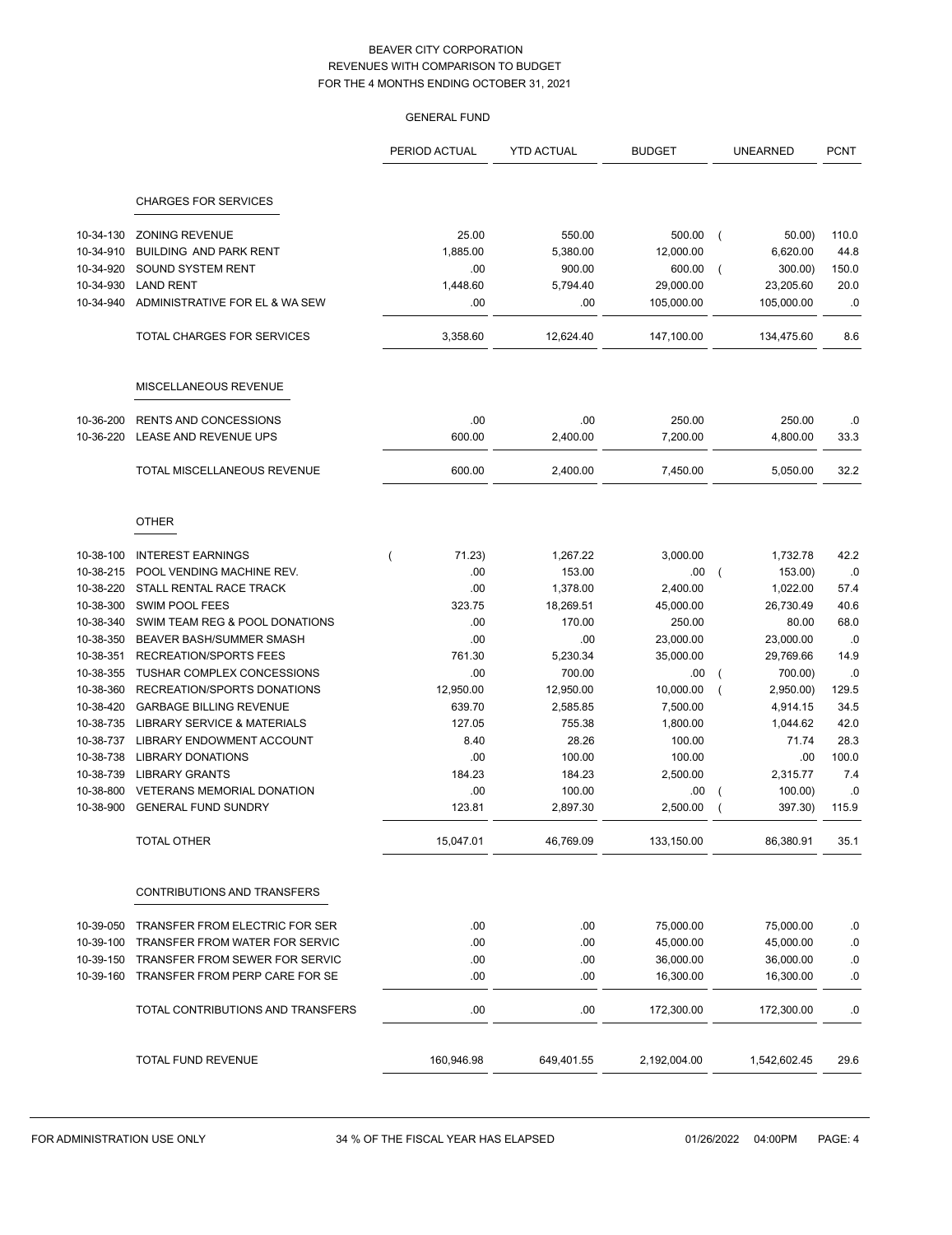# BEAVER CITY CORPORATION
## REVENUES WITH COMPARISON TO BUDGET
## FOR THE 4 MONTHS ENDING OCTOBER 31, 2021

### GENERAL FUND

| | | PERIOD ACTUAL | YTD ACTUAL | BUDGET | UNEARNED | PCNT |
|---|---|---|---|---|---|---|
| | **CHARGES FOR SERVICES** | | | | | |
| 10-34-130 | ZONING REVENUE | 25.00 | 550.00 | 500.00 | ( 50.00) | 110.0 |
| 10-34-910 | BUILDING AND PARK RENT | 1,885.00 | 5,380.00 | 12,000.00 | 6,620.00 | 44.8 |
| 10-34-920 | SOUND SYSTEM RENT | .00 | 900.00 | 600.00 | ( 300.00) | 150.0 |
| 10-34-930 | LAND RENT | 1,448.60 | 5,794.40 | 29,000.00 | 23,205.60 | 20.0 |
| 10-34-940 | ADMINISTRATIVE FOR EL & WA SEW | .00 | .00 | 105,000.00 | 105,000.00 | .0 |
| | TOTAL CHARGES FOR SERVICES | 3,358.60 | 12,624.40 | 147,100.00 | 134,475.60 | 8.6 |
| | **MISCELLANEOUS REVENUE** | | | | | |
| 10-36-200 | RENTS AND CONCESSIONS | .00 | .00 | 250.00 | 250.00 | .0 |
| 10-36-220 | LEASE AND REVENUE UPS | 600.00 | 2,400.00 | 7,200.00 | 4,800.00 | 33.3 |
| | TOTAL MISCELLANEOUS REVENUE | 600.00 | 2,400.00 | 7,450.00 | 5,050.00 | 32.2 |
| | **OTHER** | | | | | |
| 10-38-100 | INTEREST EARNINGS | ( 71.23) | 1,267.22 | 3,000.00 | 1,732.78 | 42.2 |
| 10-38-215 | POOL VENDING MACHINE REV. | .00 | 153.00 | .00 | ( 153.00) | .0 |
| 10-38-220 | STALL RENTAL RACE TRACK | .00 | 1,378.00 | 2,400.00 | 1,022.00 | 57.4 |
| 10-38-300 | SWIM POOL FEES | 323.75 | 18,269.51 | 45,000.00 | 26,730.49 | 40.6 |
| 10-38-340 | SWIM TEAM REG & POOL DONATIONS | .00 | 170.00 | 250.00 | 80.00 | 68.0 |
| 10-38-350 | BEAVER BASH/SUMMER SMASH | .00 | .00 | 23,000.00 | 23,000.00 | .0 |
| 10-38-351 | RECREATION/SPORTS FEES | 761.30 | 5,230.34 | 35,000.00 | 29,769.66 | 14.9 |
| 10-38-355 | TUSHAR COMPLEX CONCESSIONS | .00 | 700.00 | .00 | ( 700.00) | .0 |
| 10-38-360 | RECREATION/SPORTS DONATIONS | 12,950.00 | 12,950.00 | 10,000.00 | ( 2,950.00) | 129.5 |
| 10-38-420 | GARBAGE BILLING REVENUE | 639.70 | 2,585.85 | 7,500.00 | 4,914.15 | 34.5 |
| 10-38-735 | LIBRARY SERVICE & MATERIALS | 127.05 | 755.38 | 1,800.00 | 1,044.62 | 42.0 |
| 10-38-737 | LIBRARY ENDOWMENT ACCOUNT | 8.40 | 28.26 | 100.00 | 71.74 | 28.3 |
| 10-38-738 | LIBRARY DONATIONS | .00 | 100.00 | 100.00 | .00 | 100.0 |
| 10-38-739 | LIBRARY GRANTS | 184.23 | 184.23 | 2,500.00 | 2,315.77 | 7.4 |
| 10-38-800 | VETERANS MEMORIAL DONATION | .00 | 100.00 | .00 | ( 100.00) | .0 |
| 10-38-900 | GENERAL FUND SUNDRY | 123.81 | 2,897.30 | 2,500.00 | ( 397.30) | 115.9 |
| | TOTAL OTHER | 15,047.01 | 46,769.09 | 133,150.00 | 86,380.91 | 35.1 |
| | **CONTRIBUTIONS AND TRANSFERS** | | | | | |
| 10-39-050 | TRANSFER FROM ELECTRIC FOR SER | .00 | .00 | 75,000.00 | 75,000.00 | .0 |
| 10-39-100 | TRANSFER FROM WATER FOR SERVIC | .00 | .00 | 45,000.00 | 45,000.00 | .0 |
| 10-39-150 | TRANSFER FROM SEWER FOR SERVIC | .00 | .00 | 36,000.00 | 36,000.00 | .0 |
| 10-39-160 | TRANSFER FROM PERP CARE FOR SE | .00 | .00 | 16,300.00 | 16,300.00 | .0 |
| | TOTAL CONTRIBUTIONS AND TRANSFERS | .00 | .00 | 172,300.00 | 172,300.00 | .0 |
| | TOTAL FUND REVENUE | 160,946.98 | 649,401.55 | 2,192,004.00 | 1,542,602.45 | 29.6 |

FOR ADMINISTRATION USE ONLY — 34 % OF THE FISCAL YEAR HAS ELAPSED — 01/26/2022 04:00PM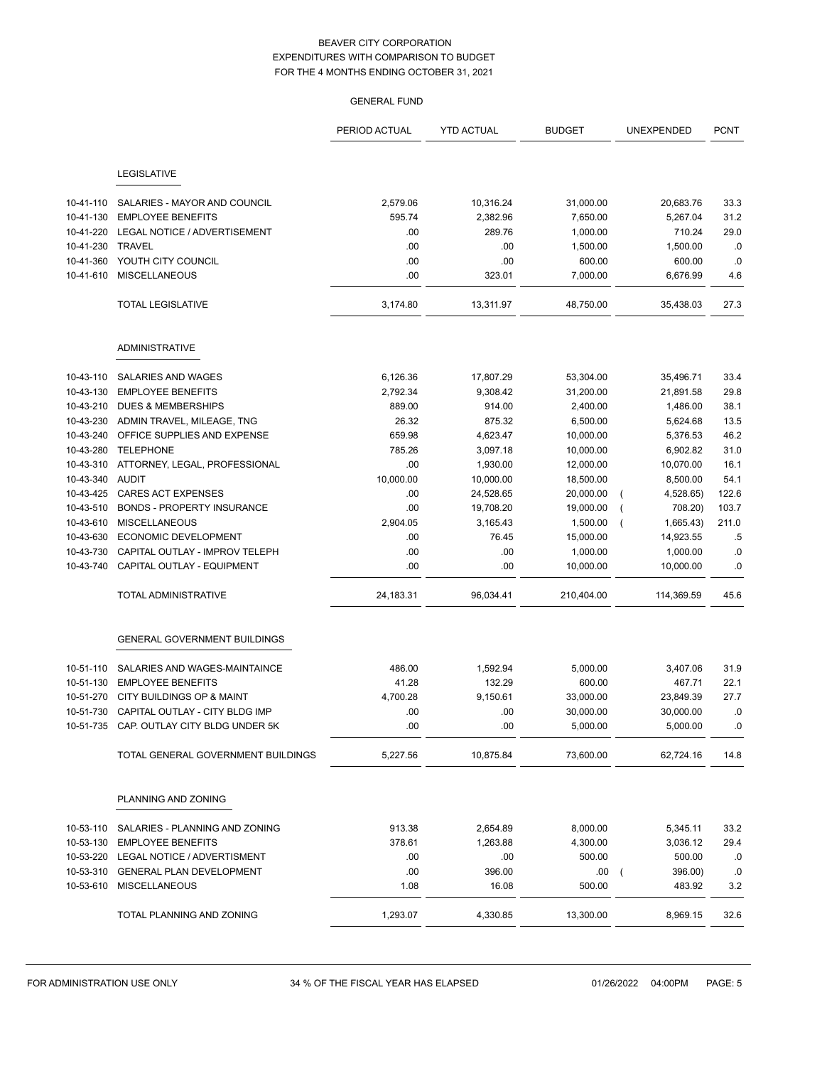# BEAVER CITY CORPORATION
## EXPENDITURES WITH COMPARISON TO BUDGET
## FOR THE 4 MONTHS ENDING OCTOBER 31, 2021

### GENERAL FUND

| | | PERIOD ACTUAL | YTD ACTUAL | BUDGET | UNEXPENDED | PCNT |
|---|---|---|---|---|---|---|
| | **LEGISLATIVE** | | | | | |
| 10-41-110 | SALARIES - MAYOR AND COUNCIL | 2,579.06 | 10,316.24 | 31,000.00 | 20,683.76 | 33.3 |
| 10-41-130 | EMPLOYEE BENEFITS | 595.74 | 2,382.96 | 7,650.00 | 5,267.04 | 31.2 |
| 10-41-220 | LEGAL NOTICE / ADVERTISEMENT | .00 | 289.76 | 1,000.00 | 710.24 | 29.0 |
| 10-41-230 | TRAVEL | .00 | .00 | 1,500.00 | 1,500.00 | .0 |
| 10-41-360 | YOUTH CITY COUNCIL | .00 | .00 | 600.00 | 600.00 | .0 |
| 10-41-610 | MISCELLANEOUS | .00 | 323.01 | 7,000.00 | 6,676.99 | 4.6 |
| | TOTAL LEGISLATIVE | 3,174.80 | 13,311.97 | 48,750.00 | 35,438.03 | 27.3 |
| | **ADMINISTRATIVE** | | | | | |
| 10-43-110 | SALARIES AND WAGES | 6,126.36 | 17,807.29 | 53,304.00 | 35,496.71 | 33.4 |
| 10-43-130 | EMPLOYEE BENEFITS | 2,792.34 | 9,308.42 | 31,200.00 | 21,891.58 | 29.8 |
| 10-43-210 | DUES & MEMBERSHIPS | 889.00 | 914.00 | 2,400.00 | 1,486.00 | 38.1 |
| 10-43-230 | ADMIN TRAVEL, MILEAGE, TNG | 26.32 | 875.32 | 6,500.00 | 5,624.68 | 13.5 |
| 10-43-240 | OFFICE SUPPLIES AND EXPENSE | 659.98 | 4,623.47 | 10,000.00 | 5,376.53 | 46.2 |
| 10-43-280 | TELEPHONE | 785.26 | 3,097.18 | 10,000.00 | 6,902.82 | 31.0 |
| 10-43-310 | ATTORNEY, LEGAL, PROFESSIONAL | .00 | 1,930.00 | 12,000.00 | 10,070.00 | 16.1 |
| 10-43-340 | AUDIT | 10,000.00 | 10,000.00 | 18,500.00 | 8,500.00 | 54.1 |
| 10-43-425 | CARES ACT EXPENSES | .00 | 24,528.65 | 20,000.00 | ( 4,528.65) | 122.6 |
| 10-43-510 | BONDS - PROPERTY INSURANCE | .00 | 19,708.20 | 19,000.00 | ( 708.20) | 103.7 |
| 10-43-610 | MISCELLANEOUS | 2,904.05 | 3,165.43 | 1,500.00 | ( 1,665.43) | 211.0 |
| 10-43-630 | ECONOMIC DEVELOPMENT | .00 | 76.45 | 15,000.00 | 14,923.55 | .5 |
| 10-43-730 | CAPITAL OUTLAY - IMPROV TELEPH | .00 | .00 | 1,000.00 | 1,000.00 | .0 |
| 10-43-740 | CAPITAL OUTLAY - EQUIPMENT | .00 | .00 | 10,000.00 | 10,000.00 | .0 |
| | TOTAL ADMINISTRATIVE | 24,183.31 | 96,034.41 | 210,404.00 | 114,369.59 | 45.6 |
| | **GENERAL GOVERNMENT BUILDINGS** | | | | | |
| 10-51-110 | SALARIES AND WAGES-MAINTAINCE | 486.00 | 1,592.94 | 5,000.00 | 3,407.06 | 31.9 |
| 10-51-130 | EMPLOYEE BENEFITS | 41.28 | 132.29 | 600.00 | 467.71 | 22.1 |
| 10-51-270 | CITY BUILDINGS OP & MAINT | 4,700.28 | 9,150.61 | 33,000.00 | 23,849.39 | 27.7 |
| 10-51-730 | CAPITAL OUTLAY - CITY BLDG IMP | .00 | .00 | 30,000.00 | 30,000.00 | .0 |
| 10-51-735 | CAP. OUTLAY CITY BLDG UNDER 5K | .00 | .00 | 5,000.00 | 5,000.00 | .0 |
| | TOTAL GENERAL GOVERNMENT BUILDINGS | 5,227.56 | 10,875.84 | 73,600.00 | 62,724.16 | 14.8 |
| | **PLANNING AND ZONING** | | | | | |
| 10-53-110 | SALARIES - PLANNING AND ZONING | 913.38 | 2,654.89 | 8,000.00 | 5,345.11 | 33.2 |
| 10-53-130 | EMPLOYEE BENEFITS | 378.61 | 1,263.88 | 4,300.00 | 3,036.12 | 29.4 |
| 10-53-220 | LEGAL NOTICE / ADVERTISMENT | .00 | .00 | 500.00 | 500.00 | .0 |
| 10-53-310 | GENERAL PLAN DEVELOPMENT | .00 | 396.00 | .00 | ( 396.00) | .0 |
| 10-53-610 | MISCELLANEOUS | 1.08 | 16.08 | 500.00 | 483.92 | 3.2 |
| | TOTAL PLANNING AND ZONING | 1,293.07 | 4,330.85 | 13,300.00 | 8,969.15 | 32.6 |

FOR ADMINISTRATION USE ONLY — 34 % OF THE FISCAL YEAR HAS ELAPSED — 01/26/2022 04:00PM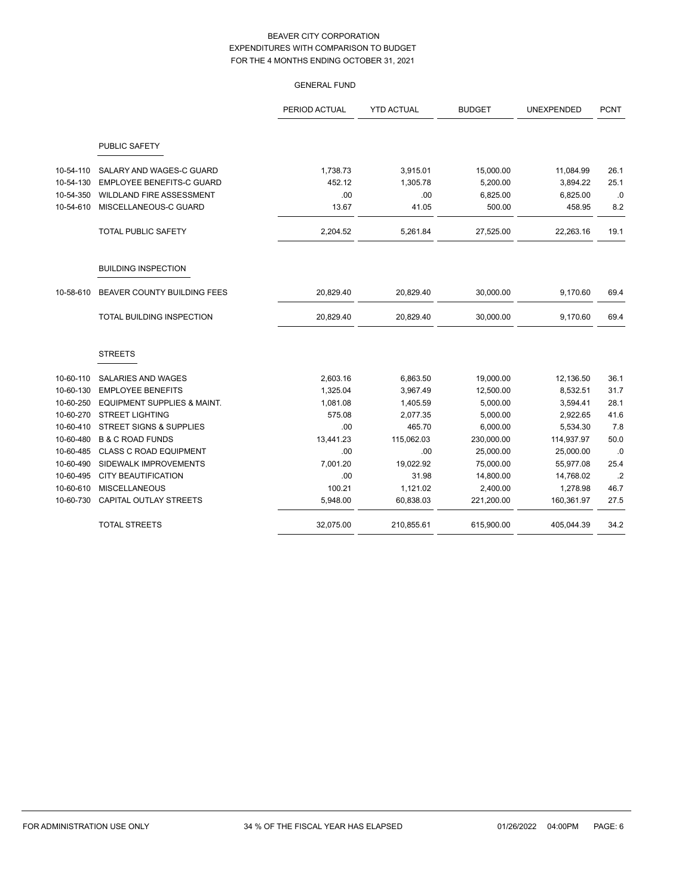BEAVER CITY CORPORATION
EXPENDITURES WITH COMPARISON TO BUDGET
FOR THE 4 MONTHS ENDING OCTOBER 31, 2021

GENERAL FUND

| | | PERIOD ACTUAL | YTD ACTUAL | BUDGET | UNEXPENDED | PCNT |
|---|---|---|---|---|---|---|
| | **PUBLIC SAFETY** | | | | | |
| 10-54-110 | SALARY AND WAGES-C GUARD | 1,738.73 | 3,915.01 | 15,000.00 | 11,084.99 | 26.1 |
| 10-54-130 | EMPLOYEE BENEFITS-C GUARD | 452.12 | 1,305.78 | 5,200.00 | 3,894.22 | 25.1 |
| 10-54-350 | WILDLAND FIRE ASSESSMENT | .00 | .00 | 6,825.00 | 6,825.00 | .0 |
| 10-54-610 | MISCELLANEOUS-C GUARD | 13.67 | 41.05 | 500.00 | 458.95 | 8.2 |
| | TOTAL PUBLIC SAFETY | 2,204.52 | 5,261.84 | 27,525.00 | 22,263.16 | 19.1 |
| | **BUILDING INSPECTION** | | | | | |
| 10-58-610 | BEAVER COUNTY BUILDING FEES | 20,829.40 | 20,829.40 | 30,000.00 | 9,170.60 | 69.4 |
| | TOTAL BUILDING INSPECTION | 20,829.40 | 20,829.40 | 30,000.00 | 9,170.60 | 69.4 |
| | **STREETS** | | | | | |
| 10-60-110 | SALARIES AND WAGES | 2,603.16 | 6,863.50 | 19,000.00 | 12,136.50 | 36.1 |
| 10-60-130 | EMPLOYEE BENEFITS | 1,325.04 | 3,967.49 | 12,500.00 | 8,532.51 | 31.7 |
| 10-60-250 | EQUIPMENT SUPPLIES & MAINT. | 1,081.08 | 1,405.59 | 5,000.00 | 3,594.41 | 28.1 |
| 10-60-270 | STREET LIGHTING | 575.08 | 2,077.35 | 5,000.00 | 2,922.65 | 41.6 |
| 10-60-410 | STREET SIGNS & SUPPLIES | .00 | 465.70 | 6,000.00 | 5,534.30 | 7.8 |
| 10-60-480 | B & C ROAD FUNDS | 13,441.23 | 115,062.03 | 230,000.00 | 114,937.97 | 50.0 |
| 10-60-485 | CLASS C ROAD EQUIPMENT | .00 | .00 | 25,000.00 | 25,000.00 | .0 |
| 10-60-490 | SIDEWALK IMPROVEMENTS | 7,001.20 | 19,022.92 | 75,000.00 | 55,977.08 | 25.4 |
| 10-60-495 | CITY BEAUTIFICATION | .00 | 31.98 | 14,800.00 | 14,768.02 | .2 |
| 10-60-610 | MISCELLANEOUS | 100.21 | 1,121.02 | 2,400.00 | 1,278.98 | 46.7 |
| 10-60-730 | CAPITAL OUTLAY STREETS | 5,948.00 | 60,838.03 | 221,200.00 | 160,361.97 | 27.5 |
| | TOTAL STREETS | 32,075.00 | 210,855.61 | 615,900.00 | 405,044.39 | 34.2 |

FOR ADMINISTRATION USE ONLY 34 % OF THE FISCAL YEAR HAS ELAPSED 01/26/2022 04:00PM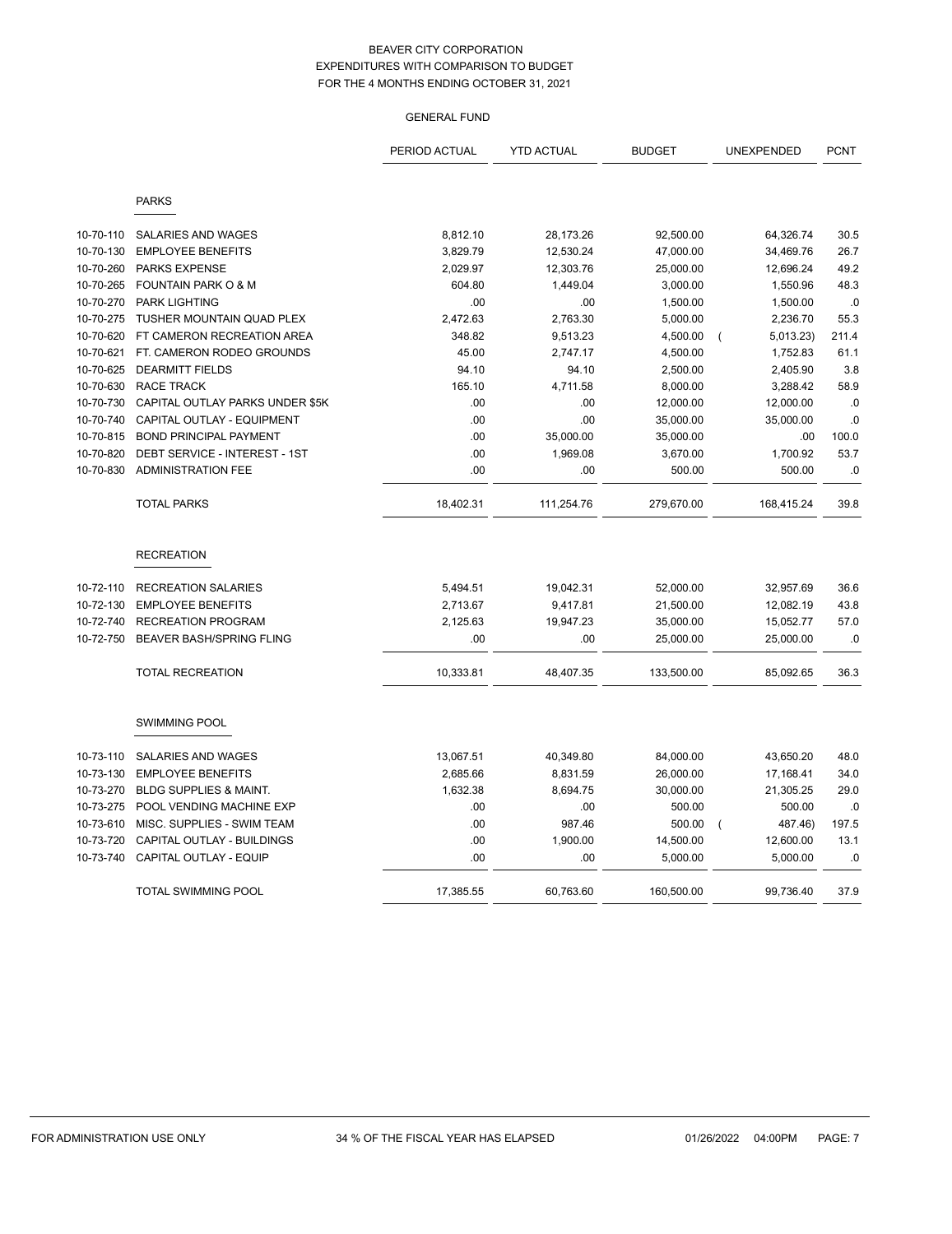BEAVER CITY CORPORATION
EXPENDITURES WITH COMPARISON TO BUDGET
FOR THE 4 MONTHS ENDING OCTOBER 31, 2021

GENERAL FUND

| | | PERIOD ACTUAL | YTD ACTUAL | BUDGET | UNEXPENDED | PCNT |
|---|---|---|---|---|---|---|
| | **PARKS** | | | | | |
| 10-70-110 | SALARIES AND WAGES | 8,812.10 | 28,173.26 | 92,500.00 | 64,326.74 | 30.5 |
| 10-70-130 | EMPLOYEE BENEFITS | 3,829.79 | 12,530.24 | 47,000.00 | 34,469.76 | 26.7 |
| 10-70-260 | PARKS EXPENSE | 2,029.97 | 12,303.76 | 25,000.00 | 12,696.24 | 49.2 |
| 10-70-265 | FOUNTAIN PARK O & M | 604.80 | 1,449.04 | 3,000.00 | 1,550.96 | 48.3 |
| 10-70-270 | PARK LIGHTING | .00 | .00 | 1,500.00 | 1,500.00 | .0 |
| 10-70-275 | TUSHER MOUNTAIN QUAD PLEX | 2,472.63 | 2,763.30 | 5,000.00 | 2,236.70 | 55.3 |
| 10-70-620 | FT CAMERON RECREATION AREA | 348.82 | 9,513.23 | 4,500.00 | ( 5,013.23) | 211.4 |
| 10-70-621 | FT. CAMERON RODEO GROUNDS | 45.00 | 2,747.17 | 4,500.00 | 1,752.83 | 61.1 |
| 10-70-625 | DEARMITT FIELDS | 94.10 | 94.10 | 2,500.00 | 2,405.90 | 3.8 |
| 10-70-630 | RACE TRACK | 165.10 | 4,711.58 | 8,000.00 | 3,288.42 | 58.9 |
| 10-70-730 | CAPITAL OUTLAY PARKS UNDER $5K | .00 | .00 | 12,000.00 | 12,000.00 | .0 |
| 10-70-740 | CAPITAL OUTLAY - EQUIPMENT | .00 | .00 | 35,000.00 | 35,000.00 | .0 |
| 10-70-815 | BOND PRINCIPAL PAYMENT | .00 | 35,000.00 | 35,000.00 | .00 | 100.0 |
| 10-70-820 | DEBT SERVICE - INTEREST - 1ST | .00 | 1,969.08 | 3,670.00 | 1,700.92 | 53.7 |
| 10-70-830 | ADMINISTRATION FEE | .00 | .00 | 500.00 | 500.00 | .0 |
| | TOTAL PARKS | 18,402.31 | 111,254.76 | 279,670.00 | 168,415.24 | 39.8 |
| | **RECREATION** | | | | | |
| 10-72-110 | RECREATION SALARIES | 5,494.51 | 19,042.31 | 52,000.00 | 32,957.69 | 36.6 |
| 10-72-130 | EMPLOYEE BENEFITS | 2,713.67 | 9,417.81 | 21,500.00 | 12,082.19 | 43.8 |
| 10-72-740 | RECREATION PROGRAM | 2,125.63 | 19,947.23 | 35,000.00 | 15,052.77 | 57.0 |
| 10-72-750 | BEAVER BASH/SPRING FLING | .00 | .00 | 25,000.00 | 25,000.00 | .0 |
| | TOTAL RECREATION | 10,333.81 | 48,407.35 | 133,500.00 | 85,092.65 | 36.3 |
| | **SWIMMING POOL** | | | | | |
| 10-73-110 | SALARIES AND WAGES | 13,067.51 | 40,349.80 | 84,000.00 | 43,650.20 | 48.0 |
| 10-73-130 | EMPLOYEE BENEFITS | 2,685.66 | 8,831.59 | 26,000.00 | 17,168.41 | 34.0 |
| 10-73-270 | BLDG SUPPLIES & MAINT. | 1,632.38 | 8,694.75 | 30,000.00 | 21,305.25 | 29.0 |
| 10-73-275 | POOL VENDING MACHINE EXP | .00 | .00 | 500.00 | 500.00 | .0 |
| 10-73-610 | MISC. SUPPLIES - SWIM TEAM | .00 | 987.46 | 500.00 | ( 487.46) | 197.5 |
| 10-73-720 | CAPITAL OUTLAY - BUILDINGS | .00 | 1,900.00 | 14,500.00 | 12,600.00 | 13.1 |
| 10-73-740 | CAPITAL OUTLAY - EQUIP | .00 | .00 | 5,000.00 | 5,000.00 | .0 |
| | TOTAL SWIMMING POOL | 17,385.55 | 60,763.60 | 160,500.00 | 99,736.40 | 37.9 |

FOR ADMINISTRATION USE ONLY 34 % OF THE FISCAL YEAR HAS ELAPSED 01/26/2022 04:00PM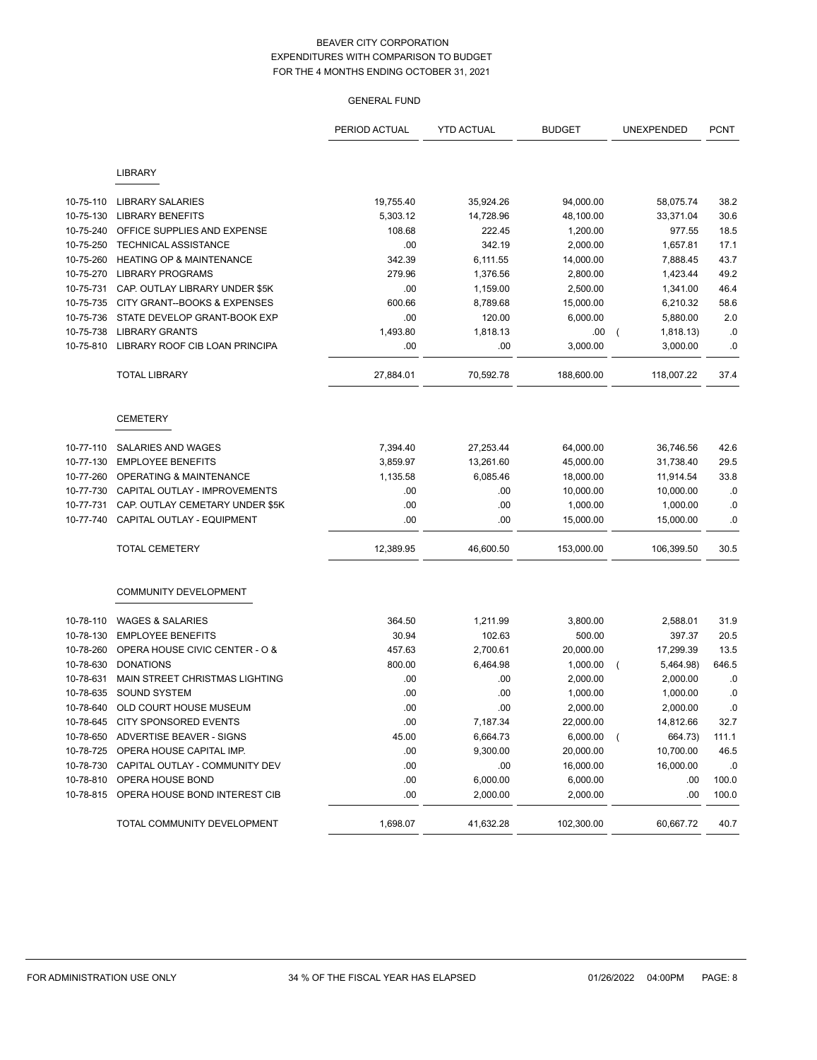BEAVER CITY CORPORATION
EXPENDITURES WITH COMPARISON TO BUDGET
FOR THE 4 MONTHS ENDING OCTOBER 31, 2021

GENERAL FUND

| | | PERIOD ACTUAL | YTD ACTUAL | BUDGET | UNEXPENDED | PCNT |
|---|---|---|---|---|---|---|
| | **LIBRARY** | | | | | |
| 10-75-110 | LIBRARY SALARIES | 19,755.40 | 35,924.26 | 94,000.00 | 58,075.74 | 38.2 |
| 10-75-130 | LIBRARY BENEFITS | 5,303.12 | 14,728.96 | 48,100.00 | 33,371.04 | 30.6 |
| 10-75-240 | OFFICE SUPPLIES AND EXPENSE | 108.68 | 222.45 | 1,200.00 | 977.55 | 18.5 |
| 10-75-250 | TECHNICAL ASSISTANCE | .00 | 342.19 | 2,000.00 | 1,657.81 | 17.1 |
| 10-75-260 | HEATING OP & MAINTENANCE | 342.39 | 6,111.55 | 14,000.00 | 7,888.45 | 43.7 |
| 10-75-270 | LIBRARY PROGRAMS | 279.96 | 1,376.56 | 2,800.00 | 1,423.44 | 49.2 |
| 10-75-731 | CAP. OUTLAY LIBRARY UNDER $5K | .00 | 1,159.00 | 2,500.00 | 1,341.00 | 46.4 |
| 10-75-735 | CITY GRANT--BOOKS & EXPENSES | 600.66 | 8,789.68 | 15,000.00 | 6,210.32 | 58.6 |
| 10-75-736 | STATE DEVELOP GRANT-BOOK EXP | .00 | 120.00 | 6,000.00 | 5,880.00 | 2.0 |
| 10-75-738 | LIBRARY GRANTS | 1,493.80 | 1,818.13 | .00 | ( 1,818.13) | .0 |
| 10-75-810 | LIBRARY ROOF CIB LOAN PRINCIPA | .00 | .00 | 3,000.00 | 3,000.00 | .0 |
| | TOTAL LIBRARY | 27,884.01 | 70,592.78 | 188,600.00 | 118,007.22 | 37.4 |
| | **CEMETERY** | | | | | |
| 10-77-110 | SALARIES AND WAGES | 7,394.40 | 27,253.44 | 64,000.00 | 36,746.56 | 42.6 |
| 10-77-130 | EMPLOYEE BENEFITS | 3,859.97 | 13,261.60 | 45,000.00 | 31,738.40 | 29.5 |
| 10-77-260 | OPERATING & MAINTENANCE | 1,135.58 | 6,085.46 | 18,000.00 | 11,914.54 | 33.8 |
| 10-77-730 | CAPITAL OUTLAY - IMPROVEMENTS | .00 | .00 | 10,000.00 | 10,000.00 | .0 |
| 10-77-731 | CAP. OUTLAY CEMETARY UNDER $5K | .00 | .00 | 1,000.00 | 1,000.00 | .0 |
| 10-77-740 | CAPITAL OUTLAY - EQUIPMENT | .00 | .00 | 15,000.00 | 15,000.00 | .0 |
| | TOTAL CEMETERY | 12,389.95 | 46,600.50 | 153,000.00 | 106,399.50 | 30.5 |
| | **COMMUNITY DEVELOPMENT** | | | | | |
| 10-78-110 | WAGES & SALARIES | 364.50 | 1,211.99 | 3,800.00 | 2,588.01 | 31.9 |
| 10-78-130 | EMPLOYEE BENEFITS | 30.94 | 102.63 | 500.00 | 397.37 | 20.5 |
| 10-78-260 | OPERA HOUSE CIVIC CENTER - O & | 457.63 | 2,700.61 | 20,000.00 | 17,299.39 | 13.5 |
| 10-78-630 | DONATIONS | 800.00 | 6,464.98 | 1,000.00 | ( 5,464.98) | 646.5 |
| 10-78-631 | MAIN STREET CHRISTMAS LIGHTING | .00 | .00 | 2,000.00 | 2,000.00 | .0 |
| 10-78-635 | SOUND SYSTEM | .00 | .00 | 1,000.00 | 1,000.00 | .0 |
| 10-78-640 | OLD COURT HOUSE MUSEUM | .00 | .00 | 2,000.00 | 2,000.00 | .0 |
| 10-78-645 | CITY SPONSORED EVENTS | .00 | 7,187.34 | 22,000.00 | 14,812.66 | 32.7 |
| 10-78-650 | ADVERTISE BEAVER - SIGNS | 45.00 | 6,664.73 | 6,000.00 | ( 664.73) | 111.1 |
| 10-78-725 | OPERA HOUSE CAPITAL IMP. | .00 | 9,300.00 | 20,000.00 | 10,700.00 | 46.5 |
| 10-78-730 | CAPITAL OUTLAY - COMMUNITY DEV | .00 | .00 | 16,000.00 | 16,000.00 | .0 |
| 10-78-810 | OPERA HOUSE BOND | .00 | 6,000.00 | 6,000.00 | .00 | 100.0 |
| 10-78-815 | OPERA HOUSE BOND INTEREST CIB | .00 | 2,000.00 | 2,000.00 | .00 | 100.0 |
| | TOTAL COMMUNITY DEVELOPMENT | 1,698.07 | 41,632.28 | 102,300.00 | 60,667.72 | 40.7 |

FOR ADMINISTRATION USE ONLY 34 % OF THE FISCAL YEAR HAS ELAPSED 01/26/2022 04:00PM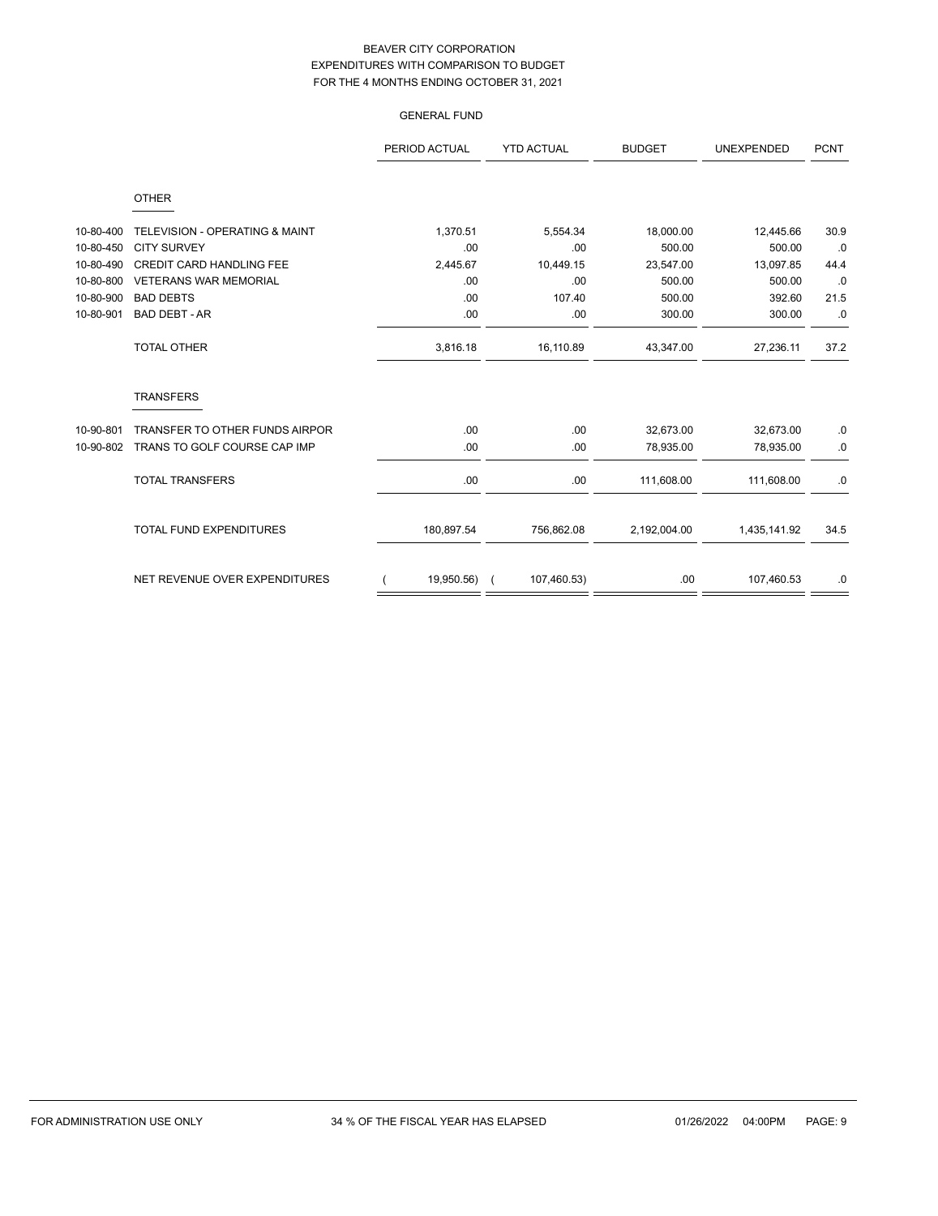# BEAVER CITY CORPORATION
## EXPENDITURES WITH COMPARISON TO BUDGET
## FOR THE 4 MONTHS ENDING OCTOBER 31, 2021

### GENERAL FUND

| | | PERIOD ACTUAL | YTD ACTUAL | BUDGET | UNEXPENDED | PCNT |
|---|---|---|---|---|---|---|
| | **OTHER** | | | | | |
| 10-80-400 | TELEVISION - OPERATING & MAINT | 1,370.51 | 5,554.34 | 18,000.00 | 12,445.66 | 30.9 |
| 10-80-450 | CITY SURVEY | .00 | .00 | 500.00 | 500.00 | .0 |
| 10-80-490 | CREDIT CARD HANDLING FEE | 2,445.67 | 10,449.15 | 23,547.00 | 13,097.85 | 44.4 |
| 10-80-800 | VETERANS WAR MEMORIAL | .00 | .00 | 500.00 | 500.00 | .0 |
| 10-80-900 | BAD DEBTS | .00 | 107.40 | 500.00 | 392.60 | 21.5 |
| 10-80-901 | BAD DEBT - AR | .00 | .00 | 300.00 | 300.00 | .0 |
| | TOTAL OTHER | 3,816.18 | 16,110.89 | 43,347.00 | 27,236.11 | 37.2 |
| | **TRANSFERS** | | | | | |
| 10-90-801 | TRANSFER TO OTHER FUNDS AIRPOR | .00 | .00 | 32,673.00 | 32,673.00 | .0 |
| 10-90-802 | TRANS TO GOLF COURSE CAP IMP | .00 | .00 | 78,935.00 | 78,935.00 | .0 |
| | TOTAL TRANSFERS | .00 | .00 | 111,608.00 | 111,608.00 | .0 |
| | TOTAL FUND EXPENDITURES | 180,897.54 | 756,862.08 | 2,192,004.00 | 1,435,141.92 | 34.5 |
| | NET REVENUE OVER EXPENDITURES | ( 19,950.56) | ( 107,460.53) | .00 | 107,460.53 | .0 |

FOR ADMINISTRATION USE ONLY — 34 % OF THE FISCAL YEAR HAS ELAPSED — 01/26/2022 04:00PM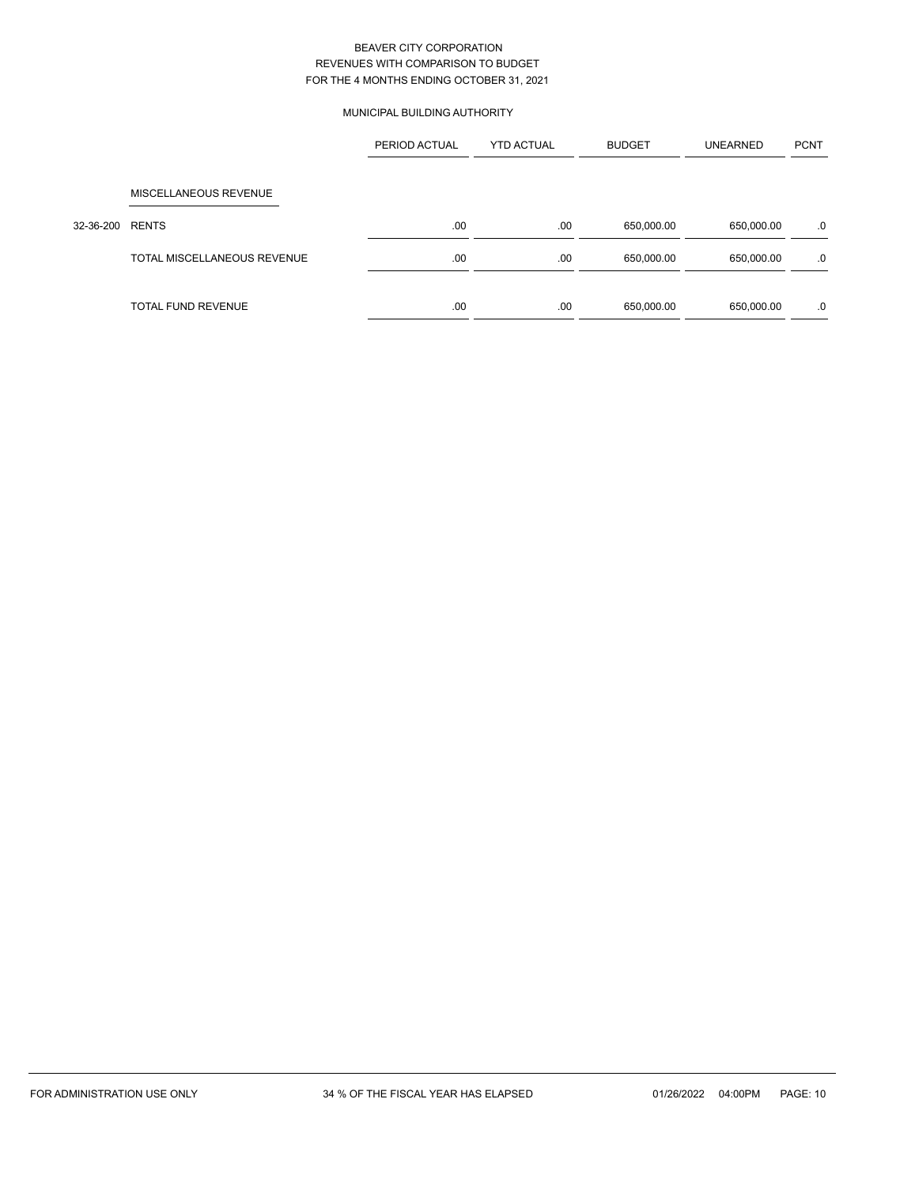BEAVER CITY CORPORATION
REVENUES WITH COMPARISON TO BUDGET
FOR THE 4 MONTHS ENDING OCTOBER 31, 2021

MUNICIPAL BUILDING AUTHORITY

| | | PERIOD ACTUAL | YTD ACTUAL | BUDGET | UNEARNED | PCNT |
|---|---|---|---|---|---|---|
| | MISCELLANEOUS REVENUE | | | | | |
| 32-36-200 | RENTS | .00 | .00 | 650,000.00 | 650,000.00 | .0 |
| | TOTAL MISCELLANEOUS REVENUE | .00 | .00 | 650,000.00 | 650,000.00 | .0 |
| | TOTAL FUND REVENUE | .00 | .00 | 650,000.00 | 650,000.00 | .0 |

FOR ADMINISTRATION USE ONLY    34 % OF THE FISCAL YEAR HAS ELAPSED    01/26/2022 04:00PM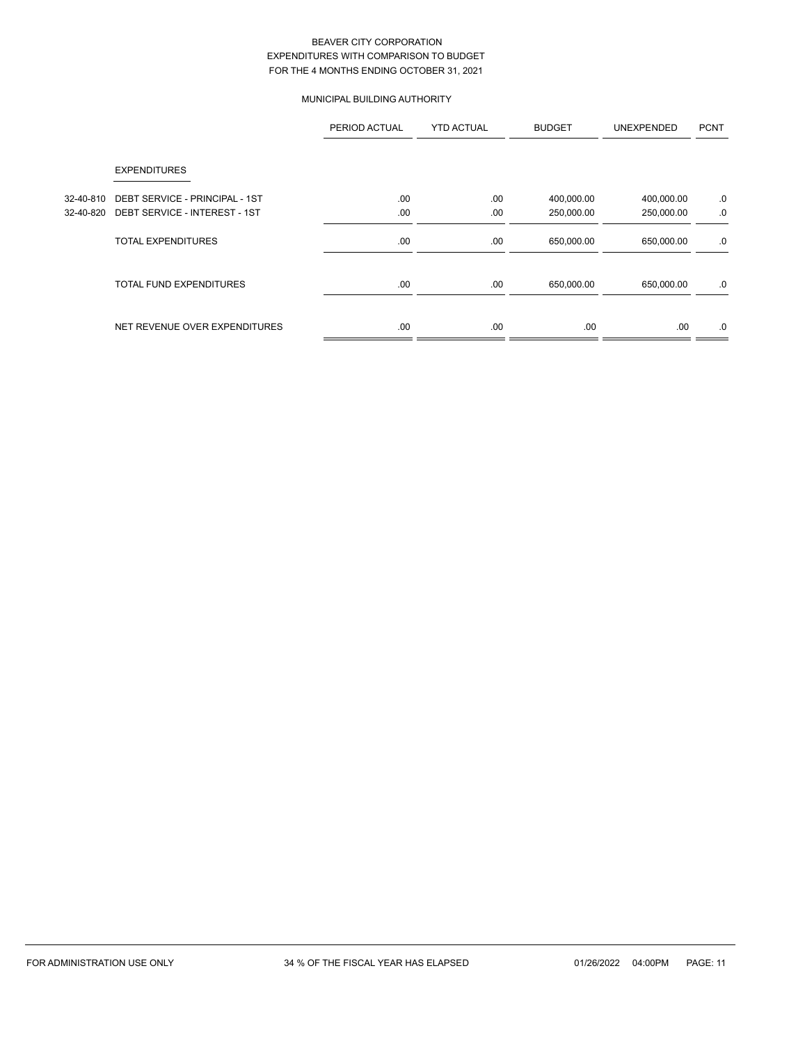BEAVER CITY CORPORATION
EXPENDITURES WITH COMPARISON TO BUDGET
FOR THE 4 MONTHS ENDING OCTOBER 31, 2021

MUNICIPAL BUILDING AUTHORITY

| | | PERIOD ACTUAL | YTD ACTUAL | BUDGET | UNEXPENDED | PCNT |
|---|---|---|---|---|---|---|
| | EXPENDITURES | | | | | |
| 32-40-810 | DEBT SERVICE - PRINCIPAL - 1ST | .00 | .00 | 400,000.00 | 400,000.00 | .0 |
| 32-40-820 | DEBT SERVICE - INTEREST - 1ST | .00 | .00 | 250,000.00 | 250,000.00 | .0 |
| | TOTAL EXPENDITURES | .00 | .00 | 650,000.00 | 650,000.00 | .0 |
| | TOTAL FUND EXPENDITURES | .00 | .00 | 650,000.00 | 650,000.00 | .0 |
| | NET REVENUE OVER EXPENDITURES | .00 | .00 | .00 | .00 | .0 |

FOR ADMINISTRATION USE ONLY — 34 % OF THE FISCAL YEAR HAS ELAPSED — 01/26/2022 04:00PM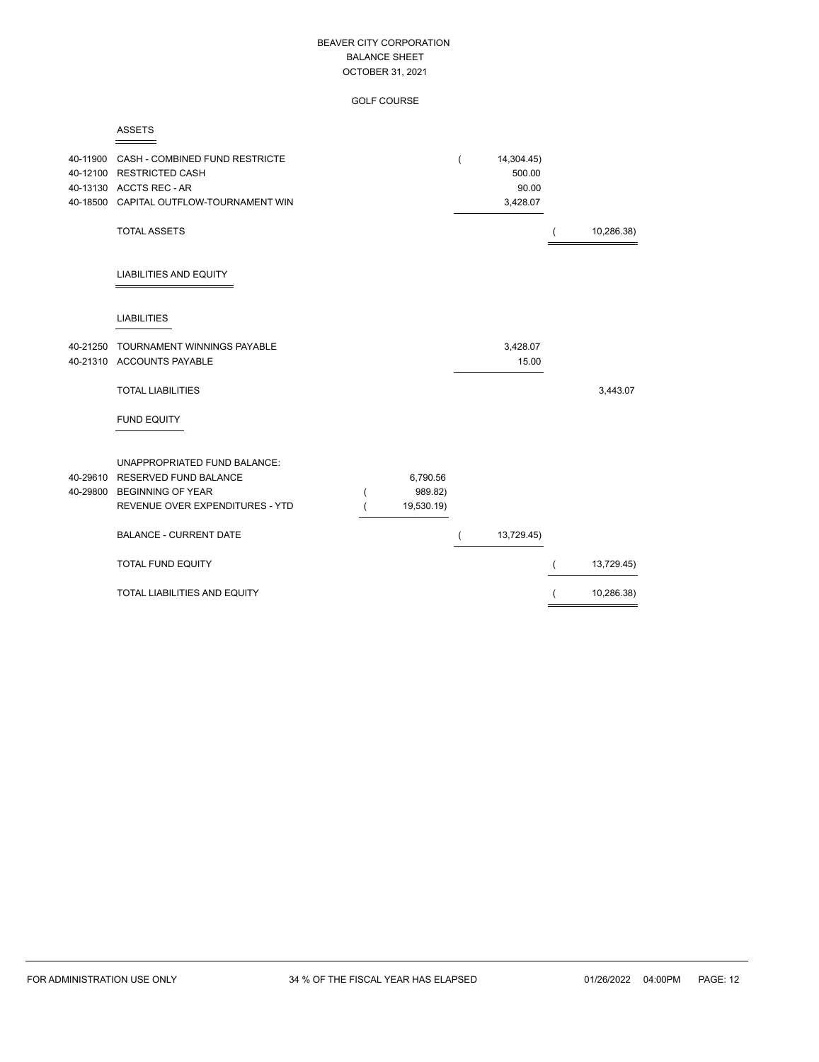# BEAVER CITY CORPORATION
## BALANCE SHEET
## OCTOBER 31, 2021

### GOLF COURSE

#### ASSETS

| Account | Description | | | |
|---|---|---|---|---|
| 40-11900 | CASH - COMBINED FUND RESTRICTE | | ( 14,304.45) | |
| 40-12100 | RESTRICTED CASH | | 500.00 | |
| 40-13130 | ACCTS REC - AR | | 90.00 | |
| 40-18500 | CAPITAL OUTFLOW-TOURNAMENT WIN | | 3,428.07 | |
| | TOTAL ASSETS | | | ( 10,286.38) |

#### LIABILITIES AND EQUITY

#### LIABILITIES

| Account | Description | | | |
|---|---|---|---|---|
| 40-21250 | TOURNAMENT WINNINGS PAYABLE | | 3,428.07 | |
| 40-21310 | ACCOUNTS PAYABLE | | 15.00 | |
| | TOTAL LIABILITIES | | | 3,443.07 |

#### FUND EQUITY

| Account | Description | | | |
|---|---|---|---|---|
| | UNAPPROPRIATED FUND BALANCE: | | | |
| 40-29610 | RESERVED FUND BALANCE | 6,790.56 | | |
| 40-29800 | BEGINNING OF YEAR | ( 989.82) | | |
| | REVENUE OVER EXPENDITURES - YTD | ( 19,530.19) | | |
| | BALANCE - CURRENT DATE | | ( 13,729.45) | |
| | TOTAL FUND EQUITY | | | ( 13,729.45) |
| | TOTAL LIABILITIES AND EQUITY | | | ( 10,286.38) |

FOR ADMINISTRATION USE ONLY 34 % OF THE FISCAL YEAR HAS ELAPSED 01/26/2022 04:00PM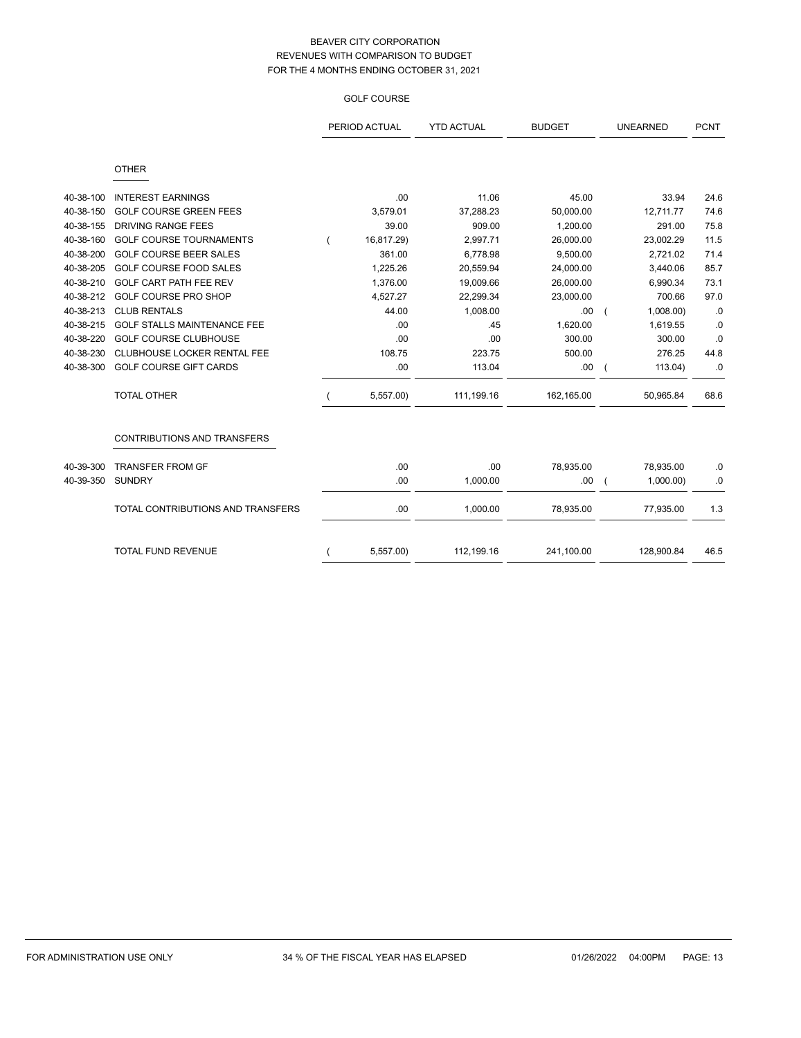BEAVER CITY CORPORATION
REVENUES WITH COMPARISON TO BUDGET
FOR THE 4 MONTHS ENDING OCTOBER 31, 2021

GOLF COURSE

| | | PERIOD ACTUAL | YTD ACTUAL | BUDGET | UNEARNED | PCNT |
|---|---|---|---|---|---|---|
| | **OTHER** | | | | | |
| 40-38-100 | INTEREST EARNINGS | .00 | 11.06 | 45.00 | 33.94 | 24.6 |
| 40-38-150 | GOLF COURSE GREEN FEES | 3,579.01 | 37,288.23 | 50,000.00 | 12,711.77 | 74.6 |
| 40-38-155 | DRIVING RANGE FEES | 39.00 | 909.00 | 1,200.00 | 291.00 | 75.8 |
| 40-38-160 | GOLF COURSE TOURNAMENTS | ( 16,817.29) | 2,997.71 | 26,000.00 | 23,002.29 | 11.5 |
| 40-38-200 | GOLF COURSE BEER SALES | 361.00 | 6,778.98 | 9,500.00 | 2,721.02 | 71.4 |
| 40-38-205 | GOLF COURSE FOOD SALES | 1,225.26 | 20,559.94 | 24,000.00 | 3,440.06 | 85.7 |
| 40-38-210 | GOLF CART PATH FEE REV | 1,376.00 | 19,009.66 | 26,000.00 | 6,990.34 | 73.1 |
| 40-38-212 | GOLF COURSE PRO SHOP | 4,527.27 | 22,299.34 | 23,000.00 | 700.66 | 97.0 |
| 40-38-213 | CLUB RENTALS | 44.00 | 1,008.00 | .00 | ( 1,008.00) | .0 |
| 40-38-215 | GOLF STALLS MAINTENANCE FEE | .00 | .45 | 1,620.00 | 1,619.55 | .0 |
| 40-38-220 | GOLF COURSE CLUBHOUSE | .00 | .00 | 300.00 | 300.00 | .0 |
| 40-38-230 | CLUBHOUSE LOCKER RENTAL FEE | 108.75 | 223.75 | 500.00 | 276.25 | 44.8 |
| 40-38-300 | GOLF COURSE GIFT CARDS | .00 | 113.04 | .00 | ( 113.04) | .0 |
| | TOTAL OTHER | ( 5,557.00) | 111,199.16 | 162,165.00 | 50,965.84 | 68.6 |
| | **CONTRIBUTIONS AND TRANSFERS** | | | | | |
| 40-39-300 | TRANSFER FROM GF | .00 | .00 | 78,935.00 | 78,935.00 | .0 |
| 40-39-350 | SUNDRY | .00 | 1,000.00 | .00 | ( 1,000.00) | .0 |
| | TOTAL CONTRIBUTIONS AND TRANSFERS | .00 | 1,000.00 | 78,935.00 | 77,935.00 | 1.3 |
| | TOTAL FUND REVENUE | ( 5,557.00) | 112,199.16 | 241,100.00 | 128,900.84 | 46.5 |

FOR ADMINISTRATION USE ONLY    34 % OF THE FISCAL YEAR HAS ELAPSED    01/26/2022 04:00PM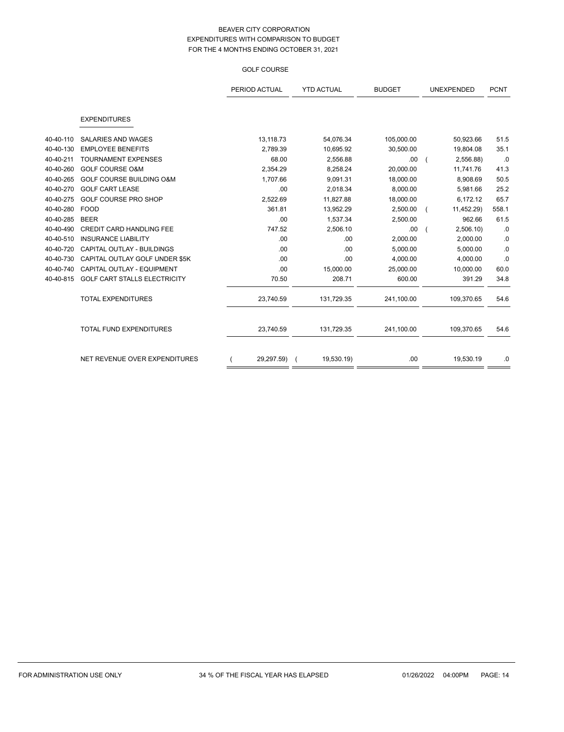# BEAVER CITY CORPORATION
## EXPENDITURES WITH COMPARISON TO BUDGET
## FOR THE 4 MONTHS ENDING OCTOBER 31, 2021

### GOLF COURSE

| | | PERIOD ACTUAL | YTD ACTUAL | BUDGET | UNEXPENDED | PCNT |
|---|---|---|---|---|---|---|
| | **EXPENDITURES** | | | | | |
| 40-40-110 | SALARIES AND WAGES | 13,118.73 | 54,076.34 | 105,000.00 | 50,923.66 | 51.5 |
| 40-40-130 | EMPLOYEE BENEFITS | 2,789.39 | 10,695.92 | 30,500.00 | 19,804.08 | 35.1 |
| 40-40-211 | TOURNAMENT EXPENSES | 68.00 | 2,556.88 | .00 | ( 2,556.88) | .0 |
| 40-40-260 | GOLF COURSE O&M | 2,354.29 | 8,258.24 | 20,000.00 | 11,741.76 | 41.3 |
| 40-40-265 | GOLF COURSE BUILDING O&M | 1,707.66 | 9,091.31 | 18,000.00 | 8,908.69 | 50.5 |
| 40-40-270 | GOLF CART LEASE | .00 | 2,018.34 | 8,000.00 | 5,981.66 | 25.2 |
| 40-40-275 | GOLF COURSE PRO SHOP | 2,522.69 | 11,827.88 | 18,000.00 | 6,172.12 | 65.7 |
| 40-40-280 | FOOD | 361.81 | 13,952.29 | 2,500.00 | ( 11,452.29) | 558.1 |
| 40-40-285 | BEER | .00 | 1,537.34 | 2,500.00 | 962.66 | 61.5 |
| 40-40-490 | CREDIT CARD HANDLING FEE | 747.52 | 2,506.10 | .00 | ( 2,506.10) | .0 |
| 40-40-510 | INSURANCE LIABILITY | .00 | .00 | 2,000.00 | 2,000.00 | .0 |
| 40-40-720 | CAPITAL OUTLAY - BUILDINGS | .00 | .00 | 5,000.00 | 5,000.00 | .0 |
| 40-40-730 | CAPITAL OUTLAY GOLF UNDER $5K | .00 | .00 | 4,000.00 | 4,000.00 | .0 |
| 40-40-740 | CAPITAL OUTLAY - EQUIPMENT | .00 | 15,000.00 | 25,000.00 | 10,000.00 | 60.0 |
| 40-40-815 | GOLF CART STALLS ELECTRICITY | 70.50 | 208.71 | 600.00 | 391.29 | 34.8 |
| | TOTAL EXPENDITURES | 23,740.59 | 131,729.35 | 241,100.00 | 109,370.65 | 54.6 |
| | TOTAL FUND EXPENDITURES | 23,740.59 | 131,729.35 | 241,100.00 | 109,370.65 | 54.6 |
| | NET REVENUE OVER EXPENDITURES | ( 29,297.59) | ( 19,530.19) | .00 | 19,530.19 | .0 |

FOR ADMINISTRATION USE ONLY — 34 % OF THE FISCAL YEAR HAS ELAPSED — 01/26/2022 04:00PM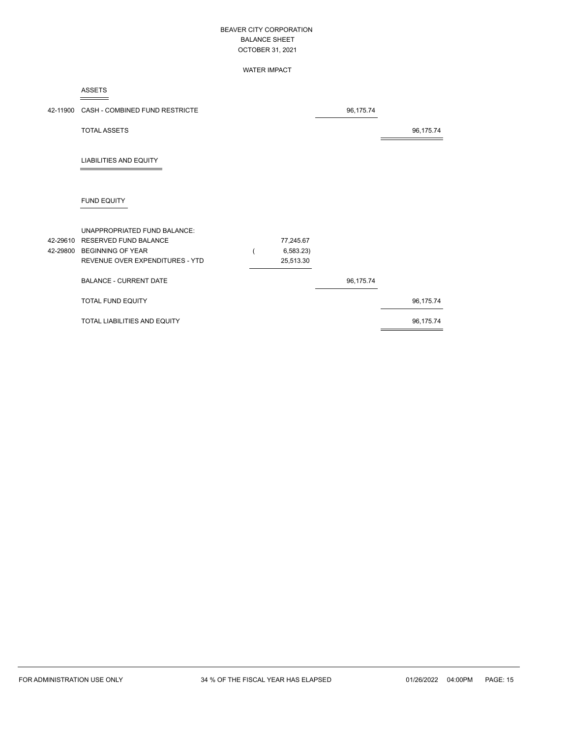# BEAVER CITY CORPORATION
## BALANCE SHEET
### OCTOBER 31, 2021

### WATER IMPACT

**ASSETS**

| | | | | |
|---|---|---|---|---|
| 42-11900 | CASH - COMBINED FUND RESTRICTE | | 96,175.74 | |
| | TOTAL ASSETS | | | 96,175.74 |

**LIABILITIES AND EQUITY**

**FUND EQUITY**

| | | | | |
|---|---|---|---|---|
| | UNAPPROPRIATED FUND BALANCE: | | | |
| 42-29610 | RESERVED FUND BALANCE | 77,245.67 | | |
| 42-29800 | BEGINNING OF YEAR | ( 6,583.23) | | |
| | REVENUE OVER EXPENDITURES - YTD | 25,513.30 | | |
| | BALANCE - CURRENT DATE | | 96,175.74 | |
| | TOTAL FUND EQUITY | | | 96,175.74 |
| | TOTAL LIABILITIES AND EQUITY | | | 96,175.74 |

FOR ADMINISTRATION USE ONLY — 34 % OF THE FISCAL YEAR HAS ELAPSED — 01/26/2022 04:00PM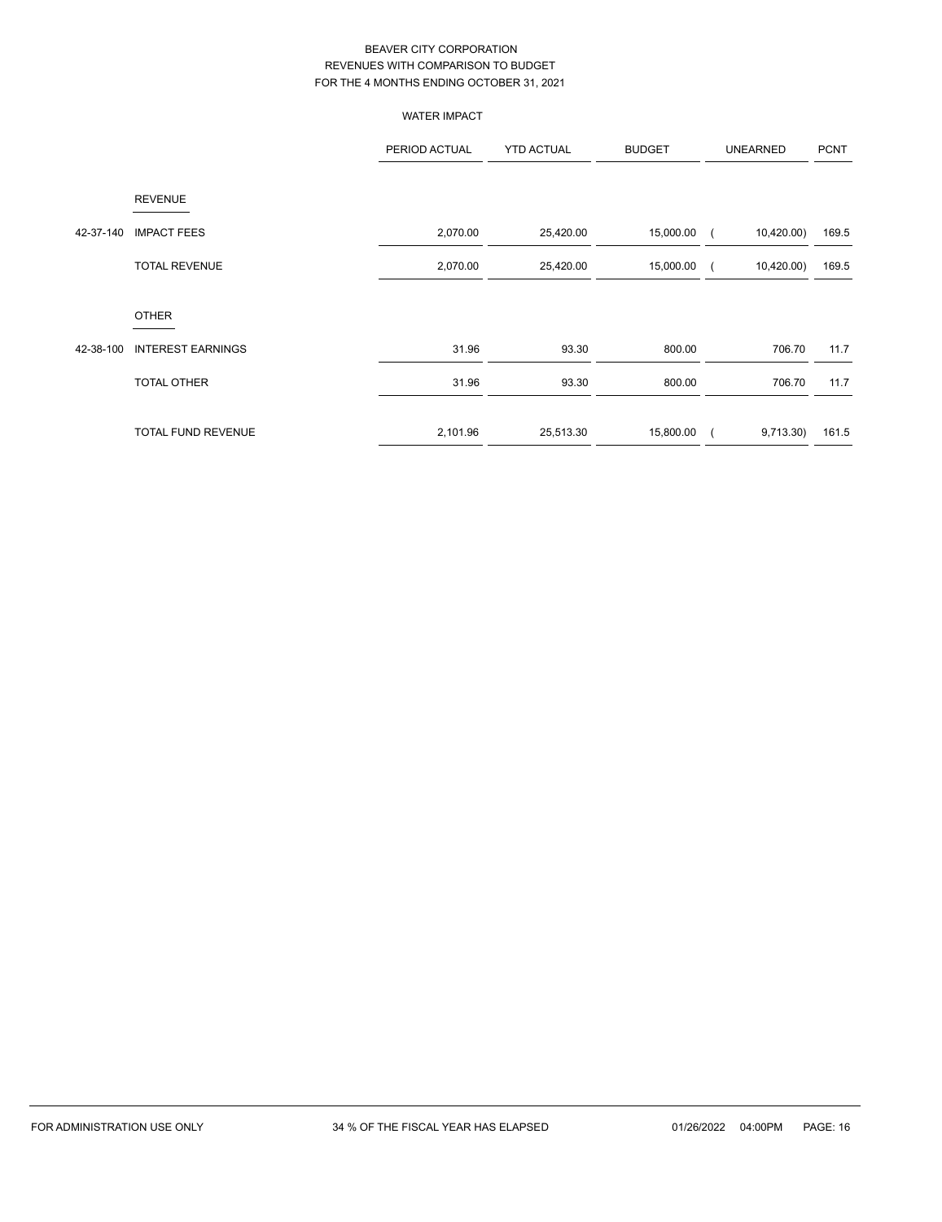BEAVER CITY CORPORATION
REVENUES WITH COMPARISON TO BUDGET
FOR THE 4 MONTHS ENDING OCTOBER 31, 2021

WATER IMPACT

| | | PERIOD ACTUAL | YTD ACTUAL | BUDGET | UNEARNED | PCNT |
|---|---|---|---|---|---|---|
| | REVENUE | | | | | |
| 42-37-140 | IMPACT FEES | 2,070.00 | 25,420.00 | 15,000.00 | ( 10,420.00) | 169.5 |
| | TOTAL REVENUE | 2,070.00 | 25,420.00 | 15,000.00 | ( 10,420.00) | 169.5 |
| | OTHER | | | | | |
| 42-38-100 | INTEREST EARNINGS | 31.96 | 93.30 | 800.00 | 706.70 | 11.7 |
| | TOTAL OTHER | 31.96 | 93.30 | 800.00 | 706.70 | 11.7 |
| | TOTAL FUND REVENUE | 2,101.96 | 25,513.30 | 15,800.00 | ( 9,713.30) | 161.5 |

FOR ADMINISTRATION USE ONLY 34 % OF THE FISCAL YEAR HAS ELAPSED 01/26/2022 04:00PM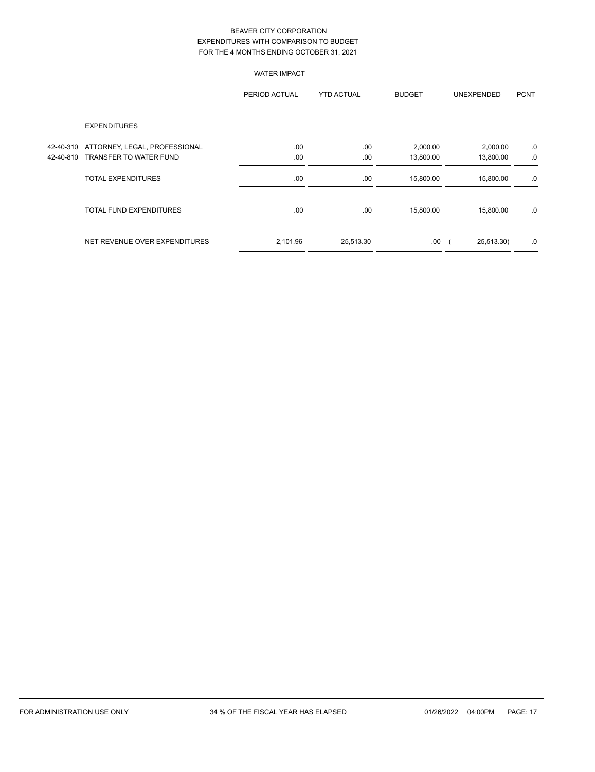BEAVER CITY CORPORATION
EXPENDITURES WITH COMPARISON TO BUDGET
FOR THE 4 MONTHS ENDING OCTOBER 31, 2021

WATER IMPACT

| | | PERIOD ACTUAL | YTD ACTUAL | BUDGET | UNEXPENDED | PCNT |
|---|---|---|---|---|---|---|
| | EXPENDITURES | | | | | |
| 42-40-310 | ATTORNEY, LEGAL, PROFESSIONAL | .00 | .00 | 2,000.00 | 2,000.00 | .0 |
| 42-40-810 | TRANSFER TO WATER FUND | .00 | .00 | 13,800.00 | 13,800.00 | .0 |
| | TOTAL EXPENDITURES | .00 | .00 | 15,800.00 | 15,800.00 | .0 |
| | TOTAL FUND EXPENDITURES | .00 | .00 | 15,800.00 | 15,800.00 | .0 |
| | NET REVENUE OVER EXPENDITURES | 2,101.96 | 25,513.30 | .00 | ( 25,513.30) | .0 |

FOR ADMINISTRATION USE ONLY 34 % OF THE FISCAL YEAR HAS ELAPSED 01/26/2022 04:00PM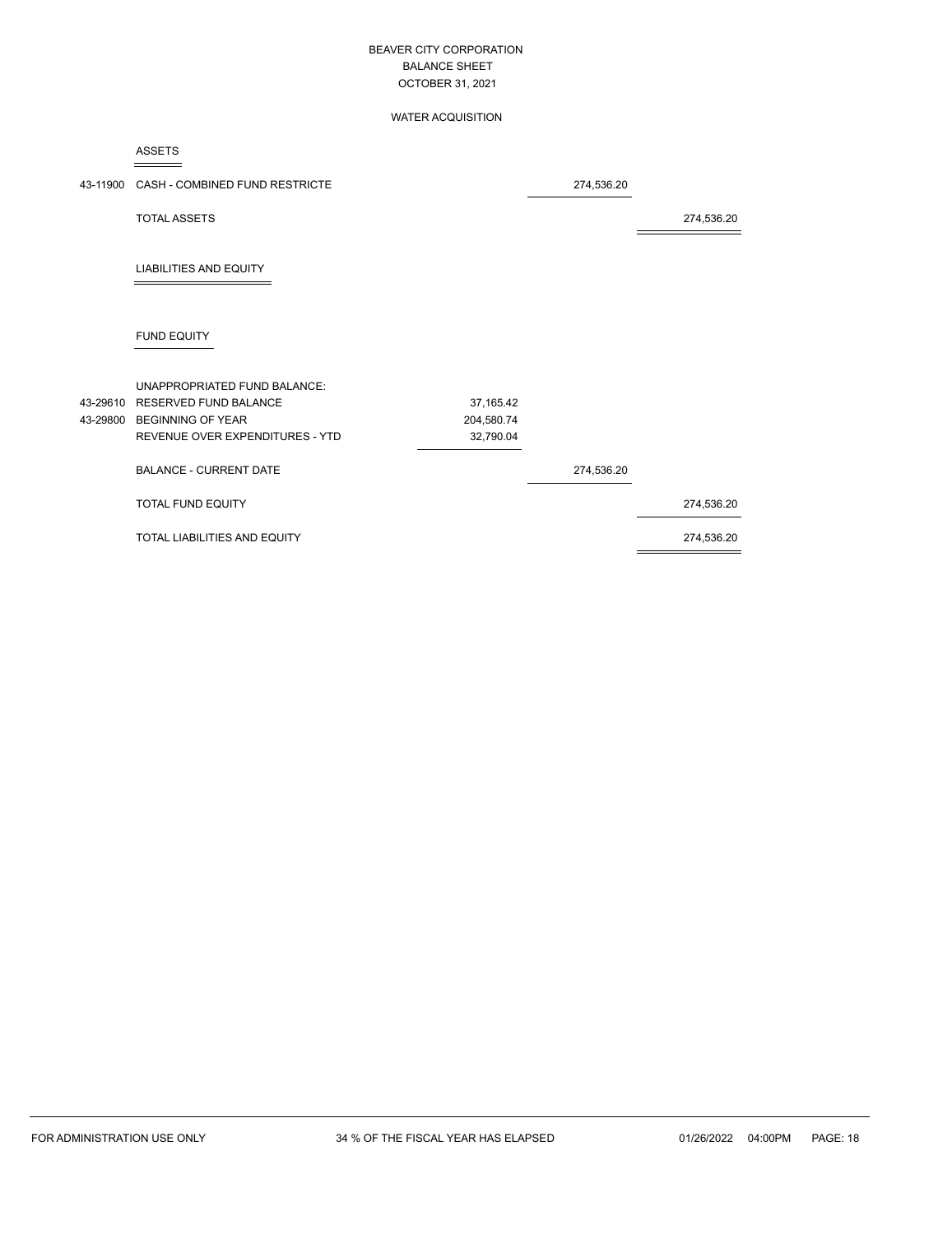# BEAVER CITY CORPORATION
## BALANCE SHEET
## OCTOBER 31, 2021

### WATER ACQUISITION

#### ASSETS

| Account | Description | | | |
|---|---|---|---|---|
| 43-11900 | CASH - COMBINED FUND RESTRICTE | | 274,536.20 | |
| | TOTAL ASSETS | | | 274,536.20 |

#### LIABILITIES AND EQUITY

##### FUND EQUITY

| Account | Description | | | |
|---|---|---|---|---|
| | UNAPPROPRIATED FUND BALANCE: | | | |
| 43-29610 | RESERVED FUND BALANCE | 37,165.42 | | |
| 43-29800 | BEGINNING OF YEAR | 204,580.74 | | |
| | REVENUE OVER EXPENDITURES - YTD | 32,790.04 | | |
| | BALANCE - CURRENT DATE | | 274,536.20 | |
| | TOTAL FUND EQUITY | | | 274,536.20 |
| | TOTAL LIABILITIES AND EQUITY | | | 274,536.20 |

FOR ADMINISTRATION USE ONLY    34 % OF THE FISCAL YEAR HAS ELAPSED    01/26/2022 04:00PM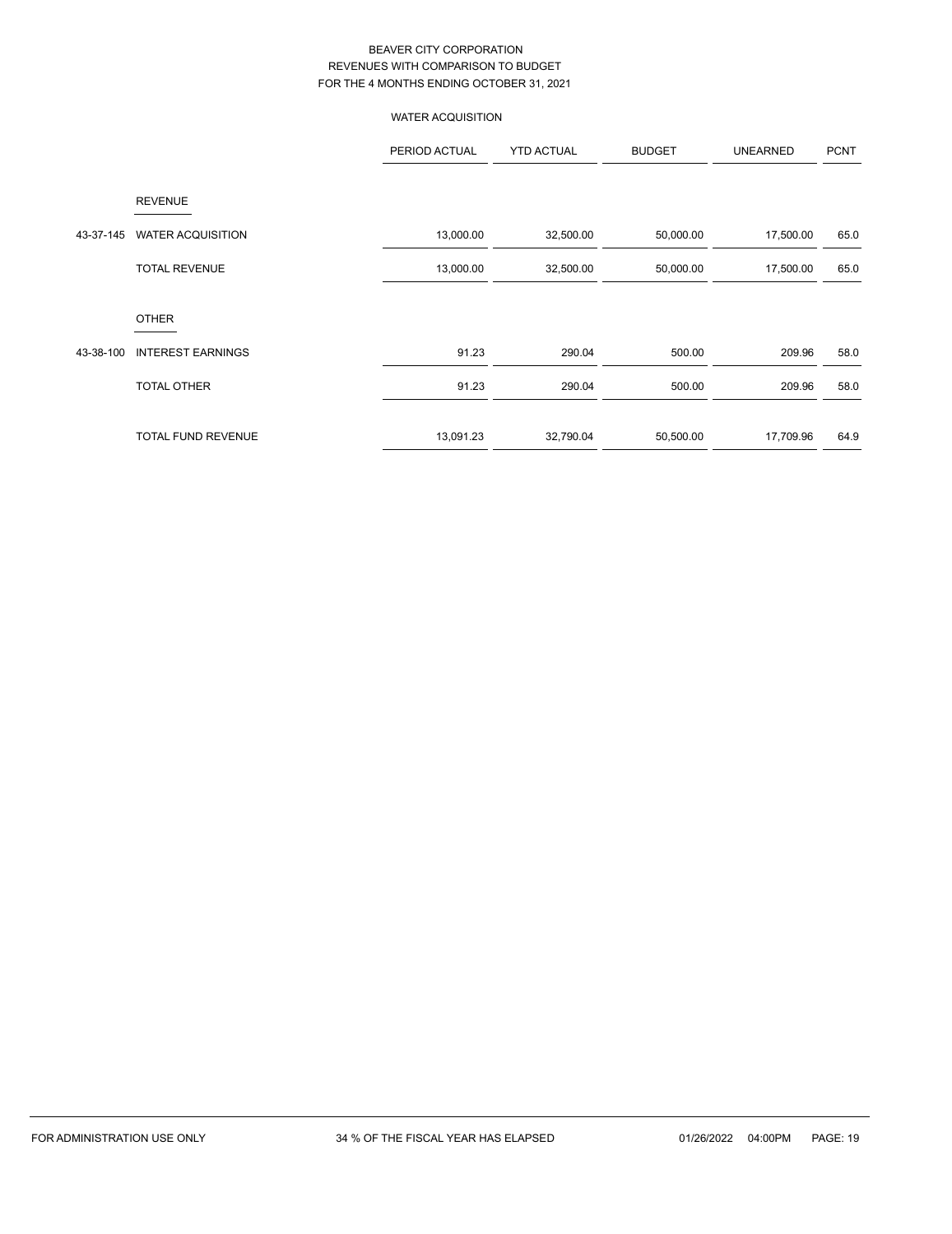# BEAVER CITY CORPORATION
## REVENUES WITH COMPARISON TO BUDGET
## FOR THE 4 MONTHS ENDING OCTOBER 31, 2021

### WATER ACQUISITION

| | | PERIOD ACTUAL | YTD ACTUAL | BUDGET | UNEARNED | PCNT |
|---|---|---|---|---|---|---|
| | **REVENUE** | | | | | |
| 43-37-145 | WATER ACQUISITION | 13,000.00 | 32,500.00 | 50,000.00 | 17,500.00 | 65.0 |
| | TOTAL REVENUE | 13,000.00 | 32,500.00 | 50,000.00 | 17,500.00 | 65.0 |
| | **OTHER** | | | | | |
| 43-38-100 | INTEREST EARNINGS | 91.23 | 290.04 | 500.00 | 209.96 | 58.0 |
| | TOTAL OTHER | 91.23 | 290.04 | 500.00 | 209.96 | 58.0 |
| | TOTAL FUND REVENUE | 13,091.23 | 32,790.04 | 50,500.00 | 17,709.96 | 64.9 |

FOR ADMINISTRATION USE ONLY 34 % OF THE FISCAL YEAR HAS ELAPSED 01/26/2022 04:00PM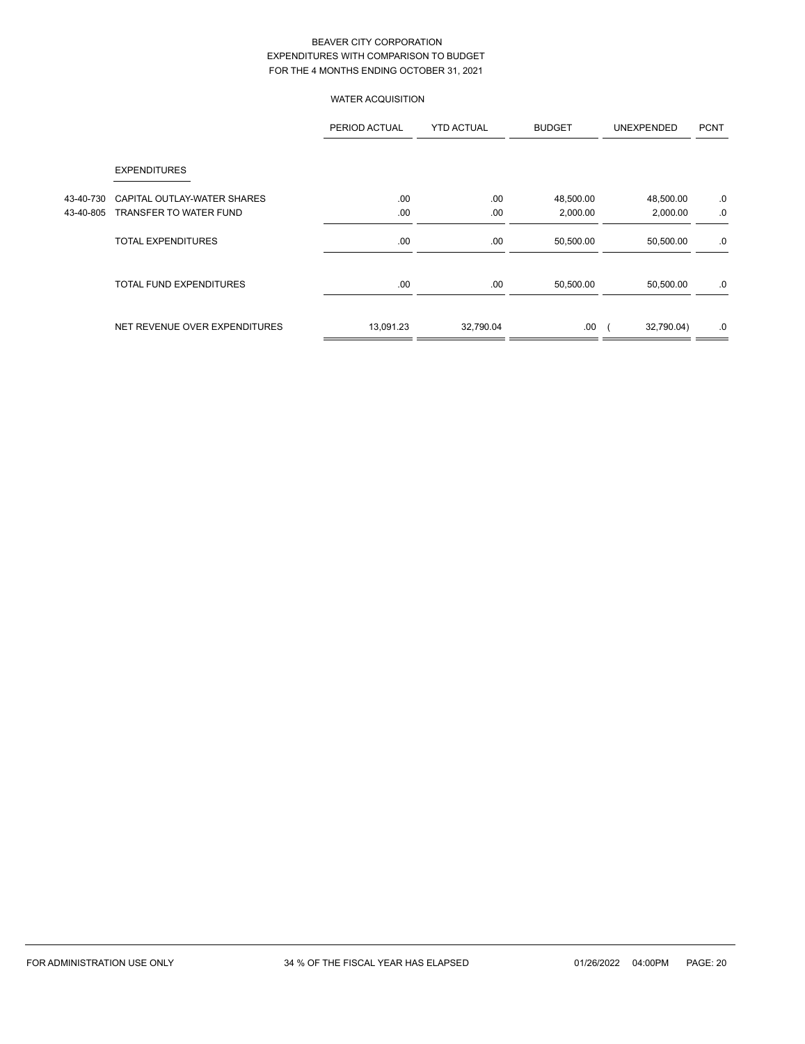# BEAVER CITY CORPORATION
## EXPENDITURES WITH COMPARISON TO BUDGET
## FOR THE 4 MONTHS ENDING OCTOBER 31, 2021

### WATER ACQUISITION

| | | PERIOD ACTUAL | YTD ACTUAL | BUDGET | UNEXPENDED | PCNT |
|---|---|---|---|---|---|---|
| | **EXPENDITURES** | | | | | |
| 43-40-730 | CAPITAL OUTLAY-WATER SHARES | .00 | .00 | 48,500.00 | 48,500.00 | .0 |
| 43-40-805 | TRANSFER TO WATER FUND | .00 | .00 | 2,000.00 | 2,000.00 | .0 |
| | TOTAL EXPENDITURES | .00 | .00 | 50,500.00 | 50,500.00 | .0 |
| | TOTAL FUND EXPENDITURES | .00 | .00 | 50,500.00 | 50,500.00 | .0 |
| | NET REVENUE OVER EXPENDITURES | 13,091.23 | 32,790.04 | .00 | ( 32,790.04) | .0 |

FOR ADMINISTRATION USE ONLY — 34 % OF THE FISCAL YEAR HAS ELAPSED — 01/26/2022 04:00PM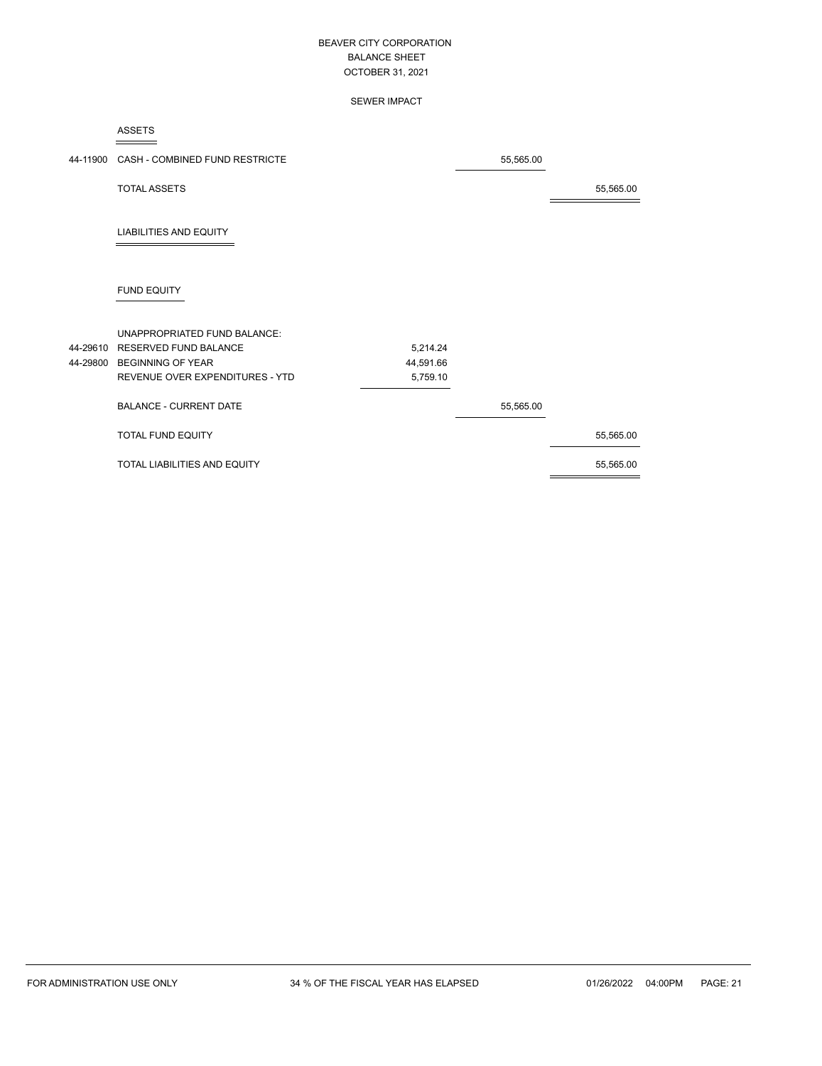# BEAVER CITY CORPORATION
## BALANCE SHEET
### OCTOBER 31, 2021

### SEWER IMPACT

| Account | Description | | | |
|---|---|---|---|---|
| | **ASSETS** | | | |
| 44-11900 | CASH - COMBINED FUND RESTRICTE | | 55,565.00 | |
| | TOTAL ASSETS | | | 55,565.00 |
| | **LIABILITIES AND EQUITY** | | | |
| | **FUND EQUITY** | | | |
| | UNAPPROPRIATED FUND BALANCE: | | | |
| 44-29610 | RESERVED FUND BALANCE | 5,214.24 | | |
| 44-29800 | BEGINNING OF YEAR | 44,591.66 | | |
| | REVENUE OVER EXPENDITURES - YTD | 5,759.10 | | |
| | BALANCE - CURRENT DATE | | 55,565.00 | |
| | TOTAL FUND EQUITY | | | 55,565.00 |
| | TOTAL LIABILITIES AND EQUITY | | | 55,565.00 |

FOR ADMINISTRATION USE ONLY 34 % OF THE FISCAL YEAR HAS ELAPSED 01/26/2022 04:00PM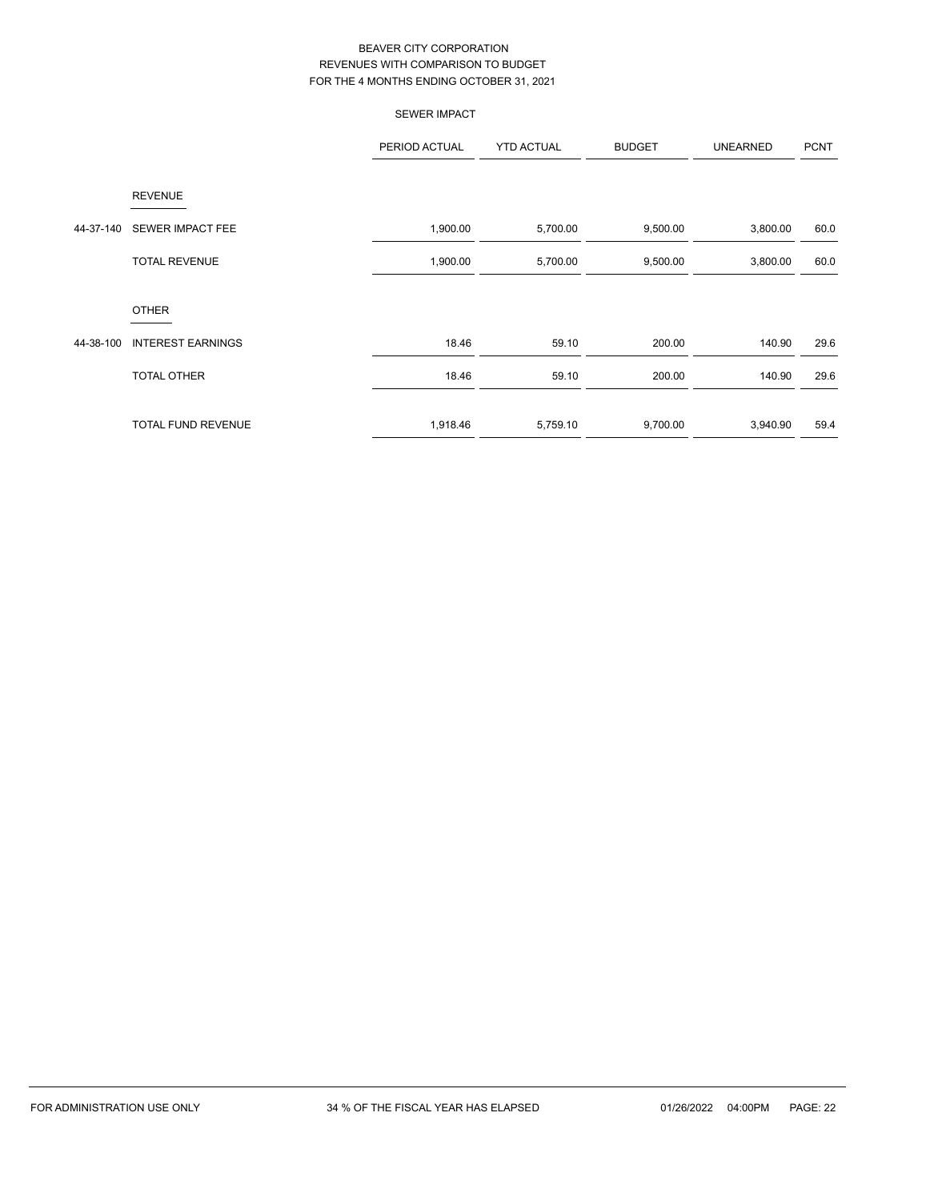# BEAVER CITY CORPORATION
## REVENUES WITH COMPARISON TO BUDGET
## FOR THE 4 MONTHS ENDING OCTOBER 31, 2021

### SEWER IMPACT

| | | PERIOD ACTUAL | YTD ACTUAL | BUDGET | UNEARNED | PCNT |
|---|---|---|---|---|---|---|
| | REVENUE | | | | | |
| 44-37-140 | SEWER IMPACT FEE | 1,900.00 | 5,700.00 | 9,500.00 | 3,800.00 | 60.0 |
| | TOTAL REVENUE | 1,900.00 | 5,700.00 | 9,500.00 | 3,800.00 | 60.0 |
| | OTHER | | | | | |
| 44-38-100 | INTEREST EARNINGS | 18.46 | 59.10 | 200.00 | 140.90 | 29.6 |
| | TOTAL OTHER | 18.46 | 59.10 | 200.00 | 140.90 | 29.6 |
| | TOTAL FUND REVENUE | 1,918.46 | 5,759.10 | 9,700.00 | 3,940.90 | 59.4 |

FOR ADMINISTRATION USE ONLY 34 % OF THE FISCAL YEAR HAS ELAPSED 01/26/2022 04:00PM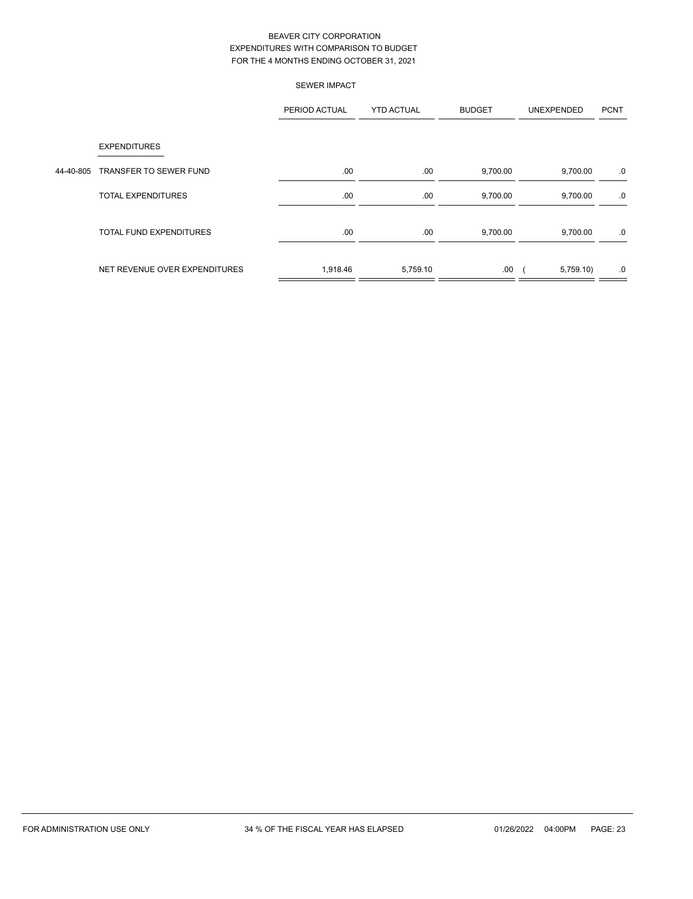BEAVER CITY CORPORATION
EXPENDITURES WITH COMPARISON TO BUDGET
FOR THE 4 MONTHS ENDING OCTOBER 31, 2021

SEWER IMPACT

| | | PERIOD ACTUAL | YTD ACTUAL | BUDGET | UNEXPENDED | PCNT |
|---|---|---|---|---|---|---|
| | EXPENDITURES | | | | | |
| 44-40-805 | TRANSFER TO SEWER FUND | .00 | .00 | 9,700.00 | 9,700.00 | .0 |
| | TOTAL EXPENDITURES | .00 | .00 | 9,700.00 | 9,700.00 | .0 |
| | TOTAL FUND EXPENDITURES | .00 | .00 | 9,700.00 | 9,700.00 | .0 |
| | NET REVENUE OVER EXPENDITURES | 1,918.46 | 5,759.10 | .00 | ( 5,759.10) | .0 |

FOR ADMINISTRATION USE ONLY 34 % OF THE FISCAL YEAR HAS ELAPSED 01/26/2022 04:00PM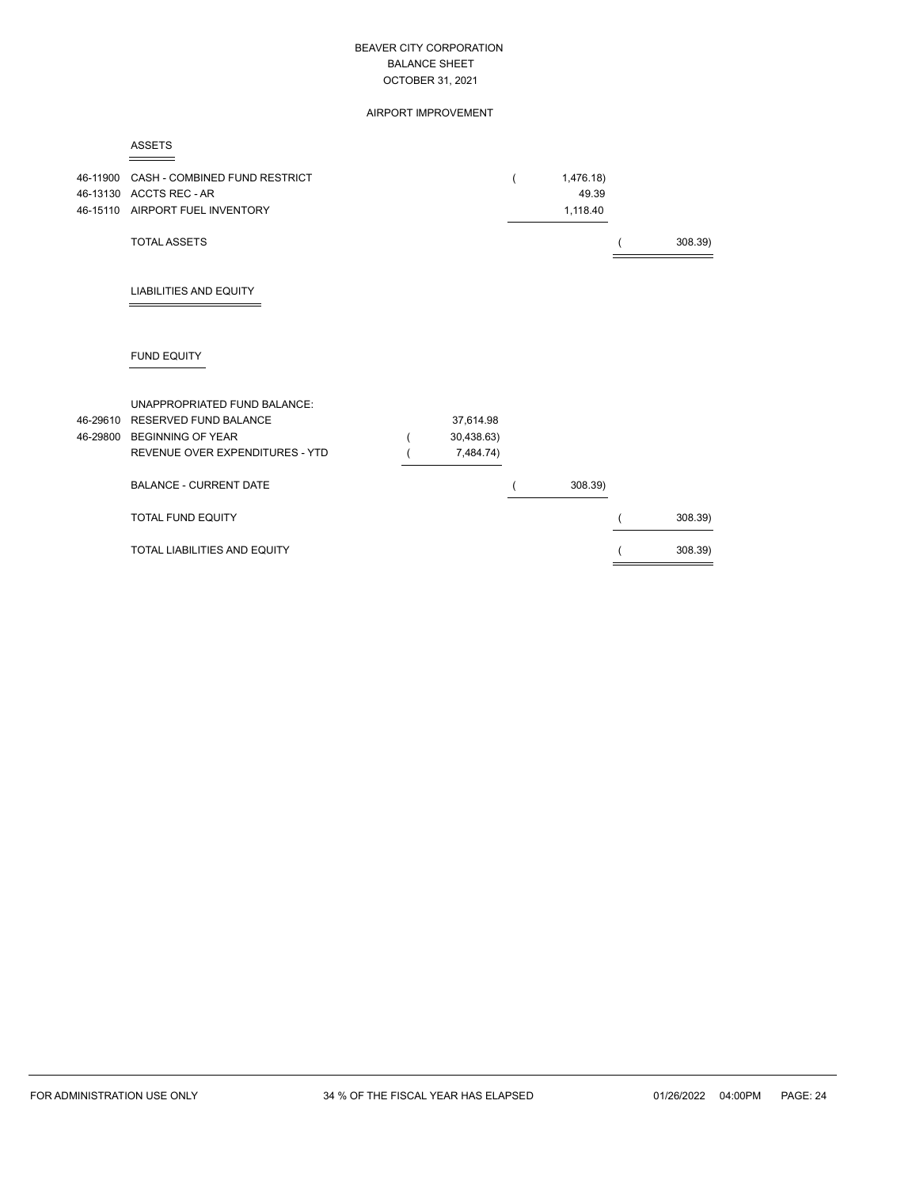# BEAVER CITY CORPORATION
## BALANCE SHEET
## OCTOBER 31, 2021

### AIRPORT IMPROVEMENT

#### ASSETS

| Account | Description | | | |
|---|---|---|---|---|
| 46-11900 | CASH - COMBINED FUND RESTRICT | | ( 1,476.18) | |
| 46-13130 | ACCTS REC - AR | | 49.39 | |
| 46-15110 | AIRPORT FUEL INVENTORY | | 1,118.40 | |
| | TOTAL ASSETS | | | ( 308.39) |

#### LIABILITIES AND EQUITY

#### FUND EQUITY

| Account | Description | | | |
|---|---|---|---|---|
| | UNAPPROPRIATED FUND BALANCE: | | | |
| 46-29610 | RESERVED FUND BALANCE | 37,614.98 | | |
| 46-29800 | BEGINNING OF YEAR | ( 30,438.63) | | |
| | REVENUE OVER EXPENDITURES - YTD | ( 7,484.74) | | |
| | BALANCE - CURRENT DATE | | ( 308.39) | |
| | TOTAL FUND EQUITY | | | ( 308.39) |
| | TOTAL LIABILITIES AND EQUITY | | | ( 308.39) |

FOR ADMINISTRATION USE ONLY 34 % OF THE FISCAL YEAR HAS ELAPSED 01/26/2022 04:00PM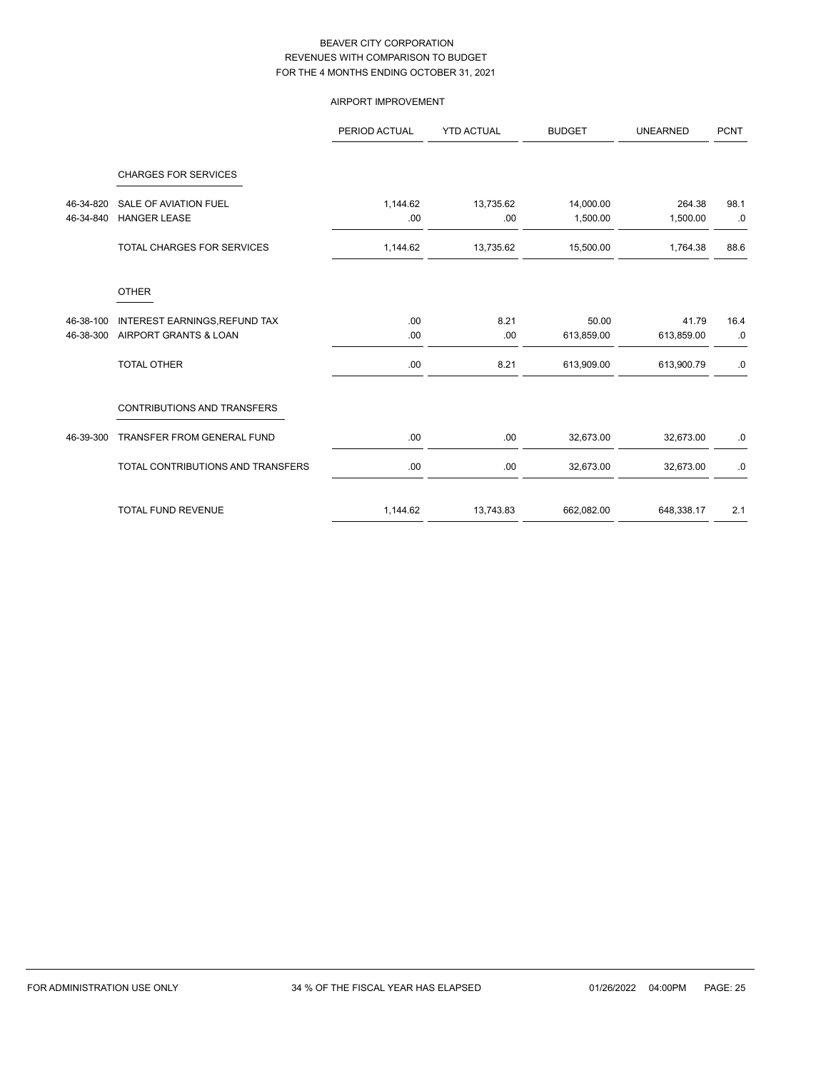# BEAVER CITY CORPORATION
## REVENUES WITH COMPARISON TO BUDGET
## FOR THE 4 MONTHS ENDING OCTOBER 31, 2021

### AIRPORT IMPROVEMENT

| | | PERIOD ACTUAL | YTD ACTUAL | BUDGET | UNEARNED | PCNT |
|---|---|---|---|---|---|---|
| | **CHARGES FOR SERVICES** | | | | | |
| 46-34-820 | SALE OF AVIATION FUEL | 1,144.62 | 13,735.62 | 14,000.00 | 264.38 | 98.1 |
| 46-34-840 | HANGER LEASE | .00 | .00 | 1,500.00 | 1,500.00 | .0 |
| | TOTAL CHARGES FOR SERVICES | 1,144.62 | 13,735.62 | 15,500.00 | 1,764.38 | 88.6 |
| | **OTHER** | | | | | |
| 46-38-100 | INTEREST EARNINGS,REFUND TAX | .00 | 8.21 | 50.00 | 41.79 | 16.4 |
| 46-38-300 | AIRPORT GRANTS & LOAN | .00 | .00 | 613,859.00 | 613,859.00 | .0 |
| | TOTAL OTHER | .00 | 8.21 | 613,909.00 | 613,900.79 | .0 |
| | **CONTRIBUTIONS AND TRANSFERS** | | | | | |
| 46-39-300 | TRANSFER FROM GENERAL FUND | .00 | .00 | 32,673.00 | 32,673.00 | .0 |
| | TOTAL CONTRIBUTIONS AND TRANSFERS | .00 | .00 | 32,673.00 | 32,673.00 | .0 |
| | TOTAL FUND REVENUE | 1,144.62 | 13,743.83 | 662,082.00 | 648,338.17 | 2.1 |

FOR ADMINISTRATION USE ONLY — 34 % OF THE FISCAL YEAR HAS ELAPSED — 01/26/2022 04:00PM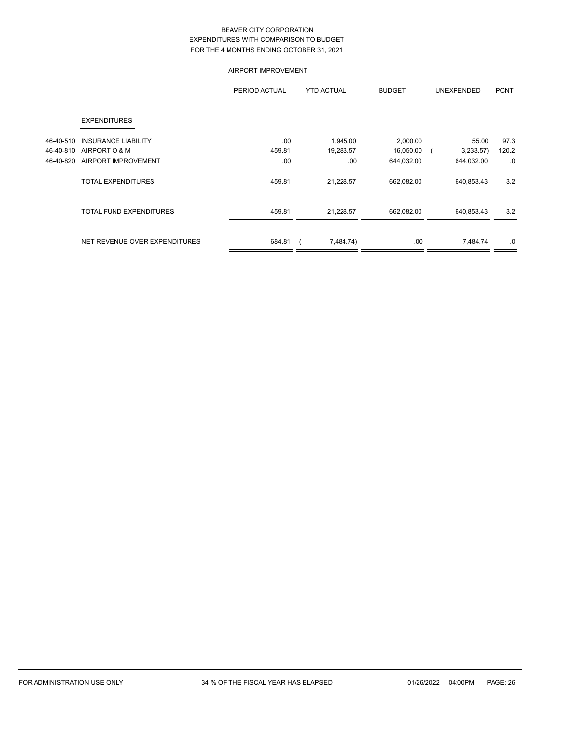BEAVER CITY CORPORATION
EXPENDITURES WITH COMPARISON TO BUDGET
FOR THE 4 MONTHS ENDING OCTOBER 31, 2021

AIRPORT IMPROVEMENT

| | | PERIOD ACTUAL | YTD ACTUAL | BUDGET | UNEXPENDED | PCNT |
|---|---|---|---|---|---|---|
| | EXPENDITURES | | | | | |
| 46-40-510 | INSURANCE LIABILITY | .00 | 1,945.00 | 2,000.00 | 55.00 | 97.3 |
| 46-40-810 | AIRPORT O & M | 459.81 | 19,283.57 | 16,050.00 | ( 3,233.57) | 120.2 |
| 46-40-820 | AIRPORT IMPROVEMENT | .00 | .00 | 644,032.00 | 644,032.00 | .0 |
| | TOTAL EXPENDITURES | 459.81 | 21,228.57 | 662,082.00 | 640,853.43 | 3.2 |
| | TOTAL FUND EXPENDITURES | 459.81 | 21,228.57 | 662,082.00 | 640,853.43 | 3.2 |
| | NET REVENUE OVER EXPENDITURES | 684.81 | ( 7,484.74) | .00 | 7,484.74 | .0 |

FOR ADMINISTRATION USE ONLY 34 % OF THE FISCAL YEAR HAS ELAPSED 01/26/2022 04:00PM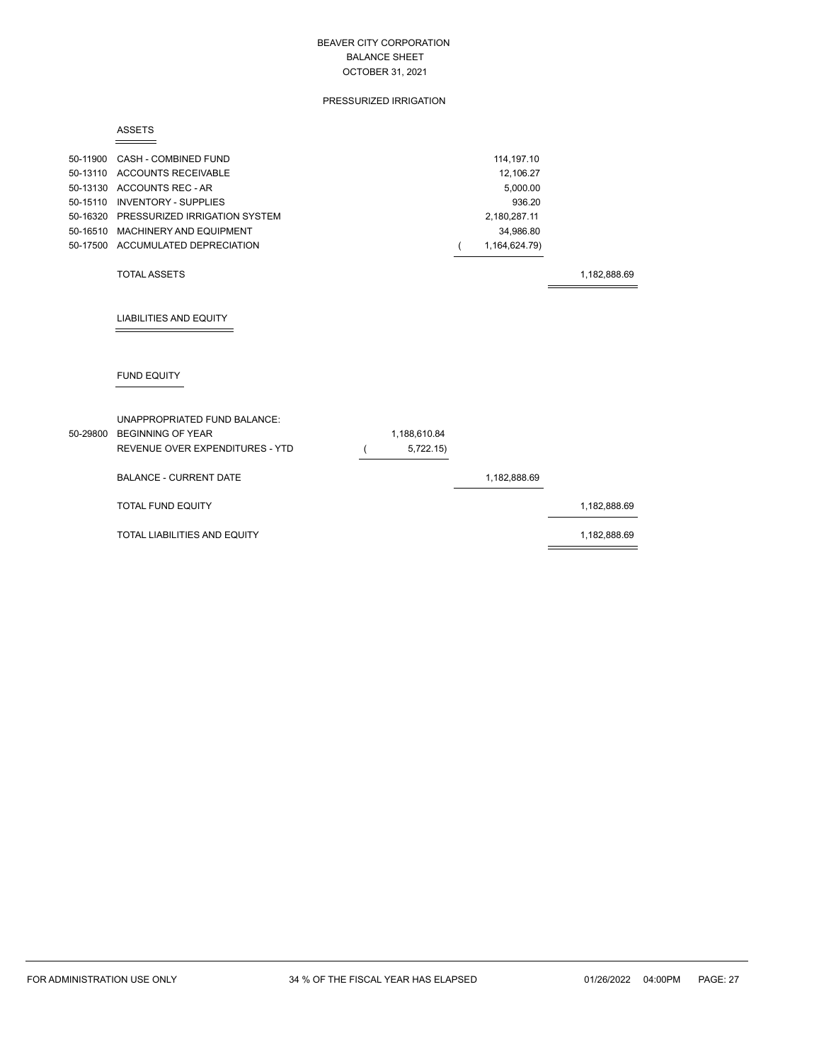# BEAVER CITY CORPORATION
## BALANCE SHEET
### OCTOBER 31, 2021

### PRESSURIZED IRRIGATION

**ASSETS**

| Account | Description | | | |
|---|---|---|---|---|
| 50-11900 | CASH - COMBINED FUND | | 114,197.10 | |
| 50-13110 | ACCOUNTS RECEIVABLE | | 12,106.27 | |
| 50-13130 | ACCOUNTS REC - AR | | 5,000.00 | |
| 50-15110 | INVENTORY - SUPPLIES | | 936.20 | |
| 50-16320 | PRESSURIZED IRRIGATION SYSTEM | | 2,180,287.11 | |
| 50-16510 | MACHINERY AND EQUIPMENT | | 34,986.80 | |
| 50-17500 | ACCUMULATED DEPRECIATION | | ( 1,164,624.79) | |
| | TOTAL ASSETS | | | 1,182,888.69 |

**LIABILITIES AND EQUITY**

**FUND EQUITY**

| Account | Description | | | |
|---|---|---|---|---|
| | UNAPPROPRIATED FUND BALANCE: | | | |
| 50-29800 | BEGINNING OF YEAR | 1,188,610.84 | | |
| | REVENUE OVER EXPENDITURES - YTD | ( 5,722.15) | | |
| | BALANCE - CURRENT DATE | | 1,182,888.69 | |
| | TOTAL FUND EQUITY | | | 1,182,888.69 |
| | TOTAL LIABILITIES AND EQUITY | | | 1,182,888.69 |

FOR ADMINISTRATION USE ONLY — 34 % OF THE FISCAL YEAR HAS ELAPSED — 01/26/2022 04:00PM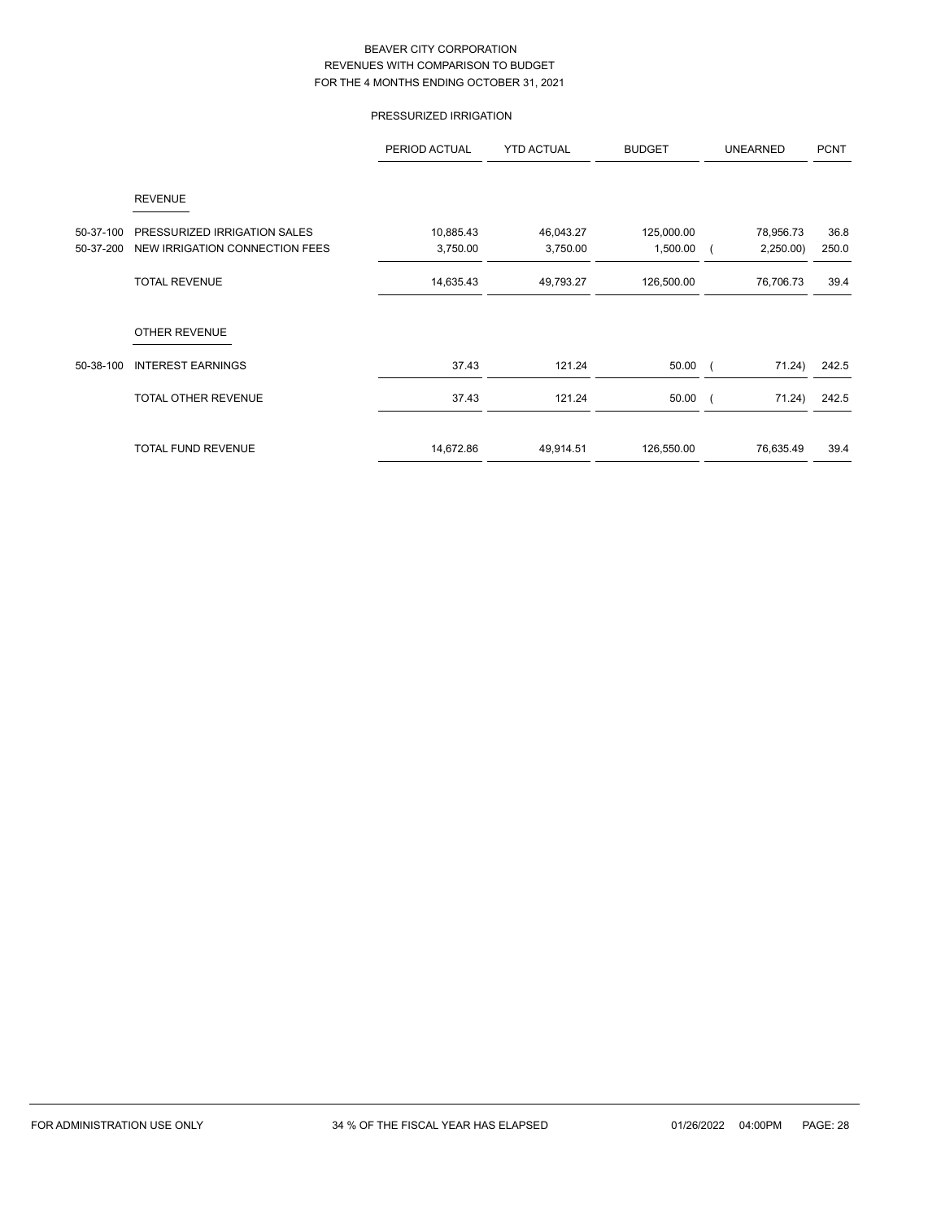# BEAVER CITY CORPORATION
## REVENUES WITH COMPARISON TO BUDGET
### FOR THE 4 MONTHS ENDING OCTOBER 31, 2021

#### PRESSURIZED IRRIGATION

| | | PERIOD ACTUAL | YTD ACTUAL | BUDGET | UNEARNED | PCNT |
|---|---|---|---|---|---|---|
| | **REVENUE** | | | | | |
| 50-37-100 | PRESSURIZED IRRIGATION SALES | 10,885.43 | 46,043.27 | 125,000.00 | 78,956.73 | 36.8 |
| 50-37-200 | NEW IRRIGATION CONNECTION FEES | 3,750.00 | 3,750.00 | 1,500.00 | ( 2,250.00) | 250.0 |
| | TOTAL REVENUE | 14,635.43 | 49,793.27 | 126,500.00 | 76,706.73 | 39.4 |
| | **OTHER REVENUE** | | | | | |
| 50-38-100 | INTEREST EARNINGS | 37.43 | 121.24 | 50.00 | ( 71.24) | 242.5 |
| | TOTAL OTHER REVENUE | 37.43 | 121.24 | 50.00 | ( 71.24) | 242.5 |
| | TOTAL FUND REVENUE | 14,672.86 | 49,914.51 | 126,550.00 | 76,635.49 | 39.4 |

FOR ADMINISTRATION USE ONLY    34 % OF THE FISCAL YEAR HAS ELAPSED    01/26/2022 04:00PM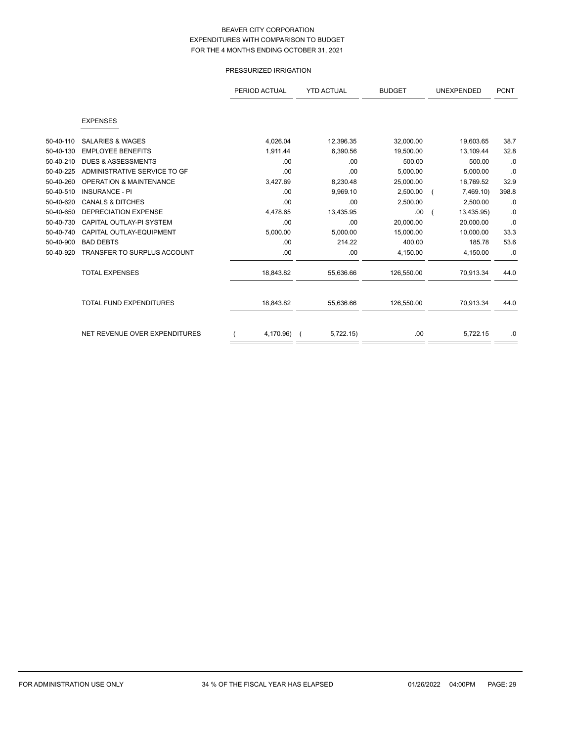# BEAVER CITY CORPORATION
## EXPENDITURES WITH COMPARISON TO BUDGET
## FOR THE 4 MONTHS ENDING OCTOBER 31, 2021

### PRESSURIZED IRRIGATION

| | | PERIOD ACTUAL | YTD ACTUAL | BUDGET | UNEXPENDED | PCNT |
|---|---|---|---|---|---|---|
| | **EXPENSES** | | | | | |
| 50-40-110 | SALARIES & WAGES | 4,026.04 | 12,396.35 | 32,000.00 | 19,603.65 | 38.7 |
| 50-40-130 | EMPLOYEE BENEFITS | 1,911.44 | 6,390.56 | 19,500.00 | 13,109.44 | 32.8 |
| 50-40-210 | DUES & ASSESSMENTS | .00 | .00 | 500.00 | 500.00 | .0 |
| 50-40-225 | ADMINISTRATIVE SERVICE TO GF | .00 | .00 | 5,000.00 | 5,000.00 | .0 |
| 50-40-260 | OPERATION & MAINTENANCE | 3,427.69 | 8,230.48 | 25,000.00 | 16,769.52 | 32.9 |
| 50-40-510 | INSURANCE - PI | .00 | 9,969.10 | 2,500.00 | ( 7,469.10) | 398.8 |
| 50-40-620 | CANALS & DITCHES | .00 | .00 | 2,500.00 | 2,500.00 | .0 |
| 50-40-650 | DEPRECIATION EXPENSE | 4,478.65 | 13,435.95 | .00 | ( 13,435.95) | .0 |
| 50-40-730 | CAPITAL OUTLAY-PI SYSTEM | .00 | .00 | 20,000.00 | 20,000.00 | .0 |
| 50-40-740 | CAPITAL OUTLAY-EQUIPMENT | 5,000.00 | 5,000.00 | 15,000.00 | 10,000.00 | 33.3 |
| 50-40-900 | BAD DEBTS | .00 | 214.22 | 400.00 | 185.78 | 53.6 |
| 50-40-920 | TRANSFER TO SURPLUS ACCOUNT | .00 | .00 | 4,150.00 | 4,150.00 | .0 |
| | TOTAL EXPENSES | 18,843.82 | 55,636.66 | 126,550.00 | 70,913.34 | 44.0 |
| | TOTAL FUND EXPENDITURES | 18,843.82 | 55,636.66 | 126,550.00 | 70,913.34 | 44.0 |
| | NET REVENUE OVER EXPENDITURES | ( 4,170.96) | ( 5,722.15) | .00 | 5,722.15 | .0 |

FOR ADMINISTRATION USE ONLY 34 % OF THE FISCAL YEAR HAS ELAPSED 01/26/2022 04:00PM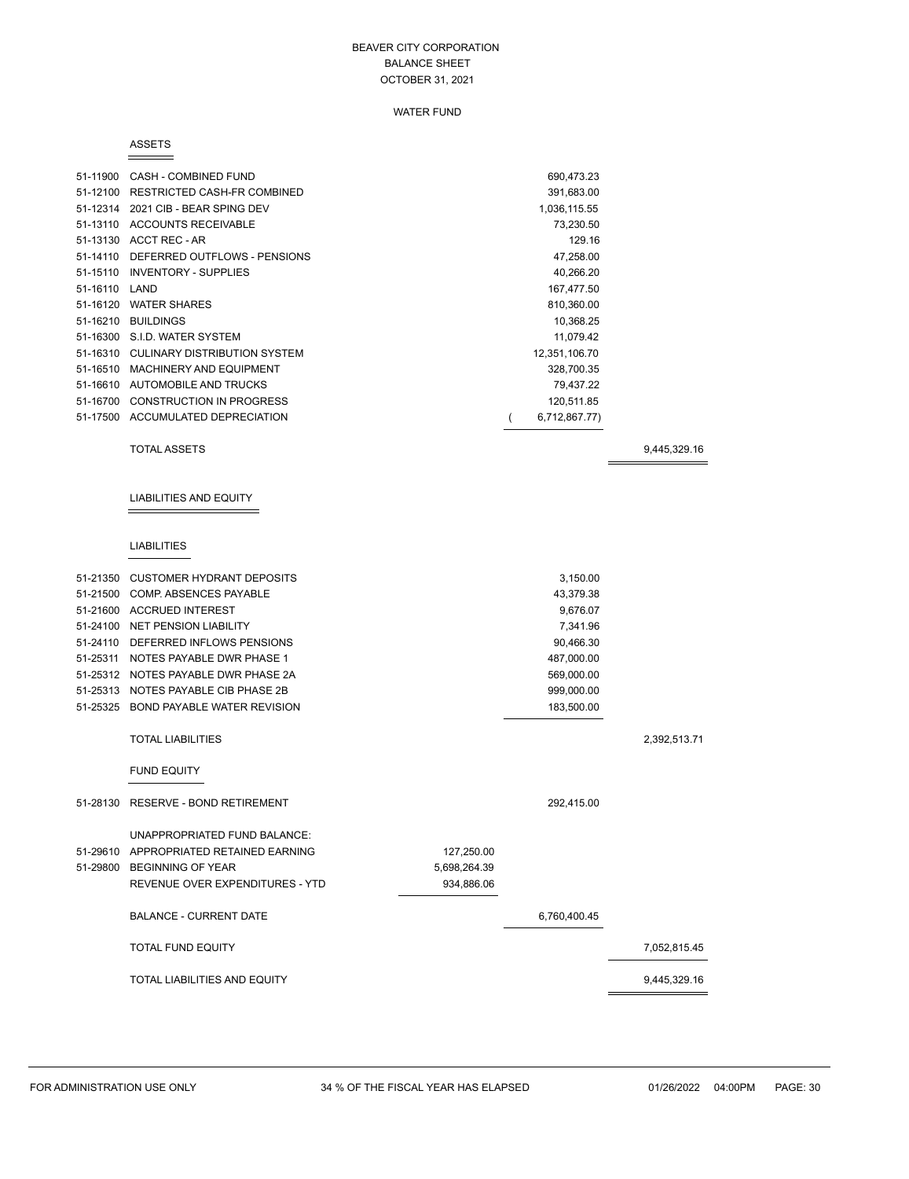# BEAVER CITY CORPORATION
## BALANCE SHEET
## OCTOBER 31, 2021

### WATER FUND

#### ASSETS

| Account | Description | | | |
|---|---|---|---|---|
| 51-11900 | CASH - COMBINED FUND | | 690,473.23 | |
| 51-12100 | RESTRICTED CASH-FR COMBINED | | 391,683.00 | |
| 51-12314 | 2021 CIB - BEAR SPING DEV | | 1,036,115.55 | |
| 51-13110 | ACCOUNTS RECEIVABLE | | 73,230.50 | |
| 51-13130 | ACCT REC - AR | | 129.16 | |
| 51-14110 | DEFERRED OUTFLOWS - PENSIONS | | 47,258.00 | |
| 51-15110 | INVENTORY - SUPPLIES | | 40,266.20 | |
| 51-16110 | LAND | | 167,477.50 | |
| 51-16120 | WATER SHARES | | 810,360.00 | |
| 51-16210 | BUILDINGS | | 10,368.25 | |
| 51-16300 | S.I.D. WATER SYSTEM | | 11,079.42 | |
| 51-16310 | CULINARY DISTRIBUTION SYSTEM | | 12,351,106.70 | |
| 51-16510 | MACHINERY AND EQUIPMENT | | 328,700.35 | |
| 51-16610 | AUTOMOBILE AND TRUCKS | | 79,437.22 | |
| 51-16700 | CONSTRUCTION IN PROGRESS | | 120,511.85 | |
| 51-17500 | ACCUMULATED DEPRECIATION | | ( 6,712,867.77) | |
| | TOTAL ASSETS | | | 9,445,329.16 |

#### LIABILITIES AND EQUITY

##### LIABILITIES

| Account | Description | | | |
|---|---|---|---|---|
| 51-21350 | CUSTOMER HYDRANT DEPOSITS | | 3,150.00 | |
| 51-21500 | COMP. ABSENCES PAYABLE | | 43,379.38 | |
| 51-21600 | ACCRUED INTEREST | | 9,676.07 | |
| 51-24100 | NET PENSION LIABILITY | | 7,341.96 | |
| 51-24110 | DEFERRED INFLOWS PENSIONS | | 90,466.30 | |
| 51-25311 | NOTES PAYABLE DWR PHASE 1 | | 487,000.00 | |
| 51-25312 | NOTES PAYABLE DWR PHASE 2A | | 569,000.00 | |
| 51-25313 | NOTES PAYABLE CIB PHASE 2B | | 999,000.00 | |
| 51-25325 | BOND PAYABLE WATER REVISION | | 183,500.00 | |
| | TOTAL LIABILITIES | | | 2,392,513.71 |

##### FUND EQUITY

| Account | Description | | | |
|---|---|---|---|---|
| 51-28130 | RESERVE - BOND RETIREMENT | | 292,415.00 | |
| | UNAPPROPRIATED FUND BALANCE: | | | |
| 51-29610 | APPROPRIATED RETAINED EARNING | 127,250.00 | | |
| 51-29800 | BEGINNING OF YEAR | 5,698,264.39 | | |
| | REVENUE OVER EXPENDITURES - YTD | 934,886.06 | | |
| | BALANCE - CURRENT DATE | | 6,760,400.45 | |
| | TOTAL FUND EQUITY | | | 7,052,815.45 |
| | TOTAL LIABILITIES AND EQUITY | | | 9,445,329.16 |

FOR ADMINISTRATION USE ONLY — 34 % OF THE FISCAL YEAR HAS ELAPSED — 01/26/2022 04:00PM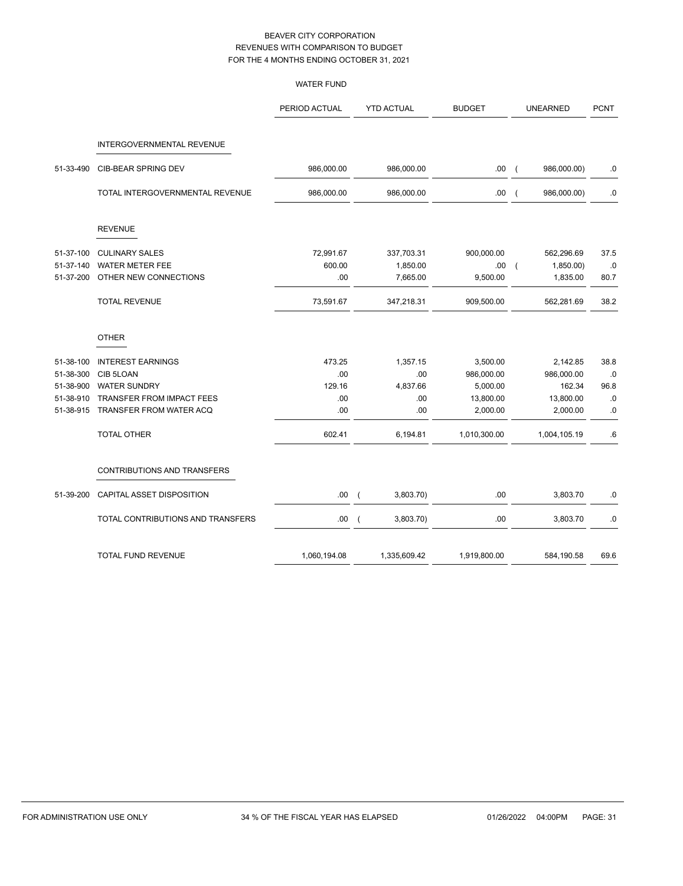# BEAVER CITY CORPORATION
## REVENUES WITH COMPARISON TO BUDGET
## FOR THE 4 MONTHS ENDING OCTOBER 31, 2021

### WATER FUND

| | | PERIOD ACTUAL | YTD ACTUAL | BUDGET | UNEARNED | PCNT |
|---|---|---|---|---|---|---|
| | **INTERGOVERNMENTAL REVENUE** | | | | | |
| 51-33-490 | CIB-BEAR SPRING DEV | 986,000.00 | 986,000.00 | .00 | ( 986,000.00) | .0 |
| | TOTAL INTERGOVERNMENTAL REVENUE | 986,000.00 | 986,000.00 | .00 | ( 986,000.00) | .0 |
| | **REVENUE** | | | | | |
| 51-37-100 | CULINARY SALES | 72,991.67 | 337,703.31 | 900,000.00 | 562,296.69 | 37.5 |
| 51-37-140 | WATER METER FEE | 600.00 | 1,850.00 | .00 | ( 1,850.00) | .0 |
| 51-37-200 | OTHER NEW CONNECTIONS | .00 | 7,665.00 | 9,500.00 | 1,835.00 | 80.7 |
| | TOTAL REVENUE | 73,591.67 | 347,218.31 | 909,500.00 | 562,281.69 | 38.2 |
| | **OTHER** | | | | | |
| 51-38-100 | INTEREST EARNINGS | 473.25 | 1,357.15 | 3,500.00 | 2,142.85 | 38.8 |
| 51-38-300 | CIB 5LOAN | .00 | .00 | 986,000.00 | 986,000.00 | .0 |
| 51-38-900 | WATER SUNDRY | 129.16 | 4,837.66 | 5,000.00 | 162.34 | 96.8 |
| 51-38-910 | TRANSFER FROM IMPACT FEES | .00 | .00 | 13,800.00 | 13,800.00 | .0 |
| 51-38-915 | TRANSFER FROM WATER ACQ | .00 | .00 | 2,000.00 | 2,000.00 | .0 |
| | TOTAL OTHER | 602.41 | 6,194.81 | 1,010,300.00 | 1,004,105.19 | .6 |
| | **CONTRIBUTIONS AND TRANSFERS** | | | | | |
| 51-39-200 | CAPITAL ASSET DISPOSITION | .00 | ( 3,803.70) | .00 | 3,803.70 | .0 |
| | TOTAL CONTRIBUTIONS AND TRANSFERS | .00 | ( 3,803.70) | .00 | 3,803.70 | .0 |
| | TOTAL FUND REVENUE | 1,060,194.08 | 1,335,609.42 | 1,919,800.00 | 584,190.58 | 69.6 |

FOR ADMINISTRATION USE ONLY — 34 % OF THE FISCAL YEAR HAS ELAPSED — 01/26/2022 04:00PM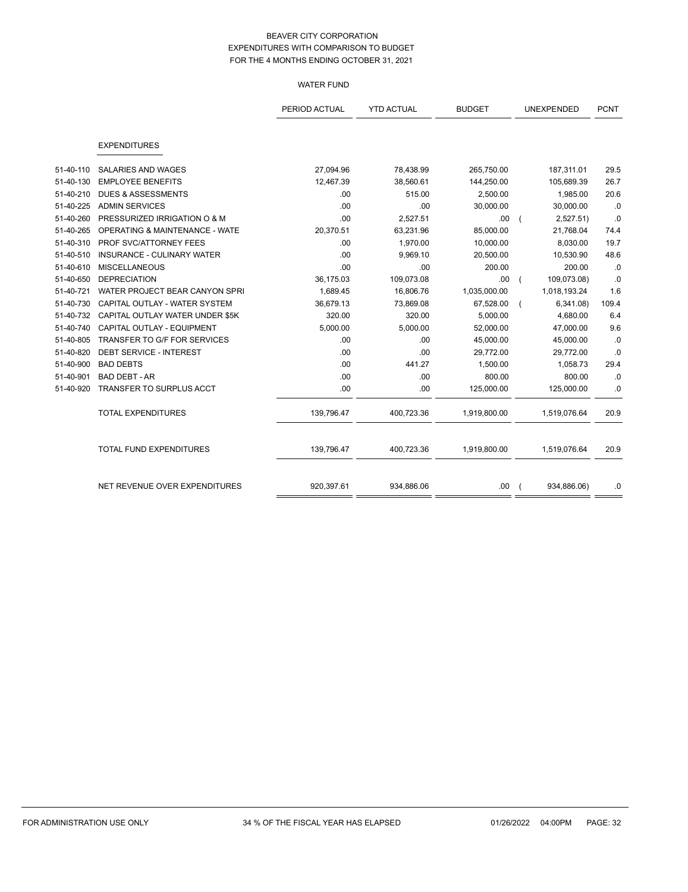BEAVER CITY CORPORATION
EXPENDITURES WITH COMPARISON TO BUDGET
FOR THE 4 MONTHS ENDING OCTOBER 31, 2021

WATER FUND

| | | PERIOD ACTUAL | YTD ACTUAL | BUDGET | UNEXPENDED | PCNT |
|---|---|---|---|---|---|---|
| | **EXPENDITURES** | | | | | |
| 51-40-110 | SALARIES AND WAGES | 27,094.96 | 78,438.99 | 265,750.00 | 187,311.01 | 29.5 |
| 51-40-130 | EMPLOYEE BENEFITS | 12,467.39 | 38,560.61 | 144,250.00 | 105,689.39 | 26.7 |
| 51-40-210 | DUES & ASSESSMENTS | .00 | 515.00 | 2,500.00 | 1,985.00 | 20.6 |
| 51-40-225 | ADMIN SERVICES | .00 | .00 | 30,000.00 | 30,000.00 | .0 |
| 51-40-260 | PRESSURIZED IRRIGATION O & M | .00 | 2,527.51 | .00 | ( 2,527.51) | .0 |
| 51-40-265 | OPERATING & MAINTENANCE - WATE | 20,370.51 | 63,231.96 | 85,000.00 | 21,768.04 | 74.4 |
| 51-40-310 | PROF SVC/ATTORNEY FEES | .00 | 1,970.00 | 10,000.00 | 8,030.00 | 19.7 |
| 51-40-510 | INSURANCE - CULINARY WATER | .00 | 9,969.10 | 20,500.00 | 10,530.90 | 48.6 |
| 51-40-610 | MISCELLANEOUS | .00 | .00 | 200.00 | 200.00 | .0 |
| 51-40-650 | DEPRECIATION | 36,175.03 | 109,073.08 | .00 | ( 109,073.08) | .0 |
| 51-40-721 | WATER PROJECT BEAR CANYON SPRI | 1,689.45 | 16,806.76 | 1,035,000.00 | 1,018,193.24 | 1.6 |
| 51-40-730 | CAPITAL OUTLAY - WATER SYSTEM | 36,679.13 | 73,869.08 | 67,528.00 | ( 6,341.08) | 109.4 |
| 51-40-732 | CAPITAL OUTLAY WATER UNDER $5K | 320.00 | 320.00 | 5,000.00 | 4,680.00 | 6.4 |
| 51-40-740 | CAPITAL OUTLAY - EQUIPMENT | 5,000.00 | 5,000.00 | 52,000.00 | 47,000.00 | 9.6 |
| 51-40-805 | TRANSFER TO G/F FOR SERVICES | .00 | .00 | 45,000.00 | 45,000.00 | .0 |
| 51-40-820 | DEBT SERVICE - INTEREST | .00 | .00 | 29,772.00 | 29,772.00 | .0 |
| 51-40-900 | BAD DEBTS | .00 | 441.27 | 1,500.00 | 1,058.73 | 29.4 |
| 51-40-901 | BAD DEBT - AR | .00 | .00 | 800.00 | 800.00 | .0 |
| 51-40-920 | TRANSFER TO SURPLUS ACCT | .00 | .00 | 125,000.00 | 125,000.00 | .0 |
| | TOTAL EXPENDITURES | 139,796.47 | 400,723.36 | 1,919,800.00 | 1,519,076.64 | 20.9 |
| | TOTAL FUND EXPENDITURES | 139,796.47 | 400,723.36 | 1,919,800.00 | 1,519,076.64 | 20.9 |
| | NET REVENUE OVER EXPENDITURES | 920,397.61 | 934,886.06 | .00 | ( 934,886.06) | .0 |

FOR ADMINISTRATION USE ONLY    34 % OF THE FISCAL YEAR HAS ELAPSED    01/26/2022 04:00PM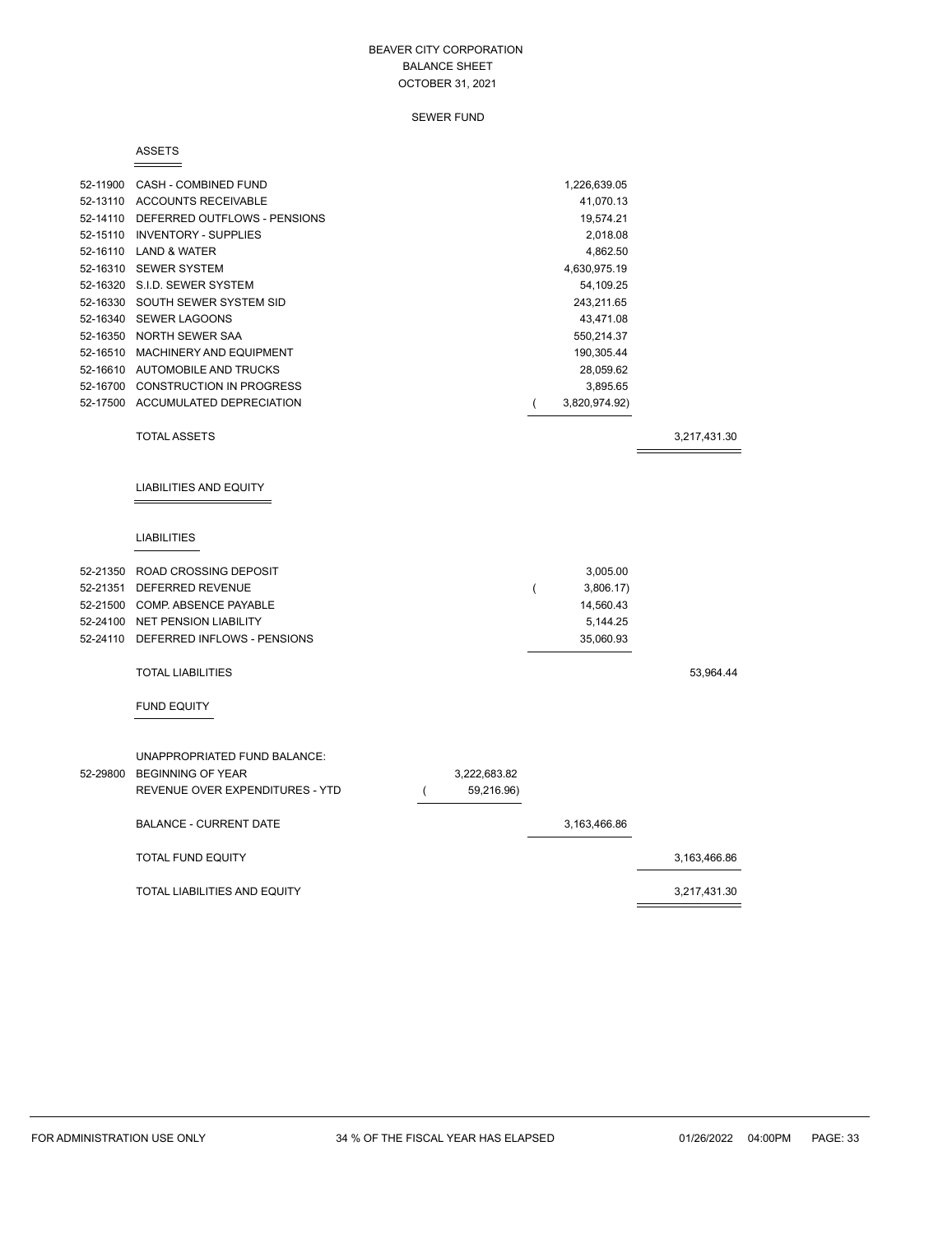# BEAVER CITY CORPORATION
## BALANCE SHEET
### OCTOBER 31, 2021

### SEWER FUND

#### ASSETS

| Account | Description | | | |
|---|---|---|---|---|
| 52-11900 | CASH - COMBINED FUND | | 1,226,639.05 | |
| 52-13110 | ACCOUNTS RECEIVABLE | | 41,070.13 | |
| 52-14110 | DEFERRED OUTFLOWS - PENSIONS | | 19,574.21 | |
| 52-15110 | INVENTORY - SUPPLIES | | 2,018.08 | |
| 52-16110 | LAND & WATER | | 4,862.50 | |
| 52-16310 | SEWER SYSTEM | | 4,630,975.19 | |
| 52-16320 | S.I.D. SEWER SYSTEM | | 54,109.25 | |
| 52-16330 | SOUTH SEWER SYSTEM SID | | 243,211.65 | |
| 52-16340 | SEWER LAGOONS | | 43,471.08 | |
| 52-16350 | NORTH SEWER SAA | | 550,214.37 | |
| 52-16510 | MACHINERY AND EQUIPMENT | | 190,305.44 | |
| 52-16610 | AUTOMOBILE AND TRUCKS | | 28,059.62 | |
| 52-16700 | CONSTRUCTION IN PROGRESS | | 3,895.65 | |
| 52-17500 | ACCUMULATED DEPRECIATION | | ( 3,820,974.92) | |
| | TOTAL ASSETS | | | 3,217,431.30 |

#### LIABILITIES AND EQUITY

##### LIABILITIES

| Account | Description | | | |
|---|---|---|---|---|
| 52-21350 | ROAD CROSSING DEPOSIT | | 3,005.00 | |
| 52-21351 | DEFERRED REVENUE | | ( 3,806.17) | |
| 52-21500 | COMP. ABSENCE PAYABLE | | 14,560.43 | |
| 52-24100 | NET PENSION LIABILITY | | 5,144.25 | |
| 52-24110 | DEFERRED INFLOWS - PENSIONS | | 35,060.93 | |
| | TOTAL LIABILITIES | | | 53,964.44 |

##### FUND EQUITY

| Account | Description | | | |
|---|---|---|---|---|
| | UNAPPROPRIATED FUND BALANCE: | | | |
| 52-29800 | BEGINNING OF YEAR | 3,222,683.82 | | |
| | REVENUE OVER EXPENDITURES - YTD | ( 59,216.96) | | |
| | BALANCE - CURRENT DATE | | 3,163,466.86 | |
| | TOTAL FUND EQUITY | | | 3,163,466.86 |
| | TOTAL LIABILITIES AND EQUITY | | | 3,217,431.30 |

FOR ADMINISTRATION USE ONLY — 34 % OF THE FISCAL YEAR HAS ELAPSED — 01/26/2022 04:00PM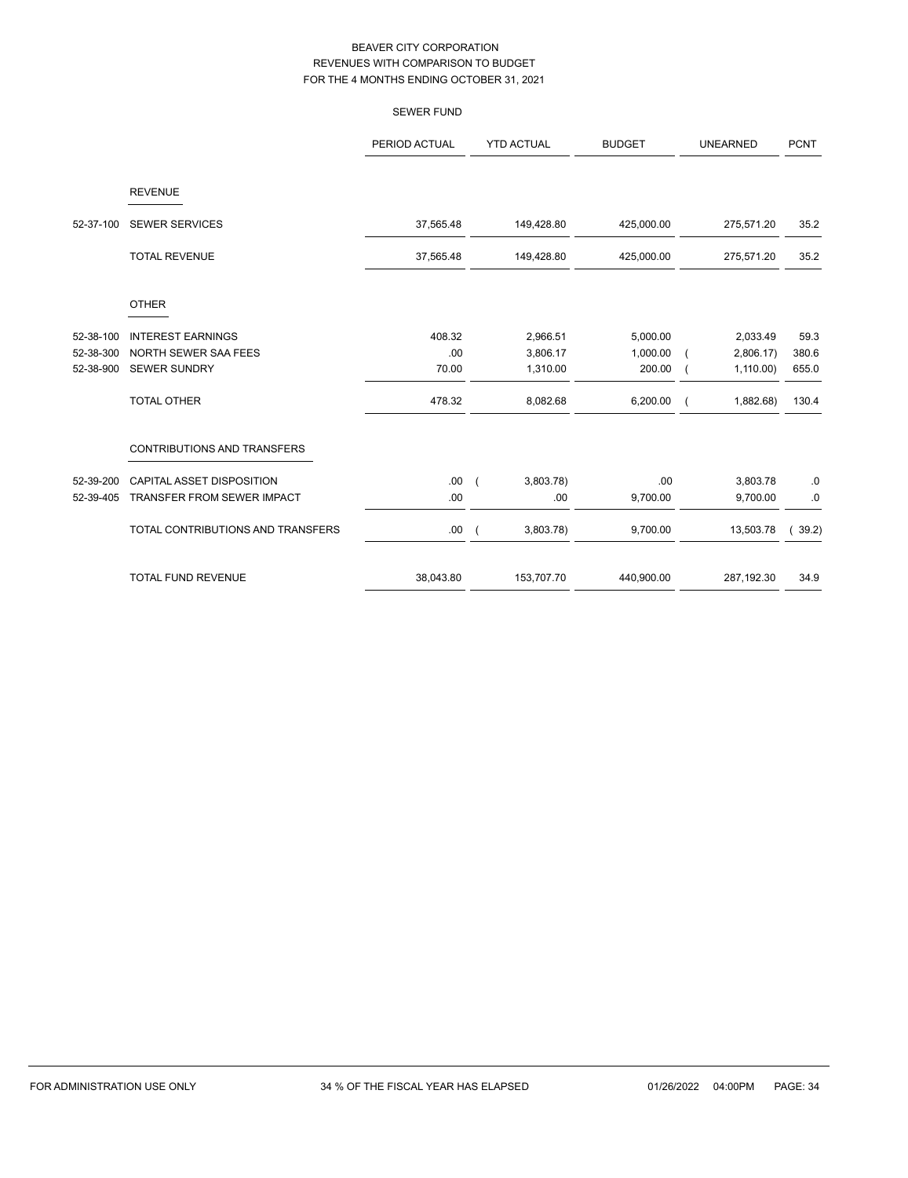# BEAVER CITY CORPORATION
## REVENUES WITH COMPARISON TO BUDGET
### FOR THE 4 MONTHS ENDING OCTOBER 31, 2021

SEWER FUND

| | | PERIOD ACTUAL | YTD ACTUAL | BUDGET | UNEARNED | PCNT |
|---|---|---|---|---|---|---|
| | **REVENUE** | | | | | |
| 52-37-100 | SEWER SERVICES | 37,565.48 | 149,428.80 | 425,000.00 | 275,571.20 | 35.2 |
| | TOTAL REVENUE | 37,565.48 | 149,428.80 | 425,000.00 | 275,571.20 | 35.2 |
| | **OTHER** | | | | | |
| 52-38-100 | INTEREST EARNINGS | 408.32 | 2,966.51 | 5,000.00 | 2,033.49 | 59.3 |
| 52-38-300 | NORTH SEWER SAA FEES | .00 | 3,806.17 | 1,000.00 | ( 2,806.17) | 380.6 |
| 52-38-900 | SEWER SUNDRY | 70.00 | 1,310.00 | 200.00 | ( 1,110.00) | 655.0 |
| | TOTAL OTHER | 478.32 | 8,082.68 | 6,200.00 | ( 1,882.68) | 130.4 |
| | **CONTRIBUTIONS AND TRANSFERS** | | | | | |
| 52-39-200 | CAPITAL ASSET DISPOSITION | .00 | ( 3,803.78) | .00 | 3,803.78 | .0 |
| 52-39-405 | TRANSFER FROM SEWER IMPACT | .00 | .00 | 9,700.00 | 9,700.00 | .0 |
| | TOTAL CONTRIBUTIONS AND TRANSFERS | .00 | ( 3,803.78) | 9,700.00 | 13,503.78 | ( 39.2) |
| | TOTAL FUND REVENUE | 38,043.80 | 153,707.70 | 440,900.00 | 287,192.30 | 34.9 |

FOR ADMINISTRATION USE ONLY — 34 % OF THE FISCAL YEAR HAS ELAPSED — 01/26/2022 04:00PM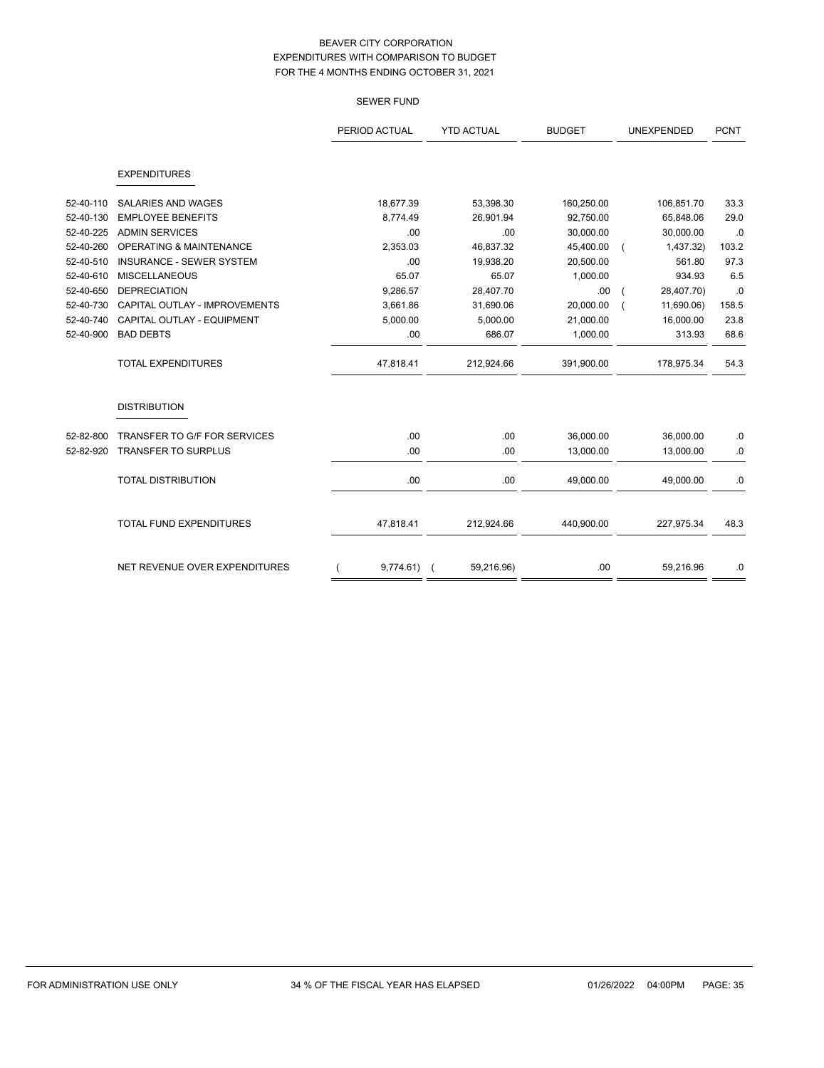# BEAVER CITY CORPORATION
## EXPENDITURES WITH COMPARISON TO BUDGET
## FOR THE 4 MONTHS ENDING OCTOBER 31, 2021

### SEWER FUND

| | | PERIOD ACTUAL | YTD ACTUAL | BUDGET | UNEXPENDED | PCNT |
|---|---|---|---|---|---|---|
| | **EXPENDITURES** | | | | | |
| 52-40-110 | SALARIES AND WAGES | 18,677.39 | 53,398.30 | 160,250.00 | 106,851.70 | 33.3 |
| 52-40-130 | EMPLOYEE BENEFITS | 8,774.49 | 26,901.94 | 92,750.00 | 65,848.06 | 29.0 |
| 52-40-225 | ADMIN SERVICES | .00 | .00 | 30,000.00 | 30,000.00 | .0 |
| 52-40-260 | OPERATING & MAINTENANCE | 2,353.03 | 46,837.32 | 45,400.00 | ( 1,437.32) | 103.2 |
| 52-40-510 | INSURANCE - SEWER SYSTEM | .00 | 19,938.20 | 20,500.00 | 561.80 | 97.3 |
| 52-40-610 | MISCELLANEOUS | 65.07 | 65.07 | 1,000.00 | 934.93 | 6.5 |
| 52-40-650 | DEPRECIATION | 9,286.57 | 28,407.70 | .00 | ( 28,407.70) | .0 |
| 52-40-730 | CAPITAL OUTLAY - IMPROVEMENTS | 3,661.86 | 31,690.06 | 20,000.00 | ( 11,690.06) | 158.5 |
| 52-40-740 | CAPITAL OUTLAY - EQUIPMENT | 5,000.00 | 5,000.00 | 21,000.00 | 16,000.00 | 23.8 |
| 52-40-900 | BAD DEBTS | .00 | 686.07 | 1,000.00 | 313.93 | 68.6 |
| | TOTAL EXPENDITURES | 47,818.41 | 212,924.66 | 391,900.00 | 178,975.34 | 54.3 |
| | **DISTRIBUTION** | | | | | |
| 52-82-800 | TRANSFER TO G/F FOR SERVICES | .00 | .00 | 36,000.00 | 36,000.00 | .0 |
| 52-82-920 | TRANSFER TO SURPLUS | .00 | .00 | 13,000.00 | 13,000.00 | .0 |
| | TOTAL DISTRIBUTION | .00 | .00 | 49,000.00 | 49,000.00 | .0 |
| | TOTAL FUND EXPENDITURES | 47,818.41 | 212,924.66 | 440,900.00 | 227,975.34 | 48.3 |
| | NET REVENUE OVER EXPENDITURES | ( 9,774.61) | ( 59,216.96) | .00 | 59,216.96 | .0 |

FOR ADMINISTRATION USE ONLY — 34 % OF THE FISCAL YEAR HAS ELAPSED — 01/26/2022 04:00PM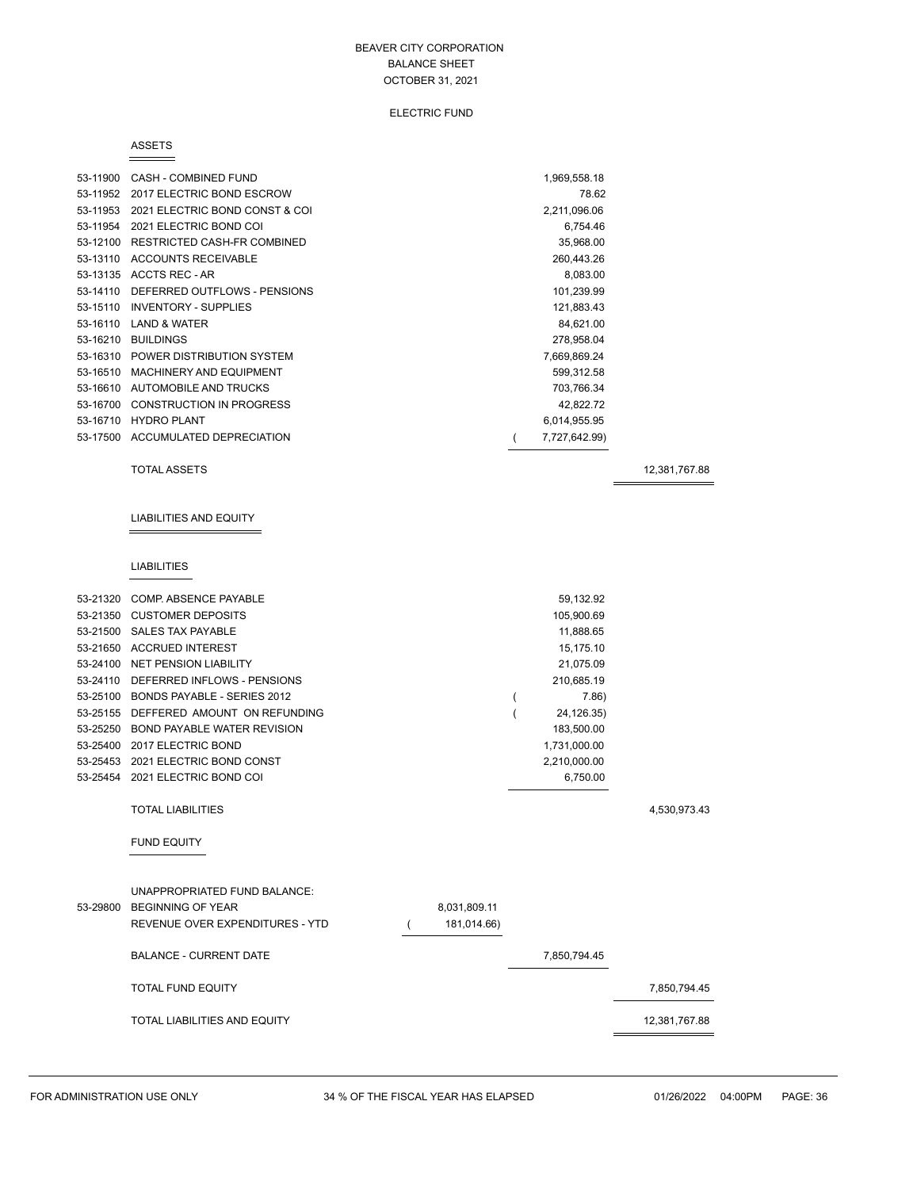# BEAVER CITY CORPORATION
## BALANCE SHEET
## OCTOBER 31, 2021

### ELECTRIC FUND

#### ASSETS

| Account | Description | | | |
|---|---|---|---|---|
| 53-11900 | CASH - COMBINED FUND | | 1,969,558.18 | |
| 53-11952 | 2017 ELECTRIC BOND ESCROW | | 78.62 | |
| 53-11953 | 2021 ELECTRIC BOND CONST & COI | | 2,211,096.06 | |
| 53-11954 | 2021 ELECTRIC BOND COI | | 6,754.46 | |
| 53-12100 | RESTRICTED CASH-FR COMBINED | | 35,968.00 | |
| 53-13110 | ACCOUNTS RECEIVABLE | | 260,443.26 | |
| 53-13135 | ACCTS REC - AR | | 8,083.00 | |
| 53-14110 | DEFERRED OUTFLOWS - PENSIONS | | 101,239.99 | |
| 53-15110 | INVENTORY - SUPPLIES | | 121,883.43 | |
| 53-16110 | LAND & WATER | | 84,621.00 | |
| 53-16210 | BUILDINGS | | 278,958.04 | |
| 53-16310 | POWER DISTRIBUTION SYSTEM | | 7,669,869.24 | |
| 53-16510 | MACHINERY AND EQUIPMENT | | 599,312.58 | |
| 53-16610 | AUTOMOBILE AND TRUCKS | | 703,766.34 | |
| 53-16700 | CONSTRUCTION IN PROGRESS | | 42,822.72 | |
| 53-16710 | HYDRO PLANT | | 6,014,955.95 | |
| 53-17500 | ACCUMULATED DEPRECIATION | | ( 7,727,642.99) | |
| | TOTAL ASSETS | | | 12,381,767.88 |

#### LIABILITIES AND EQUITY

##### LIABILITIES

| Account | Description | | | |
|---|---|---|---|---|
| 53-21320 | COMP. ABSENCE PAYABLE | | 59,132.92 | |
| 53-21350 | CUSTOMER DEPOSITS | | 105,900.69 | |
| 53-21500 | SALES TAX PAYABLE | | 11,888.65 | |
| 53-21650 | ACCRUED INTEREST | | 15,175.10 | |
| 53-24100 | NET PENSION LIABILITY | | 21,075.09 | |
| 53-24110 | DEFERRED INFLOWS - PENSIONS | | 210,685.19 | |
| 53-25100 | BONDS PAYABLE - SERIES 2012 | | ( 7.86) | |
| 53-25155 | DEFFERED AMOUNT ON REFUNDING | | ( 24,126.35) | |
| 53-25250 | BOND PAYABLE WATER REVISION | | 183,500.00 | |
| 53-25400 | 2017 ELECTRIC BOND | | 1,731,000.00 | |
| 53-25453 | 2021 ELECTRIC BOND CONST | | 2,210,000.00 | |
| 53-25454 | 2021 ELECTRIC BOND COI | | 6,750.00 | |
| | TOTAL LIABILITIES | | | 4,530,973.43 |

##### FUND EQUITY

| Account | Description | | | |
|---|---|---|---|---|
| | UNAPPROPRIATED FUND BALANCE: | | | |
| 53-29800 | BEGINNING OF YEAR | 8,031,809.11 | | |
| | REVENUE OVER EXPENDITURES - YTD | ( 181,014.66) | | |
| | BALANCE - CURRENT DATE | | 7,850,794.45 | |
| | TOTAL FUND EQUITY | | | 7,850,794.45 |
| | TOTAL LIABILITIES AND EQUITY | | | 12,381,767.88 |

FOR ADMINISTRATION USE ONLY — 34 % OF THE FISCAL YEAR HAS ELAPSED — 01/26/2022 04:00PM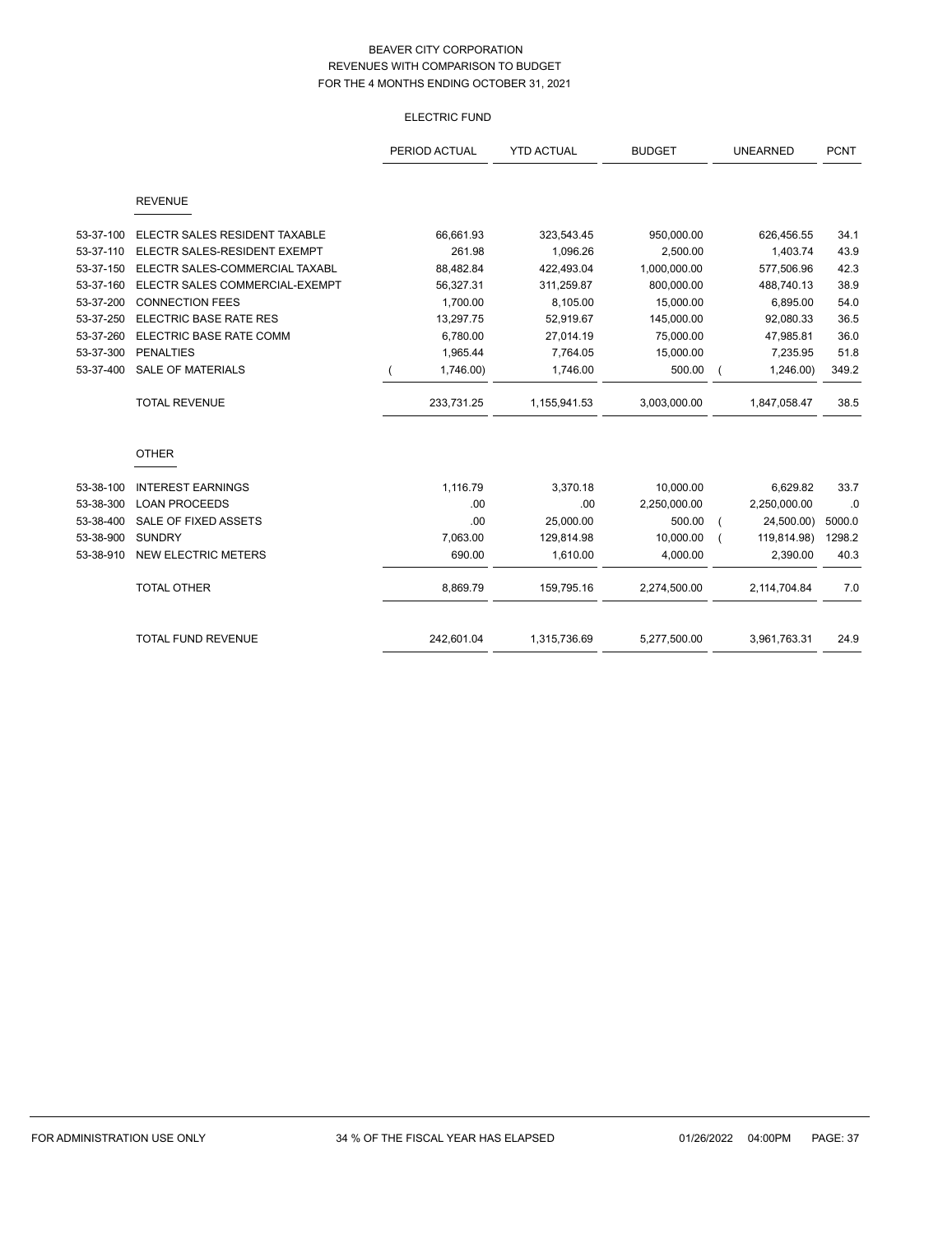BEAVER CITY CORPORATION
REVENUES WITH COMPARISON TO BUDGET
FOR THE 4 MONTHS ENDING OCTOBER 31, 2021

ELECTRIC FUND

| | | PERIOD ACTUAL | YTD ACTUAL | BUDGET | UNEARNED | PCNT |
|---|---|---|---|---|---|---|
| | **REVENUE** | | | | | |
| 53-37-100 | ELECTR SALES RESIDENT TAXABLE | 66,661.93 | 323,543.45 | 950,000.00 | 626,456.55 | 34.1 |
| 53-37-110 | ELECTR SALES-RESIDENT EXEMPT | 261.98 | 1,096.26 | 2,500.00 | 1,403.74 | 43.9 |
| 53-37-150 | ELECTR SALES-COMMERCIAL TAXABL | 88,482.84 | 422,493.04 | 1,000,000.00 | 577,506.96 | 42.3 |
| 53-37-160 | ELECTR SALES COMMERCIAL-EXEMPT | 56,327.31 | 311,259.87 | 800,000.00 | 488,740.13 | 38.9 |
| 53-37-200 | CONNECTION FEES | 1,700.00 | 8,105.00 | 15,000.00 | 6,895.00 | 54.0 |
| 53-37-250 | ELECTRIC BASE RATE RES | 13,297.75 | 52,919.67 | 145,000.00 | 92,080.33 | 36.5 |
| 53-37-260 | ELECTRIC BASE RATE COMM | 6,780.00 | 27,014.19 | 75,000.00 | 47,985.81 | 36.0 |
| 53-37-300 | PENALTIES | 1,965.44 | 7,764.05 | 15,000.00 | 7,235.95 | 51.8 |
| 53-37-400 | SALE OF MATERIALS | ( 1,746.00) | 1,746.00 | 500.00 | ( 1,246.00) | 349.2 |
| | TOTAL REVENUE | 233,731.25 | 1,155,941.53 | 3,003,000.00 | 1,847,058.47 | 38.5 |
| | **OTHER** | | | | | |
| 53-38-100 | INTEREST EARNINGS | 1,116.79 | 3,370.18 | 10,000.00 | 6,629.82 | 33.7 |
| 53-38-300 | LOAN PROCEEDS | .00 | .00 | 2,250,000.00 | 2,250,000.00 | .0 |
| 53-38-400 | SALE OF FIXED ASSETS | .00 | 25,000.00 | 500.00 | ( 24,500.00) | 5000.0 |
| 53-38-900 | SUNDRY | 7,063.00 | 129,814.98 | 10,000.00 | ( 119,814.98) | 1298.2 |
| 53-38-910 | NEW ELECTRIC METERS | 690.00 | 1,610.00 | 4,000.00 | 2,390.00 | 40.3 |
| | TOTAL OTHER | 8,869.79 | 159,795.16 | 2,274,500.00 | 2,114,704.84 | 7.0 |
| | TOTAL FUND REVENUE | 242,601.04 | 1,315,736.69 | 5,277,500.00 | 3,961,763.31 | 24.9 |

FOR ADMINISTRATION USE ONLY — 34 % OF THE FISCAL YEAR HAS ELAPSED — 01/26/2022 04:00PM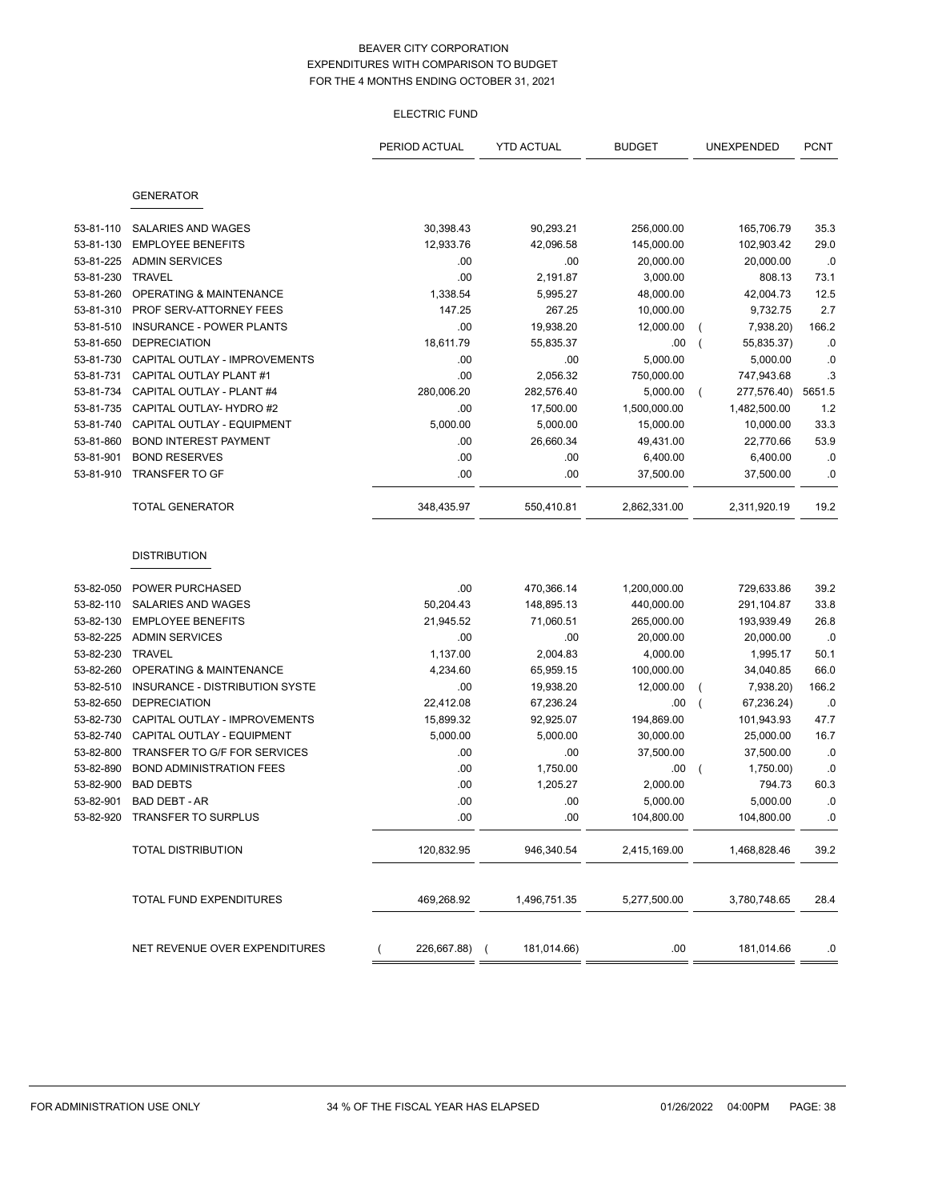# BEAVER CITY CORPORATION
## EXPENDITURES WITH COMPARISON TO BUDGET
## FOR THE 4 MONTHS ENDING OCTOBER 31, 2021

### ELECTRIC FUND

| | | PERIOD ACTUAL | YTD ACTUAL | BUDGET | UNEXPENDED | PCNT |
|---|---|---|---|---|---|---|
| | **GENERATOR** | | | | | |
| 53-81-110 | SALARIES AND WAGES | 30,398.43 | 90,293.21 | 256,000.00 | 165,706.79 | 35.3 |
| 53-81-130 | EMPLOYEE BENEFITS | 12,933.76 | 42,096.58 | 145,000.00 | 102,903.42 | 29.0 |
| 53-81-225 | ADMIN SERVICES | .00 | .00 | 20,000.00 | 20,000.00 | .0 |
| 53-81-230 | TRAVEL | .00 | 2,191.87 | 3,000.00 | 808.13 | 73.1 |
| 53-81-260 | OPERATING & MAINTENANCE | 1,338.54 | 5,995.27 | 48,000.00 | 42,004.73 | 12.5 |
| 53-81-310 | PROF SERV-ATTORNEY FEES | 147.25 | 267.25 | 10,000.00 | 9,732.75 | 2.7 |
| 53-81-510 | INSURANCE - POWER PLANTS | .00 | 19,938.20 | 12,000.00 | ( 7,938.20) | 166.2 |
| 53-81-650 | DEPRECIATION | 18,611.79 | 55,835.37 | .00 | ( 55,835.37) | .0 |
| 53-81-730 | CAPITAL OUTLAY - IMPROVEMENTS | .00 | .00 | 5,000.00 | 5,000.00 | .0 |
| 53-81-731 | CAPITAL OUTLAY PLANT #1 | .00 | 2,056.32 | 750,000.00 | 747,943.68 | .3 |
| 53-81-734 | CAPITAL OUTLAY - PLANT #4 | 280,006.20 | 282,576.40 | 5,000.00 | ( 277,576.40) | 5651.5 |
| 53-81-735 | CAPITAL OUTLAY- HYDRO #2 | .00 | 17,500.00 | 1,500,000.00 | 1,482,500.00 | 1.2 |
| 53-81-740 | CAPITAL OUTLAY - EQUIPMENT | 5,000.00 | 5,000.00 | 15,000.00 | 10,000.00 | 33.3 |
| 53-81-860 | BOND INTEREST PAYMENT | .00 | 26,660.34 | 49,431.00 | 22,770.66 | 53.9 |
| 53-81-901 | BOND RESERVES | .00 | .00 | 6,400.00 | 6,400.00 | .0 |
| 53-81-910 | TRANSFER TO GF | .00 | .00 | 37,500.00 | 37,500.00 | .0 |
| | TOTAL GENERATOR | 348,435.97 | 550,410.81 | 2,862,331.00 | 2,311,920.19 | 19.2 |
| | **DISTRIBUTION** | | | | | |
| 53-82-050 | POWER PURCHASED | .00 | 470,366.14 | 1,200,000.00 | 729,633.86 | 39.2 |
| 53-82-110 | SALARIES AND WAGES | 50,204.43 | 148,895.13 | 440,000.00 | 291,104.87 | 33.8 |
| 53-82-130 | EMPLOYEE BENEFITS | 21,945.52 | 71,060.51 | 265,000.00 | 193,939.49 | 26.8 |
| 53-82-225 | ADMIN SERVICES | .00 | .00 | 20,000.00 | 20,000.00 | .0 |
| 53-82-230 | TRAVEL | 1,137.00 | 2,004.83 | 4,000.00 | 1,995.17 | 50.1 |
| 53-82-260 | OPERATING & MAINTENANCE | 4,234.60 | 65,959.15 | 100,000.00 | 34,040.85 | 66.0 |
| 53-82-510 | INSURANCE - DISTRIBUTION SYSTE | .00 | 19,938.20 | 12,000.00 | ( 7,938.20) | 166.2 |
| 53-82-650 | DEPRECIATION | 22,412.08 | 67,236.24 | .00 | ( 67,236.24) | .0 |
| 53-82-730 | CAPITAL OUTLAY - IMPROVEMENTS | 15,899.32 | 92,925.07 | 194,869.00 | 101,943.93 | 47.7 |
| 53-82-740 | CAPITAL OUTLAY - EQUIPMENT | 5,000.00 | 5,000.00 | 30,000.00 | 25,000.00 | 16.7 |
| 53-82-800 | TRANSFER TO G/F FOR SERVICES | .00 | .00 | 37,500.00 | 37,500.00 | .0 |
| 53-82-890 | BOND ADMINISTRATION FEES | .00 | 1,750.00 | .00 | ( 1,750.00) | .0 |
| 53-82-900 | BAD DEBTS | .00 | 1,205.27 | 2,000.00 | 794.73 | 60.3 |
| 53-82-901 | BAD DEBT - AR | .00 | .00 | 5,000.00 | 5,000.00 | .0 |
| 53-82-920 | TRANSFER TO SURPLUS | .00 | .00 | 104,800.00 | 104,800.00 | .0 |
| | TOTAL DISTRIBUTION | 120,832.95 | 946,340.54 | 2,415,169.00 | 1,468,828.46 | 39.2 |
| | TOTAL FUND EXPENDITURES | 469,268.92 | 1,496,751.35 | 5,277,500.00 | 3,780,748.65 | 28.4 |
| | NET REVENUE OVER EXPENDITURES | ( 226,667.88) | ( 181,014.66) | .00 | 181,014.66 | .0 |

FOR ADMINISTRATION USE ONLY — 34 % OF THE FISCAL YEAR HAS ELAPSED — 01/26/2022 04:00PM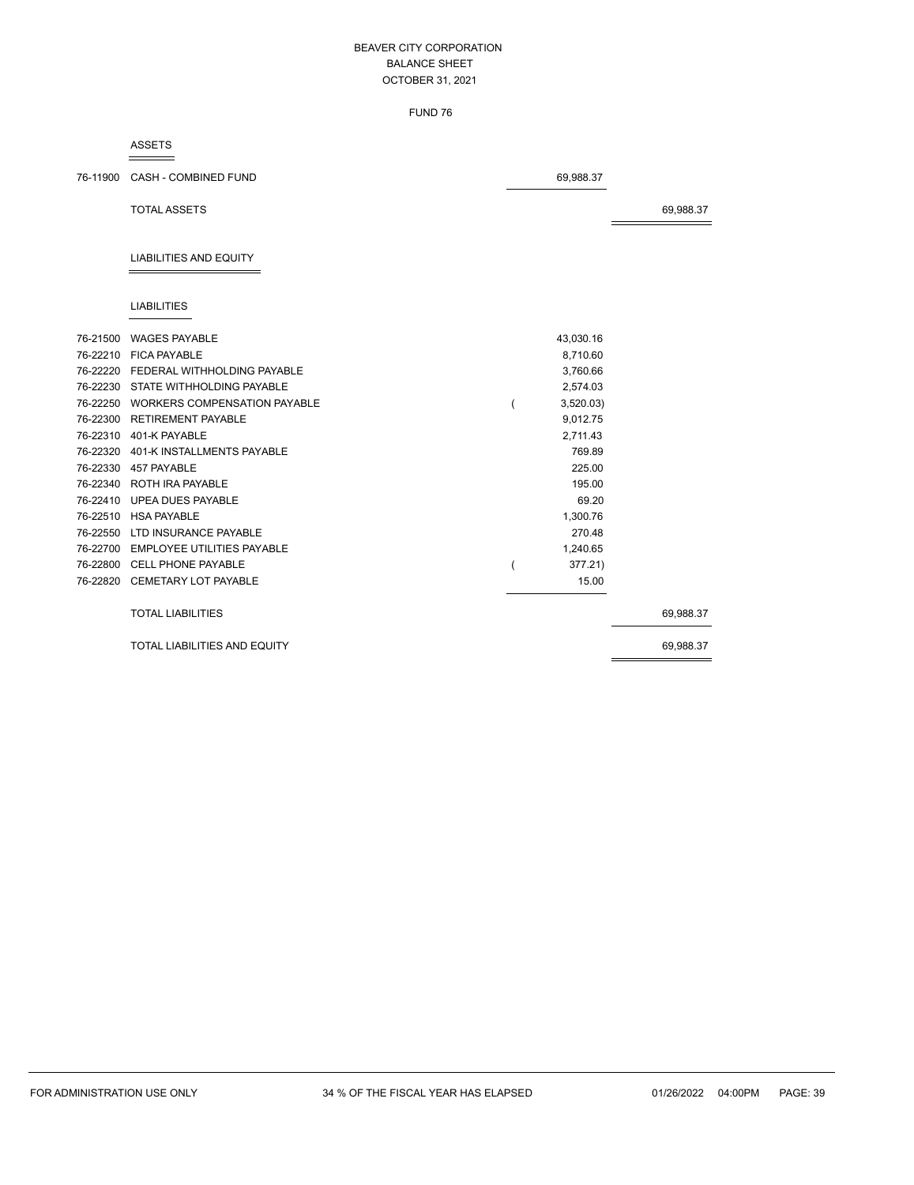# BEAVER CITY CORPORATION
## BALANCE SHEET
### OCTOBER 31, 2021

FUND 76

**ASSETS**

| Account | Description | | |
|---|---|---|---|
| 76-11900 | CASH - COMBINED FUND | 69,988.37 | |
| | TOTAL ASSETS | | 69,988.37 |

**LIABILITIES AND EQUITY**

**LIABILITIES**

| Account | Description | | |
|---|---|---|---|
| 76-21500 | WAGES PAYABLE | 43,030.16 | |
| 76-22210 | FICA PAYABLE | 8,710.60 | |
| 76-22220 | FEDERAL WITHHOLDING PAYABLE | 3,760.66 | |
| 76-22230 | STATE WITHHOLDING PAYABLE | 2,574.03 | |
| 76-22250 | WORKERS COMPENSATION PAYABLE | ( 3,520.03) | |
| 76-22300 | RETIREMENT PAYABLE | 9,012.75 | |
| 76-22310 | 401-K PAYABLE | 2,711.43 | |
| 76-22320 | 401-K INSTALLMENTS PAYABLE | 769.89 | |
| 76-22330 | 457 PAYABLE | 225.00 | |
| 76-22340 | ROTH IRA PAYABLE | 195.00 | |
| 76-22410 | UPEA DUES PAYABLE | 69.20 | |
| 76-22510 | HSA PAYABLE | 1,300.76 | |
| 76-22550 | LTD INSURANCE PAYABLE | 270.48 | |
| 76-22700 | EMPLOYEE UTILITIES PAYABLE | 1,240.65 | |
| 76-22800 | CELL PHONE PAYABLE | ( 377.21) | |
| 76-22820 | CEMETARY LOT PAYABLE | 15.00 | |
| | TOTAL LIABILITIES | | 69,988.37 |
| | TOTAL LIABILITIES AND EQUITY | | 69,988.37 |

FOR ADMINISTRATION USE ONLY 34 % OF THE FISCAL YEAR HAS ELAPSED 01/26/2022 04:00PM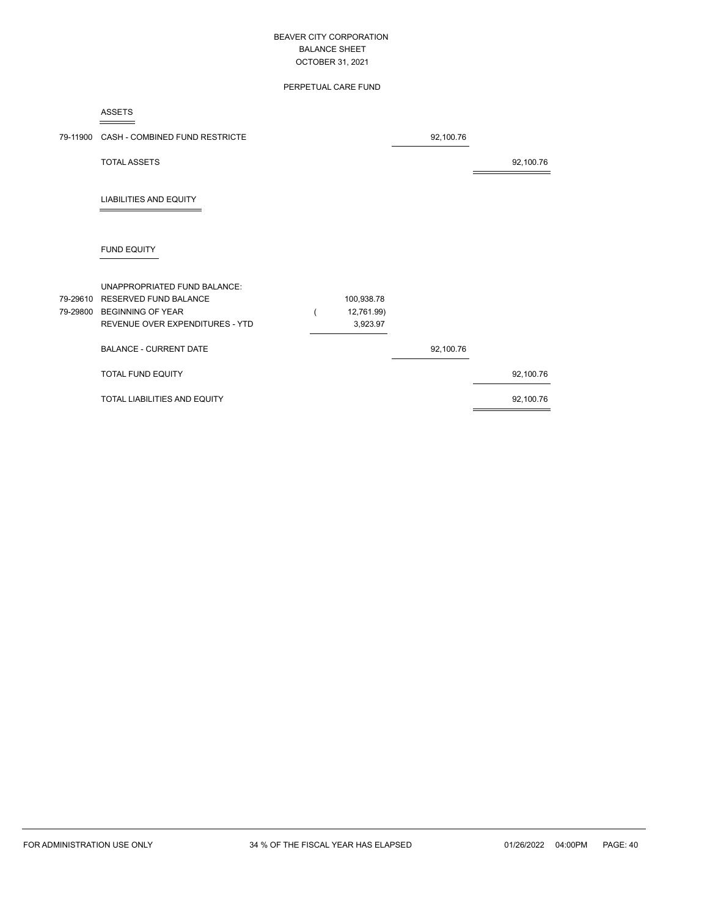# BEAVER CITY CORPORATION
## BALANCE SHEET
### OCTOBER 31, 2021

### PERPETUAL CARE FUND

| Account | Description | | | |
|---|---|---|---|---|
| | **ASSETS** | | | |
| 79-11900 | CASH - COMBINED FUND RESTRICTE | | 92,100.76 | |
| | TOTAL ASSETS | | | 92,100.76 |
| | **LIABILITIES AND EQUITY** | | | |
| | **FUND EQUITY** | | | |
| | UNAPPROPRIATED FUND BALANCE: | | | |
| 79-29610 | RESERVED FUND BALANCE | 100,938.78 | | |
| 79-29800 | BEGINNING OF YEAR | ( 12,761.99) | | |
| | REVENUE OVER EXPENDITURES - YTD | 3,923.97 | | |
| | BALANCE - CURRENT DATE | | 92,100.76 | |
| | TOTAL FUND EQUITY | | | 92,100.76 |
| | TOTAL LIABILITIES AND EQUITY | | | 92,100.76 |

FOR ADMINISTRATION USE ONLY — 34 % OF THE FISCAL YEAR HAS ELAPSED — 01/26/2022 04:00PM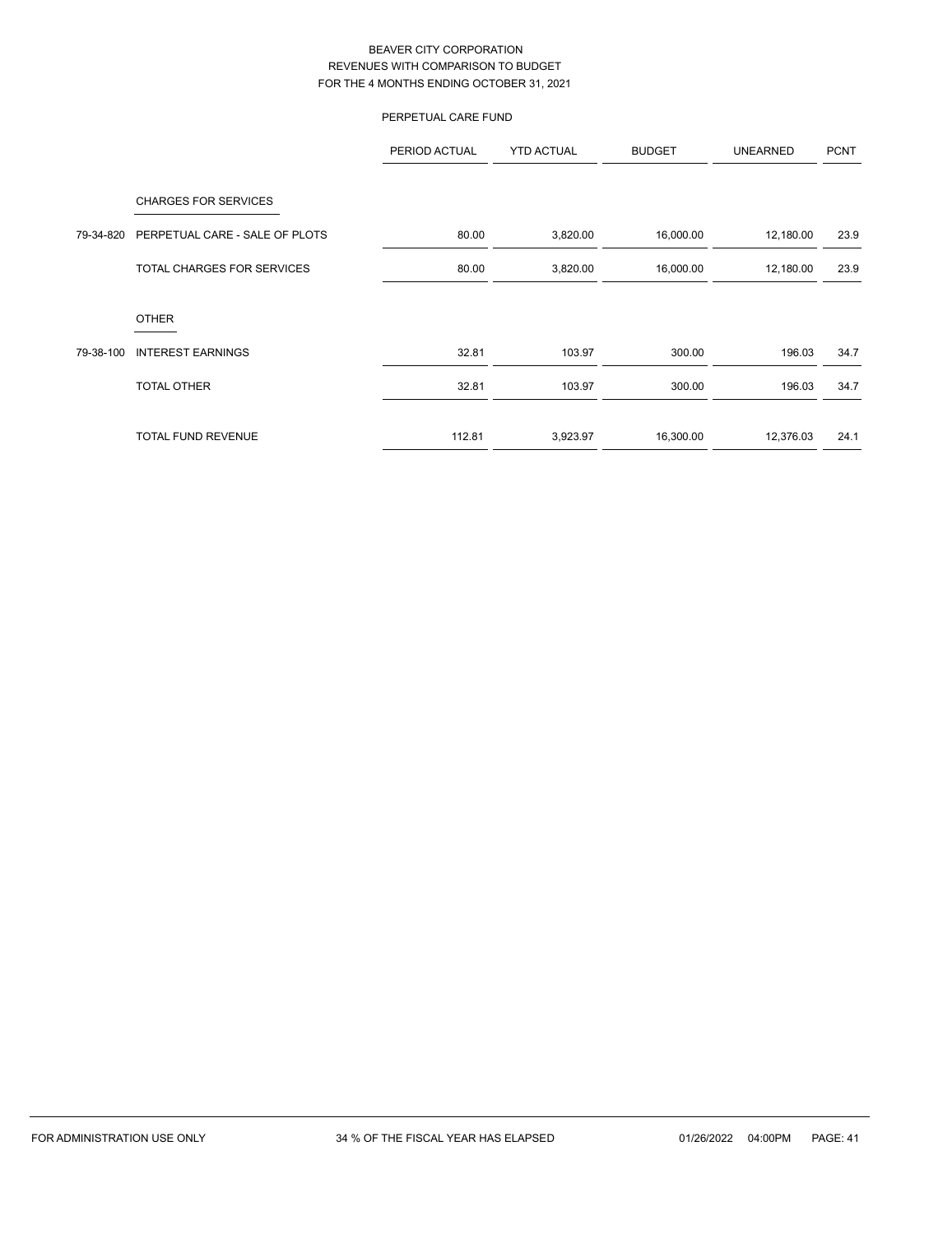BEAVER CITY CORPORATION
REVENUES WITH COMPARISON TO BUDGET
FOR THE 4 MONTHS ENDING OCTOBER 31, 2021

PERPETUAL CARE FUND

| | | PERIOD ACTUAL | YTD ACTUAL | BUDGET | UNEARNED | PCNT |
|---|---|---|---|---|---|---|
| | CHARGES FOR SERVICES | | | | | |
| 79-34-820 | PERPETUAL CARE - SALE OF PLOTS | 80.00 | 3,820.00 | 16,000.00 | 12,180.00 | 23.9 |
| | TOTAL CHARGES FOR SERVICES | 80.00 | 3,820.00 | 16,000.00 | 12,180.00 | 23.9 |
| | OTHER | | | | | |
| 79-38-100 | INTEREST EARNINGS | 32.81 | 103.97 | 300.00 | 196.03 | 34.7 |
| | TOTAL OTHER | 32.81 | 103.97 | 300.00 | 196.03 | 34.7 |
| | TOTAL FUND REVENUE | 112.81 | 3,923.97 | 16,300.00 | 12,376.03 | 24.1 |

FOR ADMINISTRATION USE ONLY    34 % OF THE FISCAL YEAR HAS ELAPSED    01/26/2022 04:00PM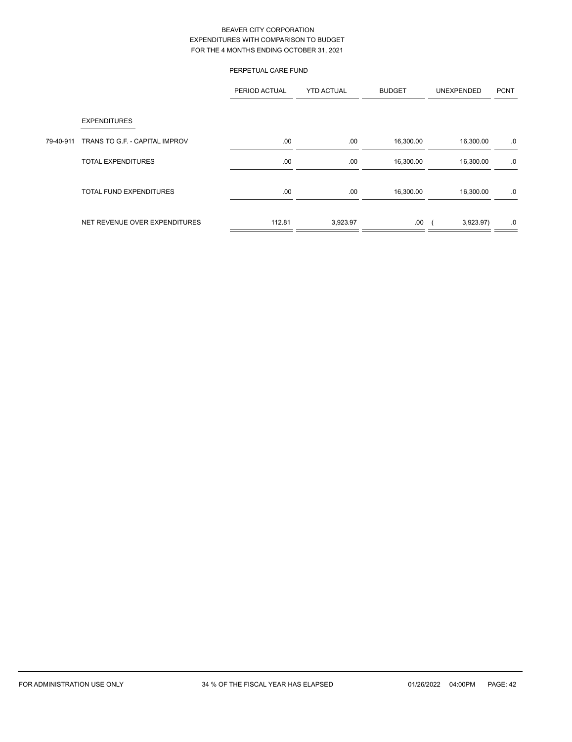# BEAVER CITY CORPORATION
## EXPENDITURES WITH COMPARISON TO BUDGET
## FOR THE 4 MONTHS ENDING OCTOBER 31, 2021

### PERPETUAL CARE FUND

| | | PERIOD ACTUAL | YTD ACTUAL | BUDGET | UNEXPENDED | PCNT |
|---|---|---|---|---|---|---|
| | EXPENDITURES | | | | | |
| 79-40-911 | TRANS TO G.F. - CAPITAL IMPROV | .00 | .00 | 16,300.00 | 16,300.00 | .0 |
| | TOTAL EXPENDITURES | .00 | .00 | 16,300.00 | 16,300.00 | .0 |
| | TOTAL FUND EXPENDITURES | .00 | .00 | 16,300.00 | 16,300.00 | .0 |
| | NET REVENUE OVER EXPENDITURES | 112.81 | 3,923.97 | .00 | ( 3,923.97) | .0 |

FOR ADMINISTRATION USE ONLY 34 % OF THE FISCAL YEAR HAS ELAPSED 01/26/2022 04:00PM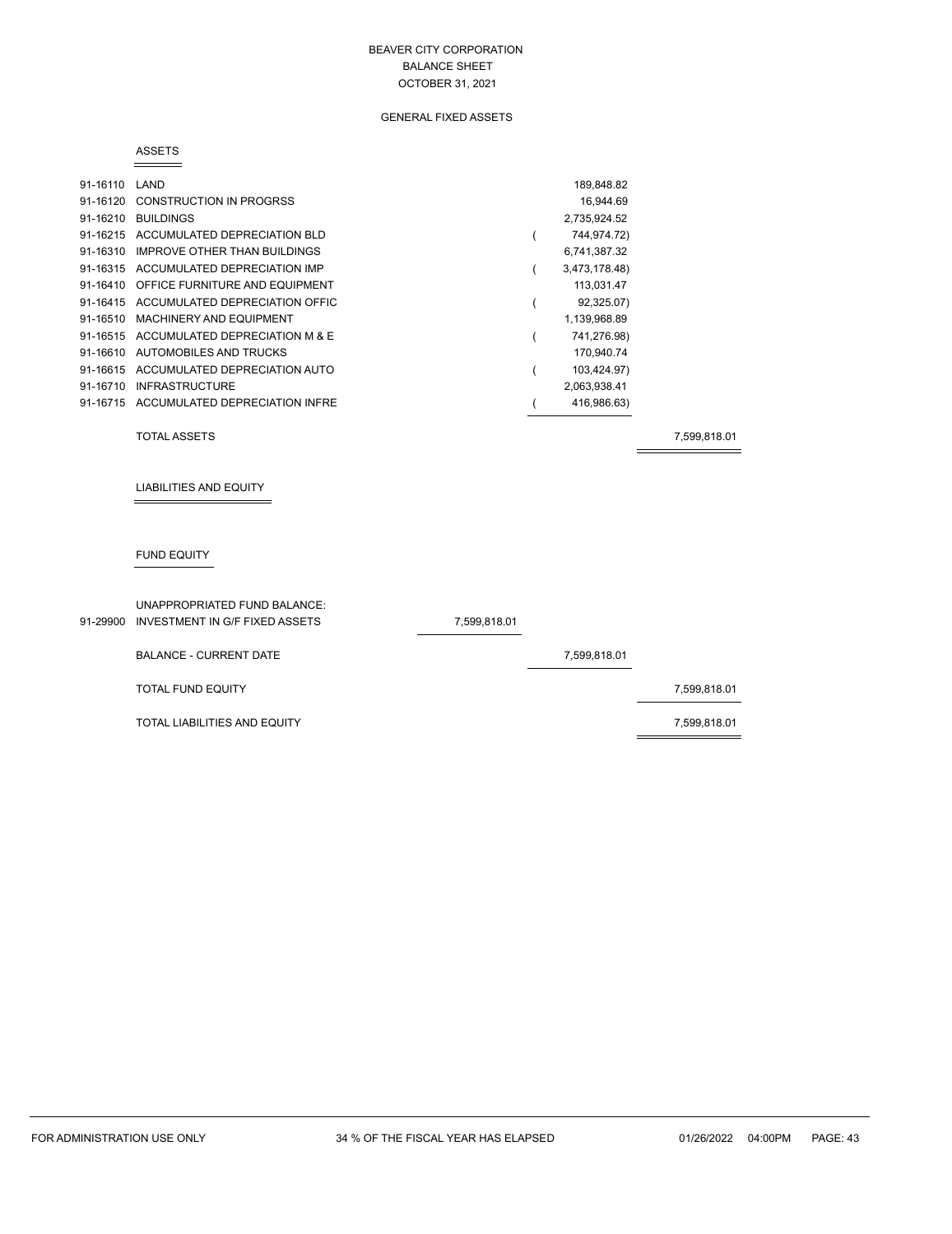# BEAVER CITY CORPORATION
## BALANCE SHEET
### OCTOBER 31, 2021

### GENERAL FIXED ASSETS

**ASSETS**

| Account | Description | | | |
|---|---|---|---|---|
| 91-16110 | LAND | | 189,848.82 | |
| 91-16120 | CONSTRUCTION IN PROGRSS | | 16,944.69 | |
| 91-16210 | BUILDINGS | | 2,735,924.52 | |
| 91-16215 | ACCUMULATED DEPRECIATION BLD | | ( 744,974.72) | |
| 91-16310 | IMPROVE OTHER THAN BUILDINGS | | 6,741,387.32 | |
| 91-16315 | ACCUMULATED DEPRECIATION IMP | | ( 3,473,178.48) | |
| 91-16410 | OFFICE FURNITURE AND EQUIPMENT | | 113,031.47 | |
| 91-16415 | ACCUMULATED DEPRECIATION OFFIC | | ( 92,325.07) | |
| 91-16510 | MACHINERY AND EQUIPMENT | | 1,139,968.89 | |
| 91-16515 | ACCUMULATED DEPRECIATION M & E | | ( 741,276.98) | |
| 91-16610 | AUTOMOBILES AND TRUCKS | | 170,940.74 | |
| 91-16615 | ACCUMULATED DEPRECIATION AUTO | | ( 103,424.97) | |
| 91-16710 | INFRASTRUCTURE | | 2,063,938.41 | |
| 91-16715 | ACCUMULATED DEPRECIATION INFRE | | ( 416,986.63) | |
| | TOTAL ASSETS | | | 7,599,818.01 |

**LIABILITIES AND EQUITY**

**FUND EQUITY**

| Account | Description | | | |
|---|---|---|---|---|
| | UNAPPROPRIATED FUND BALANCE: | | | |
| 91-29900 | INVESTMENT IN G/F FIXED ASSETS | 7,599,818.01 | | |
| | BALANCE - CURRENT DATE | | 7,599,818.01 | |
| | TOTAL FUND EQUITY | | | 7,599,818.01 |
| | TOTAL LIABILITIES AND EQUITY | | | 7,599,818.01 |

FOR ADMINISTRATION USE ONLY 34 % OF THE FISCAL YEAR HAS ELAPSED 01/26/2022 04:00PM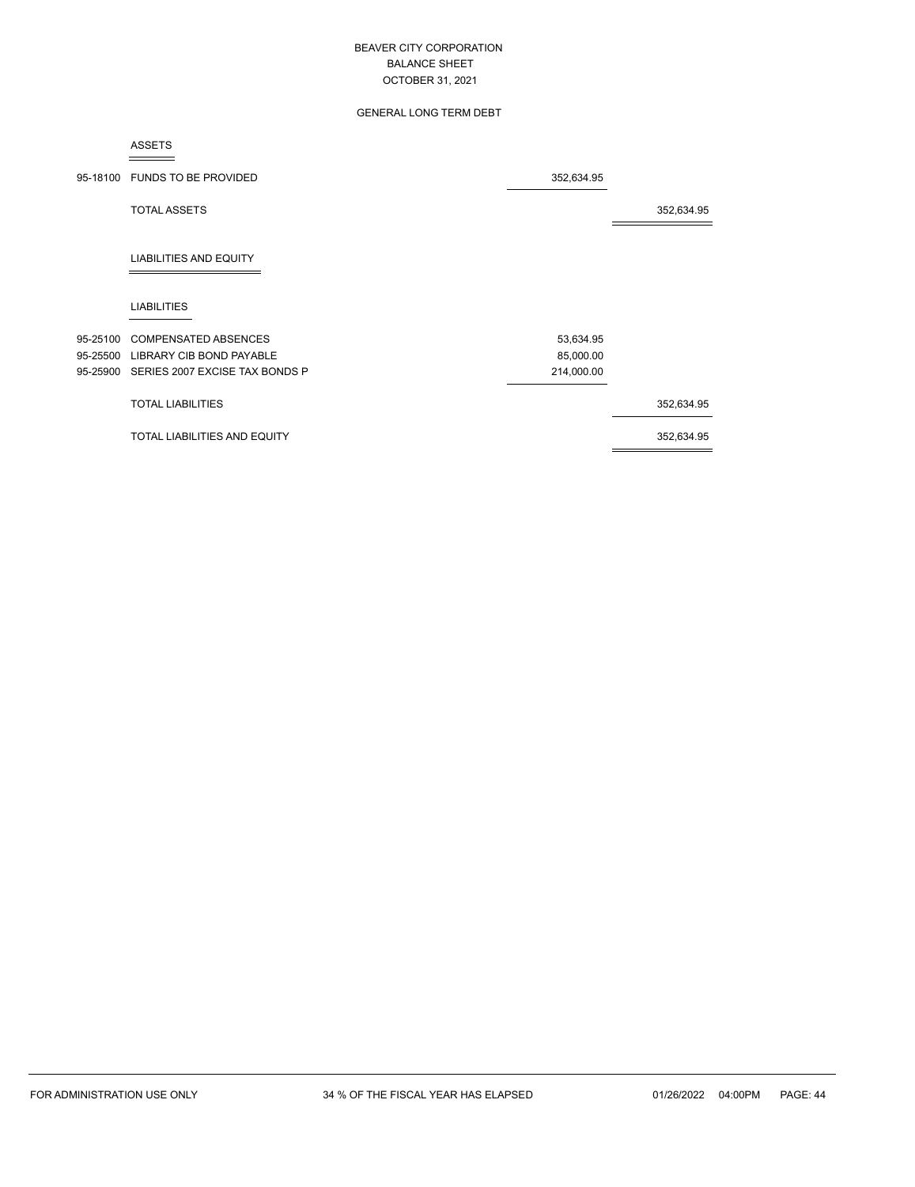BEAVER CITY CORPORATION
BALANCE SHEET
OCTOBER 31, 2021

GENERAL LONG TERM DEBT

| | | | |
|---|---|---|---|
| | **ASSETS** | | |
| 95-18100 | FUNDS TO BE PROVIDED | 352,634.95 | |
| | TOTAL ASSETS | | 352,634.95 |
| | **LIABILITIES AND EQUITY** | | |
| | **LIABILITIES** | | |
| 95-25100 | COMPENSATED ABSENCES | 53,634.95 | |
| 95-25500 | LIBRARY CIB BOND PAYABLE | 85,000.00 | |
| 95-25900 | SERIES 2007 EXCISE TAX BONDS P | 214,000.00 | |
| | TOTAL LIABILITIES | | 352,634.95 |
| | TOTAL LIABILITIES AND EQUITY | | 352,634.95 |

FOR ADMINISTRATION USE ONLY 34 % OF THE FISCAL YEAR HAS ELAPSED 01/26/2022 04:00PM